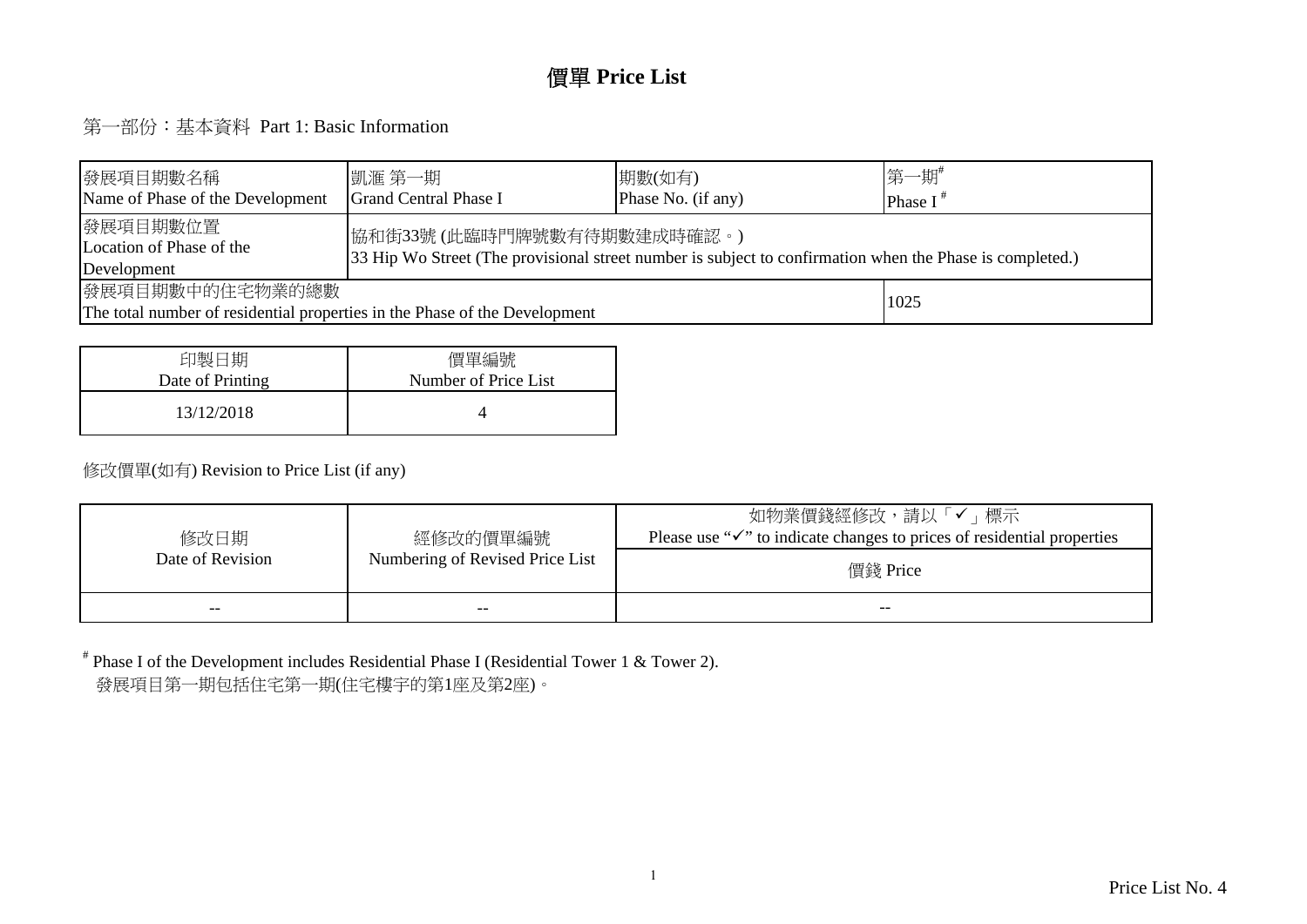# 價單 Price List

## 第一部份：基本資料 Part 1: Basic Information

| 發展項目期數名稱<br>Name of Phase of the Development | 凱滙 第一期<br>Grand Central Phase I | 期數(如有)<br>Phase No. (if any) | 第一期#<br>Phase I # |
|---|---|---|---|
| 發展項目期數位置<br>Location of Phase of the Development | 協和街33號 (此臨時門牌號數有待期數建成時確認。)<br>33 Hip Wo Street (The provisional street number is subject to confirmation when the Phase is completed.) | | |
| 發展項目期數中的住宅物業的總數<br>The total number of residential properties in the Phase of the Development | | | 1025 |

| 印製日期<br>Date of Printing | 價單編號<br>Number of Price List |
|---|---|
| 13/12/2018 | 4 |

修改價單(如有) Revision to Price List (if any)

| 修改日期<br>Date of Revision | 經修改的價單編號<br>Numbering of Revised Price List | 如物業價錢經修改，請以「✓」標示<br>Please use "✓" to indicate changes to prices of residential properties |
|---|---|---|
| | | 價錢 Price |
| -- | -- | -- |

# Phase I of the Development includes Residential Phase I (Residential Tower 1 & Tower 2).
發展項目第一期包括住宅第一期(住宅樓宇的第1座及第2座)。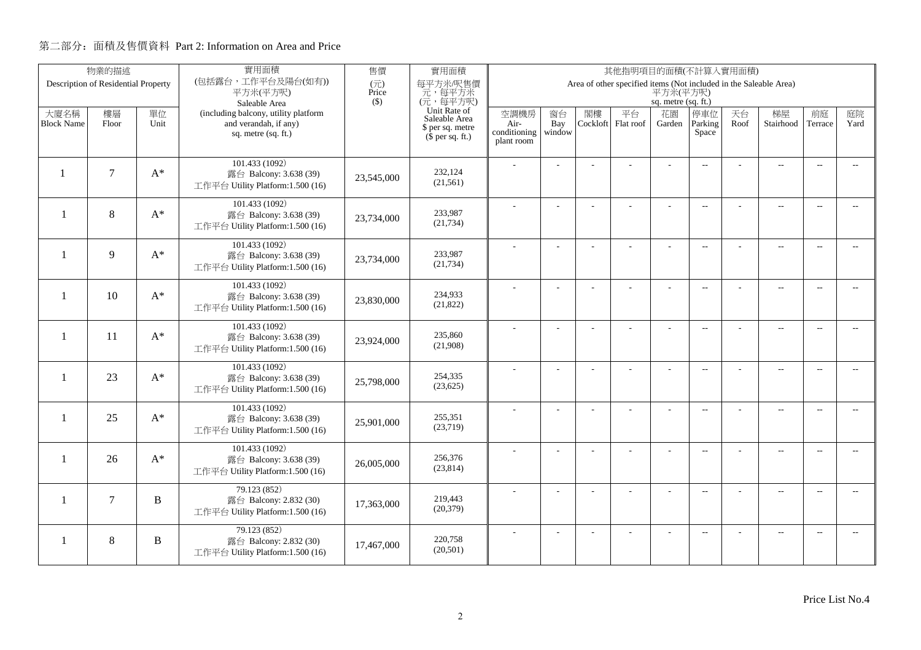## 第二部分：面積及售價資料 Part 2: Information on Area and Price

| 物業的描述 Description of Residential Property | | | 實用面積 (包括露台，工作平台及陽台(如有)) 平方米(平方呎) Saleable Area (including balcony, utility platform and verandah, if any) sq. metre (sq. ft.) | 售價 (元) Price ($) | 實用面積 每平方米/呎售價 元，每平方米 (元，每平方呎) Unit Rate of Saleable Area $ per sq. metre ($ per sq. ft.) | 其他指明項目的面積(不計算入實用面積) Area of other specified items (Not included in the Saleable Area) 平方米(平方呎) sq. metre (sq. ft.) | | | | | | | | | |
|---|---|---|---|---|---|---|---|---|---|---|---|---|---|---|---|
| 大廈名稱 Block Name | 樓層 Floor | 單位 Unit | | | | 空調機房 Air-conditioning plant room | 窗台 Bay window | 閣樓 Cockloft | 平台 Flat roof | 花園 Garden | 停車位 Parking Space | 天台 Roof | 梯屋 Stairhood | 前庭 Terrace | 庭院 Yard |
| 1 | 7 | A* | 101.433 (1092) 露台 Balcony: 3.638 (39) 工作平台 Utility Platform:1.500 (16) | 23,545,000 | 232,124 (21,561) | - | - | - | - | - | -- | - | -- | -- | -- |
| 1 | 8 | A* | 101.433 (1092) 露台 Balcony: 3.638 (39) 工作平台 Utility Platform:1.500 (16) | 23,734,000 | 233,987 (21,734) | - | - | - | - | - | -- | - | -- | -- | -- |
| 1 | 9 | A* | 101.433 (1092) 露台 Balcony: 3.638 (39) 工作平台 Utility Platform:1.500 (16) | 23,734,000 | 233,987 (21,734) | - | - | - | - | - | -- | - | -- | -- | -- |
| 1 | 10 | A* | 101.433 (1092) 露台 Balcony: 3.638 (39) 工作平台 Utility Platform:1.500 (16) | 23,830,000 | 234,933 (21,822) | - | - | - | - | - | -- | - | -- | -- | -- |
| 1 | 11 | A* | 101.433 (1092) 露台 Balcony: 3.638 (39) 工作平台 Utility Platform:1.500 (16) | 23,924,000 | 235,860 (21,908) | - | - | - | - | - | -- | - | -- | -- | -- |
| 1 | 23 | A* | 101.433 (1092) 露台 Balcony: 3.638 (39) 工作平台 Utility Platform:1.500 (16) | 25,798,000 | 254,335 (23,625) | - | - | - | - | - | -- | - | -- | -- | -- |
| 1 | 25 | A* | 101.433 (1092) 露台 Balcony: 3.638 (39) 工作平台 Utility Platform:1.500 (16) | 25,901,000 | 255,351 (23,719) | - | - | - | - | - | -- | - | -- | -- | -- |
| 1 | 26 | A* | 101.433 (1092) 露台 Balcony: 3.638 (39) 工作平台 Utility Platform:1.500 (16) | 26,005,000 | 256,376 (23,814) | - | - | - | - | - | -- | - | -- | -- | -- |
| 1 | 7 | B | 79.123 (852) 露台 Balcony: 2.832 (30) 工作平台 Utility Platform:1.500 (16) | 17,363,000 | 219,443 (20,379) | - | - | - | - | - | -- | - | -- | -- | -- |
| 1 | 8 | B | 79.123 (852) 露台 Balcony: 2.832 (30) 工作平台 Utility Platform:1.500 (16) | 17,467,000 | 220,758 (20,501) | - | - | - | - | - | -- | - | -- | -- | -- |

Price List No.4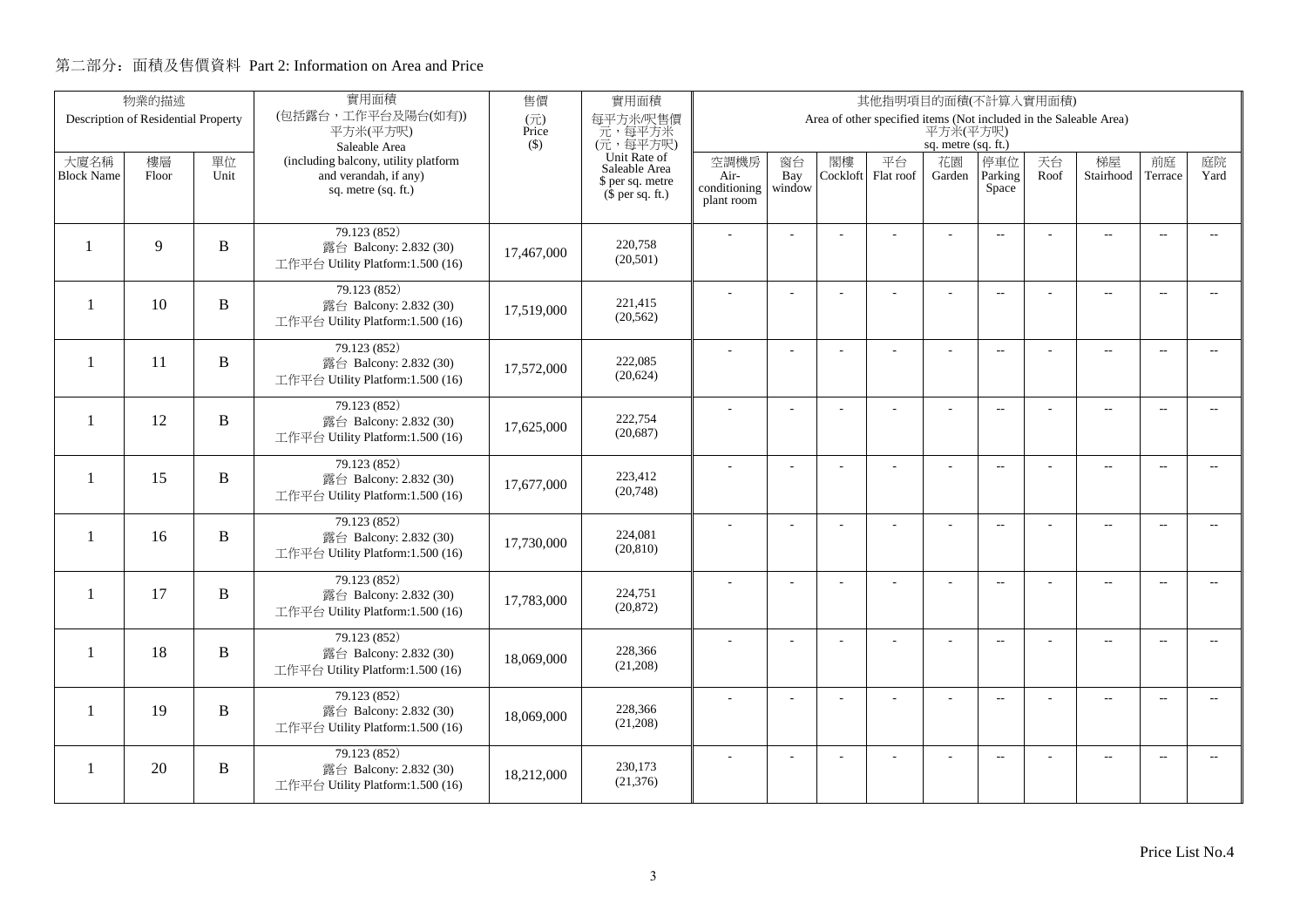## 第二部分：面積及售價資料 Part 2: Information on Area and Price

| 物業的描述 Description of Residential Property | | | 實用面積 (包括露台，工作平台及陽台(如有)) 平方米(平方呎) Saleable Area (including balcony, utility platform and verandah, if any) sq. metre (sq. ft.) | 售價 (元) Price ($) | 實用面積 每平方米/呎售價 元，每平方米 (元，每平方呎) Unit Rate of Saleable Area $ per sq. metre ($ per sq. ft.) | 其他指明項目的面積(不計算入實用面積) Area of other specified items (Not included in the Saleable Area) 平方米(平方呎) sq. metre (sq. ft.) | | | | | | | | | |
|---|---|---|---|---|---|---|---|---|---|---|---|---|---|---|---|
| 大廈名稱 Block Name | 樓層 Floor | 單位 Unit | | | | 空調機房 Air-conditioning plant room | 窗台 Bay window | 閣樓 Cockloft | 平台 Flat roof | 花園 Garden | 停車位 Parking Space | 天台 Roof | 梯屋 Stairhood | 前庭 Terrace | 庭院 Yard |
| 1 | 9 | B | 79.123 (852) 露台 Balcony: 2.832 (30) 工作平台 Utility Platform:1.500 (16) | 17,467,000 | 220,758 (20,501) | - | - | - | - | - | -- | - | -- | -- | -- |
| 1 | 10 | B | 79.123 (852) 露台 Balcony: 2.832 (30) 工作平台 Utility Platform:1.500 (16) | 17,519,000 | 221,415 (20,562) | - | - | - | - | - | -- | - | -- | -- | -- |
| 1 | 11 | B | 79.123 (852) 露台 Balcony: 2.832 (30) 工作平台 Utility Platform:1.500 (16) | 17,572,000 | 222,085 (20,624) | - | - | - | - | - | -- | - | -- | -- | -- |
| 1 | 12 | B | 79.123 (852) 露台 Balcony: 2.832 (30) 工作平台 Utility Platform:1.500 (16) | 17,625,000 | 222,754 (20,687) | - | - | - | - | - | -- | - | -- | -- | -- |
| 1 | 15 | B | 79.123 (852) 露台 Balcony: 2.832 (30) 工作平台 Utility Platform:1.500 (16) | 17,677,000 | 223,412 (20,748) | - | - | - | - | - | -- | - | -- | -- | -- |
| 1 | 16 | B | 79.123 (852) 露台 Balcony: 2.832 (30) 工作平台 Utility Platform:1.500 (16) | 17,730,000 | 224,081 (20,810) | - | - | - | - | - | -- | - | -- | -- | -- |
| 1 | 17 | B | 79.123 (852) 露台 Balcony: 2.832 (30) 工作平台 Utility Platform:1.500 (16) | 17,783,000 | 224,751 (20,872) | - | - | - | - | - | -- | - | -- | -- | -- |
| 1 | 18 | B | 79.123 (852) 露台 Balcony: 2.832 (30) 工作平台 Utility Platform:1.500 (16) | 18,069,000 | 228,366 (21,208) | - | - | - | - | - | -- | - | -- | -- | -- |
| 1 | 19 | B | 79.123 (852) 露台 Balcony: 2.832 (30) 工作平台 Utility Platform:1.500 (16) | 18,069,000 | 228,366 (21,208) | - | - | - | - | - | -- | - | -- | -- | -- |
| 1 | 20 | B | 79.123 (852) 露台 Balcony: 2.832 (30) 工作平台 Utility Platform:1.500 (16) | 18,212,000 | 230,173 (21,376) | - | - | - | - | - | -- | - | -- | -- | -- |

Price List No.4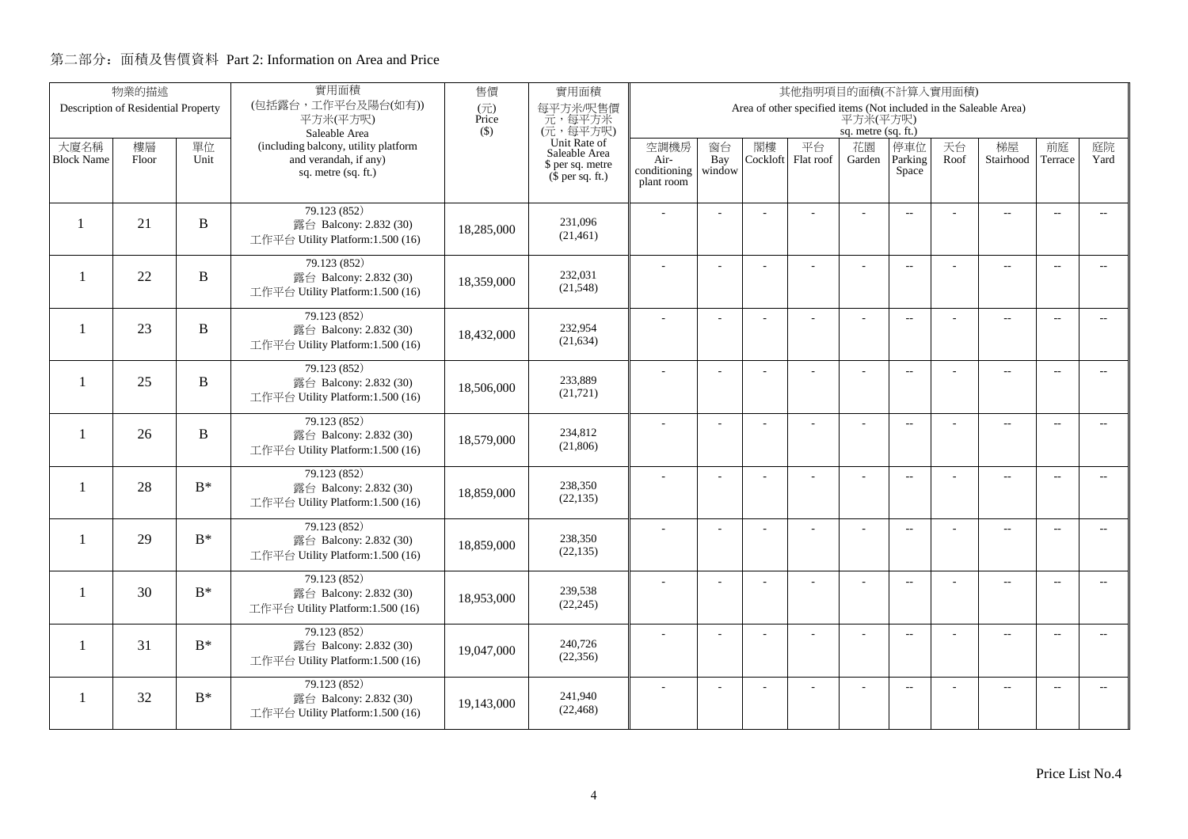## 第二部分：面積及售價資料 Part 2: Information on Area and Price

| 物業的描述 Description of Residential Property | | | 實用面積 (包括露台，工作平台及陽台(如有)) 平方米(平方呎) Saleable Area (including balcony, utility platform and verandah, if any) sq. metre (sq. ft.) | 售價 (元) Price ($) | 實用面積 每平方米/呎售價 元，每平方米 (元，每平方呎) Unit Rate of Saleable Area $ per sq. metre ($ per sq. ft.) | 其他指明項目的面積(不計算入實用面積) Area of other specified items (Not included in the Saleable Area) 平方米(平方呎) sq. metre (sq. ft.) | | | | | | | | | |
|---|---|---|---|---|---|---|---|---|---|---|---|---|---|---|---|
| 大廈名稱 Block Name | 樓層 Floor | 單位 Unit | | | | 空調機房 Air-conditioning plant room | 窗台 Bay window | 閣樓 Cockloft | 平台 Flat roof | 花園 Garden | 停車位 Parking Space | 天台 Roof | 梯屋 Stairhood | 前庭 Terrace | 庭院 Yard |
| 1 | 21 | B | 79.123 (852) 露台 Balcony: 2.832 (30) 工作平台 Utility Platform:1.500 (16) | 18,285,000 | 231,096 (21,461) | - | - | - | - | - | -- | - | -- | -- | -- |
| 1 | 22 | B | 79.123 (852) 露台 Balcony: 2.832 (30) 工作平台 Utility Platform:1.500 (16) | 18,359,000 | 232,031 (21,548) | - | - | - | - | - | -- | - | -- | -- | -- |
| 1 | 23 | B | 79.123 (852) 露台 Balcony: 2.832 (30) 工作平台 Utility Platform:1.500 (16) | 18,432,000 | 232,954 (21,634) | - | - | - | - | - | -- | - | -- | -- | -- |
| 1 | 25 | B | 79.123 (852) 露台 Balcony: 2.832 (30) 工作平台 Utility Platform:1.500 (16) | 18,506,000 | 233,889 (21,721) | - | - | - | - | - | -- | - | -- | -- | -- |
| 1 | 26 | B | 79.123 (852) 露台 Balcony: 2.832 (30) 工作平台 Utility Platform:1.500 (16) | 18,579,000 | 234,812 (21,806) | - | - | - | - | - | -- | - | -- | -- | -- |
| 1 | 28 | B* | 79.123 (852) 露台 Balcony: 2.832 (30) 工作平台 Utility Platform:1.500 (16) | 18,859,000 | 238,350 (22,135) | - | - | - | - | - | -- | - | -- | -- | -- |
| 1 | 29 | B* | 79.123 (852) 露台 Balcony: 2.832 (30) 工作平台 Utility Platform:1.500 (16) | 18,859,000 | 238,350 (22,135) | - | - | - | - | - | -- | - | -- | -- | -- |
| 1 | 30 | B* | 79.123 (852) 露台 Balcony: 2.832 (30) 工作平台 Utility Platform:1.500 (16) | 18,953,000 | 239,538 (22,245) | - | - | - | - | - | -- | - | -- | -- | -- |
| 1 | 31 | B* | 79.123 (852) 露台 Balcony: 2.832 (30) 工作平台 Utility Platform:1.500 (16) | 19,047,000 | 240,726 (22,356) | - | - | - | - | - | -- | - | -- | -- | -- |
| 1 | 32 | B* | 79.123 (852) 露台 Balcony: 2.832 (30) 工作平台 Utility Platform:1.500 (16) | 19,143,000 | 241,940 (22,468) | - | - | - | - | - | -- | - | -- | -- | -- |

Price List No.4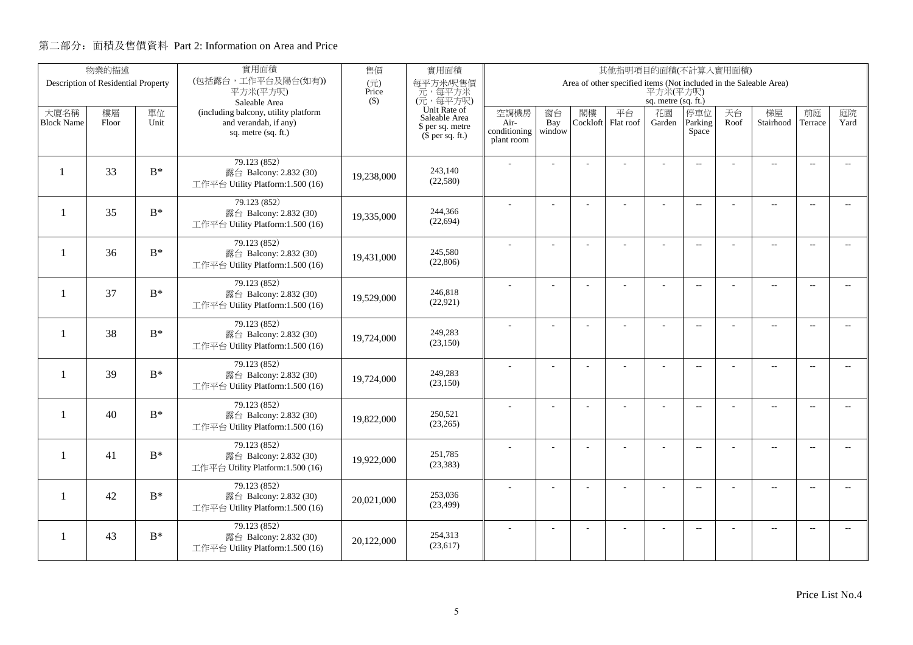## 第二部分：面積及售價資料 Part 2: Information on Area and Price

| 物業的描述 Description of Residential Property | | | 實用面積 (包括露台，工作平台及陽台(如有)) 平方米(平方呎) Saleable Area (including balcony, utility platform and verandah, if any) sq. metre (sq. ft.) | 售價 (元) Price ($) | 實用面積 每平方米/呎售價 元，每平方米 (元，每平方呎) Unit Rate of Saleable Area $ per sq. metre ($ per sq. ft.) | 其他指明項目的面積(不計算入實用面積) Area of other specified items (Not included in the Saleable Area) 平方米(平方呎) sq. metre (sq. ft.) | | | | | | | | | |
|---|---|---|---|---|---|---|---|---|---|---|---|---|---|---|---|
| 大廈名稱 Block Name | 樓層 Floor | 單位 Unit | | | | 空調機房 Air-conditioning plant room | 窗台 Bay window | 閣樓 Cockloft | 平台 Flat roof | 花園 Garden | 停車位 Parking Space | 天台 Roof | 梯屋 Stairhood | 前庭 Terrace | 庭院 Yard |
| 1 | 33 | B* | 79.123 (852) 露台 Balcony: 2.832 (30) 工作平台 Utility Platform:1.500 (16) | 19,238,000 | 243,140 (22,580) | - | - | - | - | - | -- | - | -- | -- | -- |
| 1 | 35 | B* | 79.123 (852) 露台 Balcony: 2.832 (30) 工作平台 Utility Platform:1.500 (16) | 19,335,000 | 244,366 (22,694) | - | - | - | - | - | -- | - | -- | -- | -- |
| 1 | 36 | B* | 79.123 (852) 露台 Balcony: 2.832 (30) 工作平台 Utility Platform:1.500 (16) | 19,431,000 | 245,580 (22,806) | - | - | - | - | - | -- | - | -- | -- | -- |
| 1 | 37 | B* | 79.123 (852) 露台 Balcony: 2.832 (30) 工作平台 Utility Platform:1.500 (16) | 19,529,000 | 246,818 (22,921) | - | - | - | - | - | -- | - | -- | -- | -- |
| 1 | 38 | B* | 79.123 (852) 露台 Balcony: 2.832 (30) 工作平台 Utility Platform:1.500 (16) | 19,724,000 | 249,283 (23,150) | - | - | - | - | - | -- | - | -- | -- | -- |
| 1 | 39 | B* | 79.123 (852) 露台 Balcony: 2.832 (30) 工作平台 Utility Platform:1.500 (16) | 19,724,000 | 249,283 (23,150) | - | - | - | - | - | -- | - | -- | -- | -- |
| 1 | 40 | B* | 79.123 (852) 露台 Balcony: 2.832 (30) 工作平台 Utility Platform:1.500 (16) | 19,822,000 | 250,521 (23,265) | - | - | - | - | - | -- | - | -- | -- | -- |
| 1 | 41 | B* | 79.123 (852) 露台 Balcony: 2.832 (30) 工作平台 Utility Platform:1.500 (16) | 19,922,000 | 251,785 (23,383) | - | - | - | - | - | -- | - | -- | -- | -- |
| 1 | 42 | B* | 79.123 (852) 露台 Balcony: 2.832 (30) 工作平台 Utility Platform:1.500 (16) | 20,021,000 | 253,036 (23,499) | - | - | - | - | - | -- | - | -- | -- | -- |
| 1 | 43 | B* | 79.123 (852) 露台 Balcony: 2.832 (30) 工作平台 Utility Platform:1.500 (16) | 20,122,000 | 254,313 (23,617) | - | - | - | - | - | -- | - | -- | -- | -- |

Price List No.4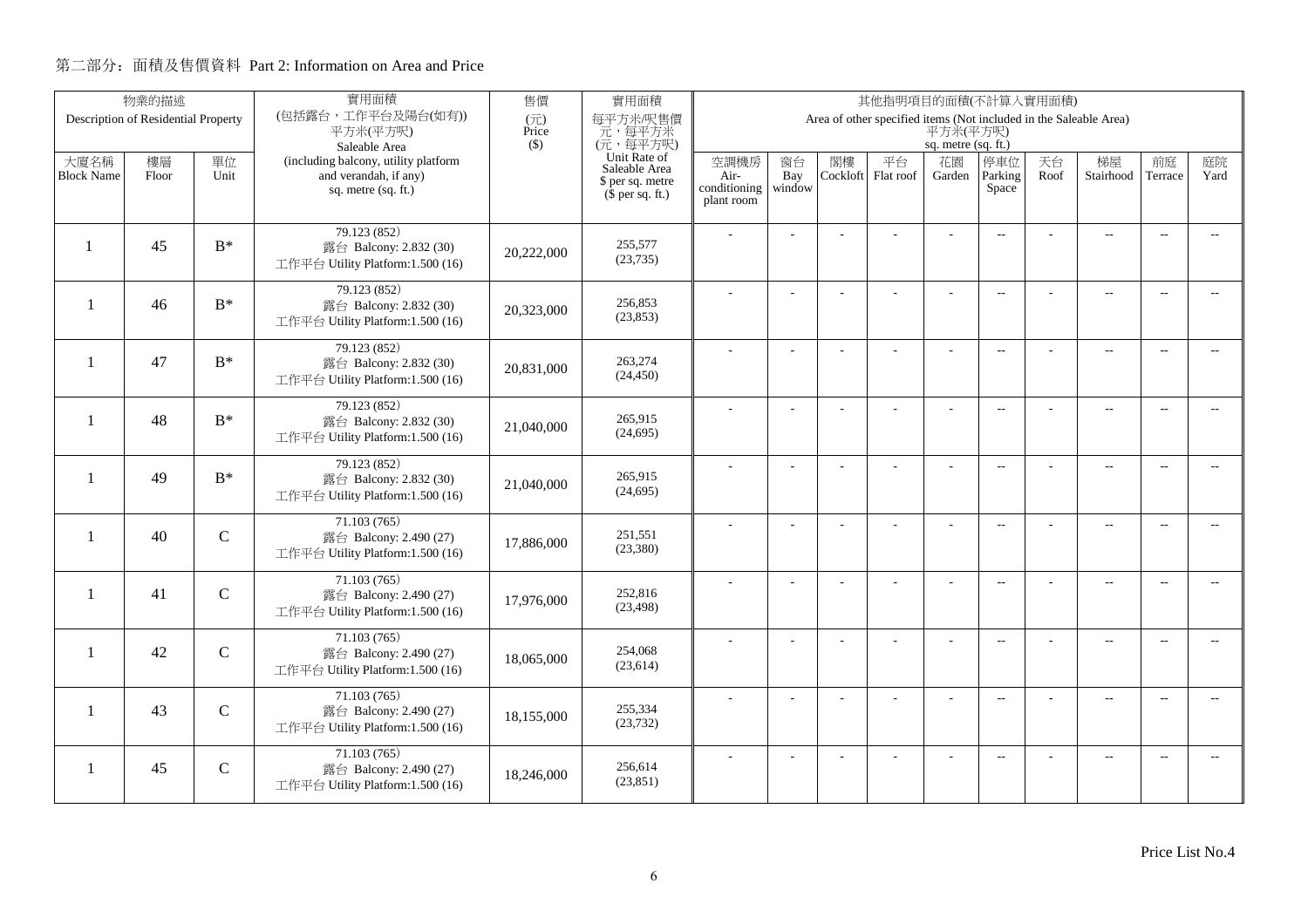## 第二部分：面積及售價資料 Part 2: Information on Area and Price

| 物業的描述 Description of Residential Property | | | 實用面積 (包括露台，工作平台及陽台(如有)) 平方米(平方呎) Saleable Area (including balcony, utility platform and verandah, if any) sq. metre (sq. ft.) | 售價 (元) Price ($) | 實用面積 每平方米/呎售價 元，每平方米 (元，每平方呎) Unit Rate of Saleable Area $ per sq. metre ($ per sq. ft.) | 其他指明項目的面積(不計算入實用面積) Area of other specified items (Not included in the Saleable Area) 平方米(平方呎) sq. metre (sq. ft.) | | | | | | | | | |
|---|---|---|---|---|---|---|---|---|---|---|---|---|---|---|---|
| 大廈名稱 Block Name | 樓層 Floor | 單位 Unit | | | | 空調機房 Air-conditioning plant room | 窗台 Bay window | 閣樓 Cockloft | 平台 Flat roof | 花園 Garden | 停車位 Parking Space | 天台 Roof | 梯屋 Stairhood | 前庭 Terrace | 庭院 Yard |
| 1 | 45 | B* | 79.123 (852)<br>露台 Balcony: 2.832 (30)<br>工作平台 Utility Platform:1.500 (16) | 20,222,000 | 255,577<br>(23,735) | - | - | - | - | - | -- | - | -- | -- | -- |
| 1 | 46 | B* | 79.123 (852)<br>露台 Balcony: 2.832 (30)<br>工作平台 Utility Platform:1.500 (16) | 20,323,000 | 256,853<br>(23,853) | - | - | - | - | - | -- | - | -- | -- | -- |
| 1 | 47 | B* | 79.123 (852)<br>露台 Balcony: 2.832 (30)<br>工作平台 Utility Platform:1.500 (16) | 20,831,000 | 263,274<br>(24,450) | - | - | - | - | - | -- | - | -- | -- | -- |
| 1 | 48 | B* | 79.123 (852)<br>露台 Balcony: 2.832 (30)<br>工作平台 Utility Platform:1.500 (16) | 21,040,000 | 265,915<br>(24,695) | - | - | - | - | - | -- | - | -- | -- | -- |
| 1 | 49 | B* | 79.123 (852)<br>露台 Balcony: 2.832 (30)<br>工作平台 Utility Platform:1.500 (16) | 21,040,000 | 265,915<br>(24,695) | - | - | - | - | - | -- | - | -- | -- | -- |
| 1 | 40 | C | 71.103 (765)<br>露台 Balcony: 2.490 (27)<br>工作平台 Utility Platform:1.500 (16) | 17,886,000 | 251,551<br>(23,380) | - | - | - | - | - | -- | - | -- | -- | -- |
| 1 | 41 | C | 71.103 (765)<br>露台 Balcony: 2.490 (27)<br>工作平台 Utility Platform:1.500 (16) | 17,976,000 | 252,816<br>(23,498) | - | - | - | - | - | -- | - | -- | -- | -- |
| 1 | 42 | C | 71.103 (765)<br>露台 Balcony: 2.490 (27)<br>工作平台 Utility Platform:1.500 (16) | 18,065,000 | 254,068<br>(23,614) | - | - | - | - | - | -- | - | -- | -- | -- |
| 1 | 43 | C | 71.103 (765)<br>露台 Balcony: 2.490 (27)<br>工作平台 Utility Platform:1.500 (16) | 18,155,000 | 255,334<br>(23,732) | - | - | - | - | - | -- | - | -- | -- | -- |
| 1 | 45 | C | 71.103 (765)<br>露台 Balcony: 2.490 (27)<br>工作平台 Utility Platform:1.500 (16) | 18,246,000 | 256,614<br>(23,851) | - | - | - | - | - | -- | - | -- | -- | -- |

Price List No.4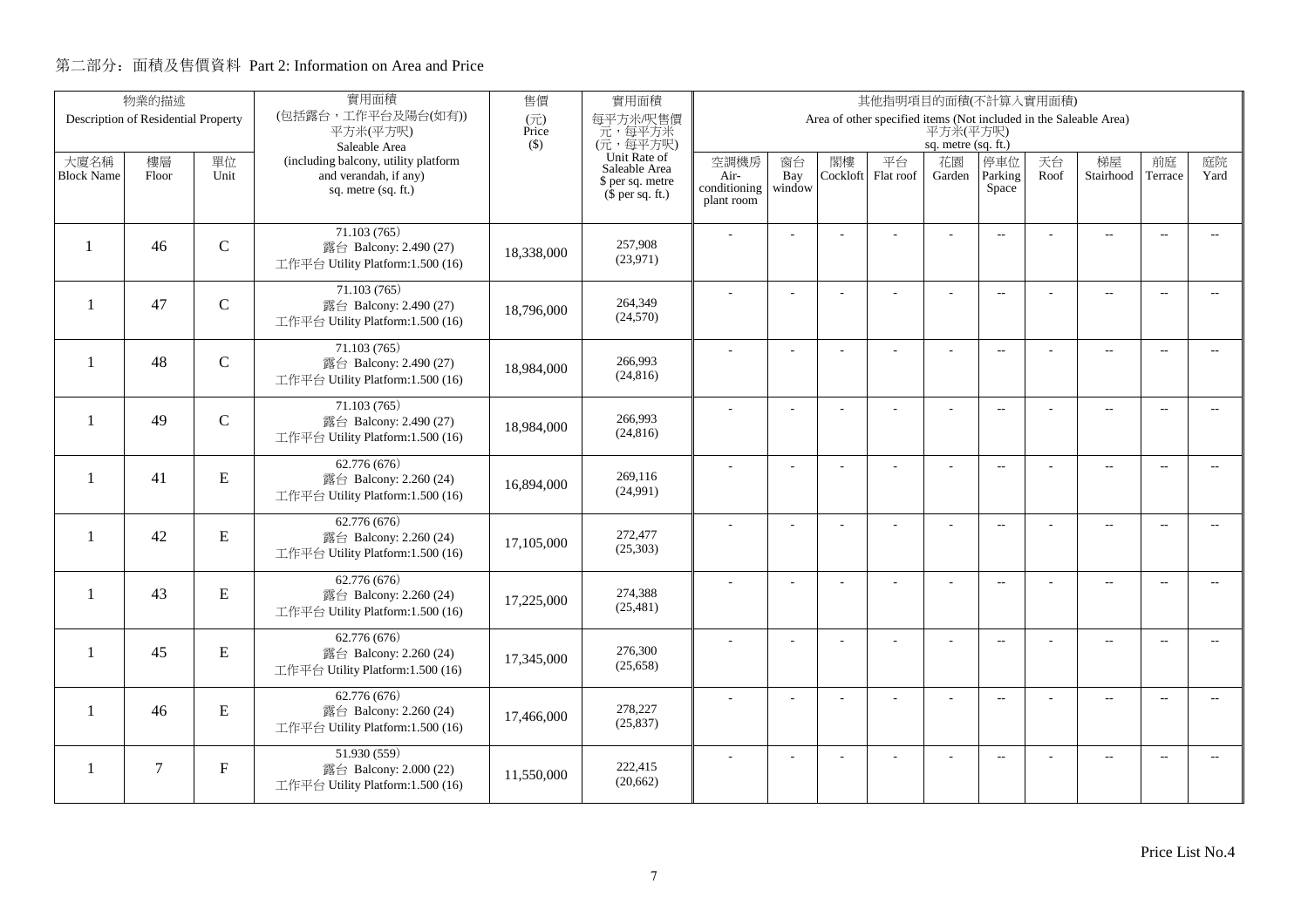## 第二部分：面積及售價資料 Part 2: Information on Area and Price

| 物業的描述 Description of Residential Property | | | 實用面積 (包括露台，工作平台及陽台(如有)) 平方米(平方呎) Saleable Area (including balcony, utility platform and verandah, if any) sq. metre (sq. ft.) | 售價 (元) Price ($) | 實用面積 每平方米/呎售價 元，每平方米 (元，每平方呎) Unit Rate of Saleable Area $ per sq. metre ($ per sq. ft.) | 其他指明項目的面積(不計算入實用面積) Area of other specified items (Not included in the Saleable Area) 平方米(平方呎) sq. metre (sq. ft.) | | | | | | | | | |
|---|---|---|---|---|---|---|---|---|---|---|---|---|---|---|---|
| 大廈名稱 Block Name | 樓層 Floor | 單位 Unit | | | | 空調機房 Air-conditioning plant room | 窗台 Bay window | 閣樓 Cockloft | 平台 Flat roof | 花園 Garden | 停車位 Parking Space | 天台 Roof | 梯屋 Stairhood | 前庭 Terrace | 庭院 Yard |
| 1 | 46 | C | 71.103 (765) 露台 Balcony: 2.490 (27) 工作平台 Utility Platform:1.500 (16) | 18,338,000 | 257,908 (23,971) | - | - | - | - | - | -- | - | -- | -- | -- |
| 1 | 47 | C | 71.103 (765) 露台 Balcony: 2.490 (27) 工作平台 Utility Platform:1.500 (16) | 18,796,000 | 264,349 (24,570) | - | - | - | - | - | -- | - | -- | -- | -- |
| 1 | 48 | C | 71.103 (765) 露台 Balcony: 2.490 (27) 工作平台 Utility Platform:1.500 (16) | 18,984,000 | 266,993 (24,816) | - | - | - | - | - | -- | - | -- | -- | -- |
| 1 | 49 | C | 71.103 (765) 露台 Balcony: 2.490 (27) 工作平台 Utility Platform:1.500 (16) | 18,984,000 | 266,993 (24,816) | - | - | - | - | - | -- | - | -- | -- | -- |
| 1 | 41 | E | 62.776 (676) 露台 Balcony: 2.260 (24) 工作平台 Utility Platform:1.500 (16) | 16,894,000 | 269,116 (24,991) | - | - | - | - | - | -- | - | -- | -- | -- |
| 1 | 42 | E | 62.776 (676) 露台 Balcony: 2.260 (24) 工作平台 Utility Platform:1.500 (16) | 17,105,000 | 272,477 (25,303) | - | - | - | - | - | -- | - | -- | -- | -- |
| 1 | 43 | E | 62.776 (676) 露台 Balcony: 2.260 (24) 工作平台 Utility Platform:1.500 (16) | 17,225,000 | 274,388 (25,481) | - | - | - | - | - | -- | - | -- | -- | -- |
| 1 | 45 | E | 62.776 (676) 露台 Balcony: 2.260 (24) 工作平台 Utility Platform:1.500 (16) | 17,345,000 | 276,300 (25,658) | - | - | - | - | - | -- | - | -- | -- | -- |
| 1 | 46 | E | 62.776 (676) 露台 Balcony: 2.260 (24) 工作平台 Utility Platform:1.500 (16) | 17,466,000 | 278,227 (25,837) | - | - | - | - | - | -- | - | -- | -- | -- |
| 1 | 7 | F | 51.930 (559) 露台 Balcony: 2.000 (22) 工作平台 Utility Platform:1.500 (16) | 11,550,000 | 222,415 (20,662) | - | - | - | - | - | -- | - | -- | -- | -- |

Price List No.4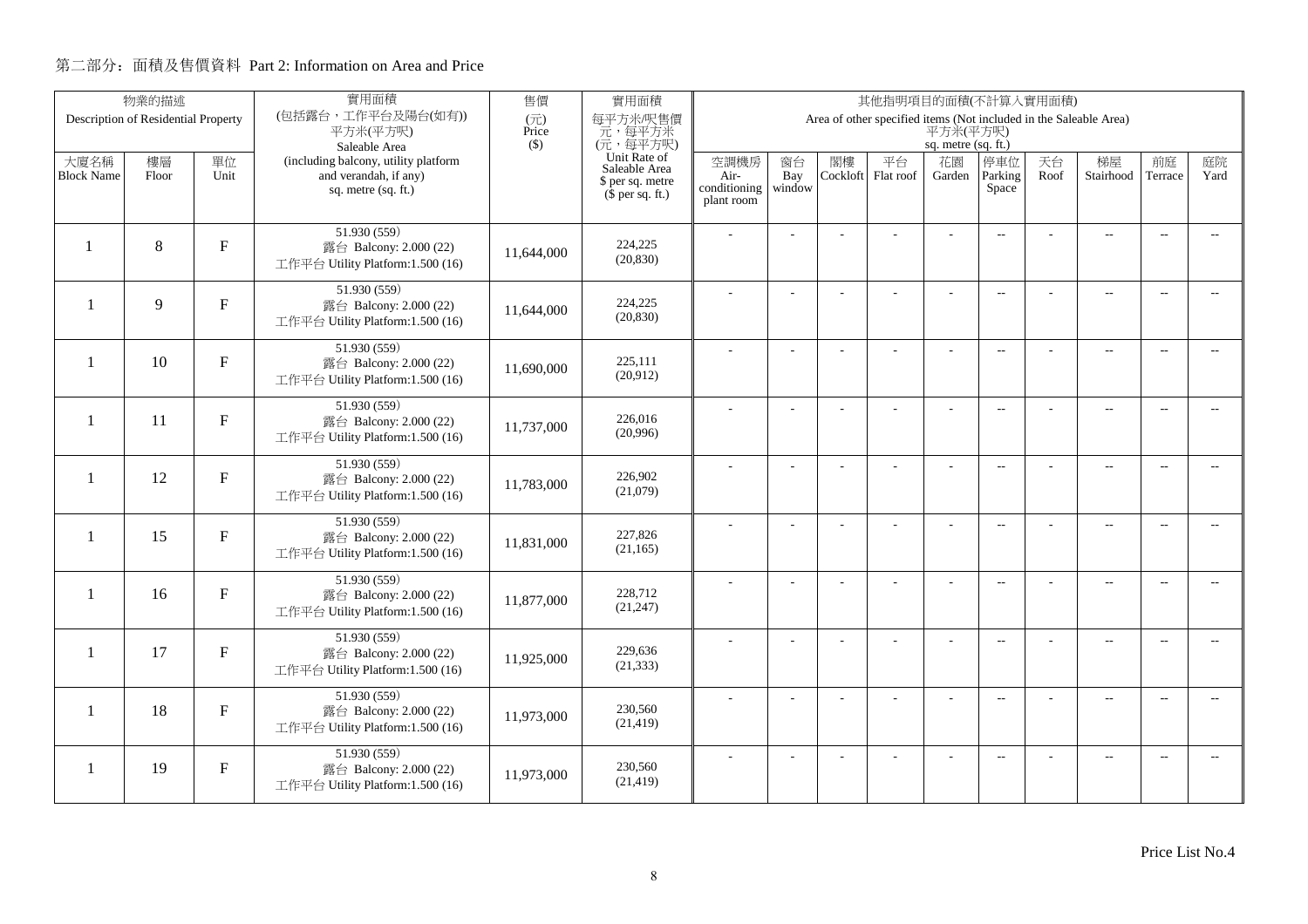## 第二部分：面積及售價資料 Part 2: Information on Area and Price

| 物業的描述 Description of Residential Property | | | 實用面積 (包括露台，工作平台及陽台(如有)) 平方米(平方呎) Saleable Area (including balcony, utility platform and verandah, if any) sq. metre (sq. ft.) | 售價 (元) Price ($) | 實用面積 每平方米/呎售價 元，每平方米 (元，每平方呎) Unit Rate of Saleable Area $ per sq. metre ($ per sq. ft.) | 其他指明項目的面積(不計算入實用面積) Area of other specified items (Not included in the Saleable Area) 平方米(平方呎) sq. metre (sq. ft.) | | | | | | | | | |
|---|---|---|---|---|---|---|---|---|---|---|---|---|---|---|---|
| 大廈名稱 Block Name | 樓層 Floor | 單位 Unit | | | | 空調機房 Air-conditioning plant room | 窗台 Bay window | 閣樓 Cockloft | 平台 Flat roof | 花園 Garden | 停車位 Parking Space | 天台 Roof | 梯屋 Stairhood | 前庭 Terrace | 庭院 Yard |
| 1 | 8 | F | 51.930 (559) 露台 Balcony: 2.000 (22) 工作平台 Utility Platform:1.500 (16) | 11,644,000 | 224,225 (20,830) | - | - | - | - | - | -- | - | -- | -- | -- |
| 1 | 9 | F | 51.930 (559) 露台 Balcony: 2.000 (22) 工作平台 Utility Platform:1.500 (16) | 11,644,000 | 224,225 (20,830) | - | - | - | - | - | -- | - | -- | -- | -- |
| 1 | 10 | F | 51.930 (559) 露台 Balcony: 2.000 (22) 工作平台 Utility Platform:1.500 (16) | 11,690,000 | 225,111 (20,912) | - | - | - | - | - | -- | - | -- | -- | -- |
| 1 | 11 | F | 51.930 (559) 露台 Balcony: 2.000 (22) 工作平台 Utility Platform:1.500 (16) | 11,737,000 | 226,016 (20,996) | - | - | - | - | - | -- | - | -- | -- | -- |
| 1 | 12 | F | 51.930 (559) 露台 Balcony: 2.000 (22) 工作平台 Utility Platform:1.500 (16) | 11,783,000 | 226,902 (21,079) | - | - | - | - | - | -- | - | -- | -- | -- |
| 1 | 15 | F | 51.930 (559) 露台 Balcony: 2.000 (22) 工作平台 Utility Platform:1.500 (16) | 11,831,000 | 227,826 (21,165) | - | - | - | - | - | -- | - | -- | -- | -- |
| 1 | 16 | F | 51.930 (559) 露台 Balcony: 2.000 (22) 工作平台 Utility Platform:1.500 (16) | 11,877,000 | 228,712 (21,247) | - | - | - | - | - | -- | - | -- | -- | -- |
| 1 | 17 | F | 51.930 (559) 露台 Balcony: 2.000 (22) 工作平台 Utility Platform:1.500 (16) | 11,925,000 | 229,636 (21,333) | - | - | - | - | - | -- | - | -- | -- | -- |
| 1 | 18 | F | 51.930 (559) 露台 Balcony: 2.000 (22) 工作平台 Utility Platform:1.500 (16) | 11,973,000 | 230,560 (21,419) | - | - | - | - | - | -- | - | -- | -- | -- |
| 1 | 19 | F | 51.930 (559) 露台 Balcony: 2.000 (22) 工作平台 Utility Platform:1.500 (16) | 11,973,000 | 230,560 (21,419) | - | - | - | - | - | -- | - | -- | -- | -- |

Price List No.4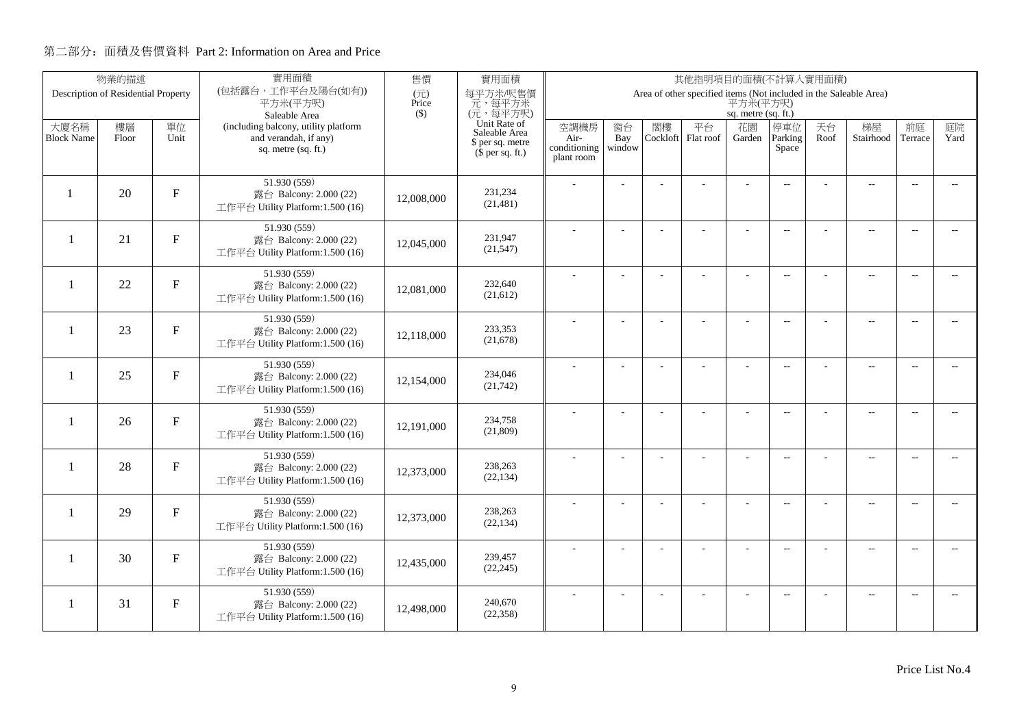## 第二部分：面積及售價資料 Part 2: Information on Area and Price

| 物業的描述 Description of Residential Property | | | 實用面積 (包括露台，工作平台及陽台(如有)) 平方米(平方呎) Saleable Area (including balcony, utility platform and verandah, if any) sq. metre (sq. ft.) | 售價 (元) Price ($) | 實用面積 每平方米/呎售價 元，每平方米 (元，每平方呎) Unit Rate of Saleable Area $ per sq. metre ($ per sq. ft.) | 其他指明項目的面積(不計算入實用面積) Area of other specified items (Not included in the Saleable Area) 平方米(平方呎) sq. metre (sq. ft.) | | | | | | | | | |
|---|---|---|---|---|---|---|---|---|---|---|---|---|---|---|---|
| 大廈名稱 Block Name | 樓層 Floor | 單位 Unit | | | | 空調機房 Air-conditioning plant room | 窗台 Bay window | 閣樓 Cockloft | 平台 Flat roof | 花園 Garden | 停車位 Parking Space | 天台 Roof | 梯屋 Stairhood | 前庭 Terrace | 庭院 Yard |
| 1 | 20 | F | 51.930 (559)<br>露台 Balcony: 2.000 (22)<br>工作平台 Utility Platform:1.500 (16) | 12,008,000 | 231,234<br>(21,481) | - | - | - | - | - | -- | - | -- | -- | -- |
| 1 | 21 | F | 51.930 (559)<br>露台 Balcony: 2.000 (22)<br>工作平台 Utility Platform:1.500 (16) | 12,045,000 | 231,947<br>(21,547) | - | - | - | - | - | -- | - | -- | -- | -- |
| 1 | 22 | F | 51.930 (559)<br>露台 Balcony: 2.000 (22)<br>工作平台 Utility Platform:1.500 (16) | 12,081,000 | 232,640<br>(21,612) | - | - | - | - | - | -- | - | -- | -- | -- |
| 1 | 23 | F | 51.930 (559)<br>露台 Balcony: 2.000 (22)<br>工作平台 Utility Platform:1.500 (16) | 12,118,000 | 233,353<br>(21,678) | - | - | - | - | - | -- | - | -- | -- | -- |
| 1 | 25 | F | 51.930 (559)<br>露台 Balcony: 2.000 (22)<br>工作平台 Utility Platform:1.500 (16) | 12,154,000 | 234,046<br>(21,742) | - | - | - | - | - | -- | - | -- | -- | -- |
| 1 | 26 | F | 51.930 (559)<br>露台 Balcony: 2.000 (22)<br>工作平台 Utility Platform:1.500 (16) | 12,191,000 | 234,758<br>(21,809) | - | - | - | - | - | -- | - | -- | -- | -- |
| 1 | 28 | F | 51.930 (559)<br>露台 Balcony: 2.000 (22)<br>工作平台 Utility Platform:1.500 (16) | 12,373,000 | 238,263<br>(22,134) | - | - | - | - | - | -- | - | -- | -- | -- |
| 1 | 29 | F | 51.930 (559)<br>露台 Balcony: 2.000 (22)<br>工作平台 Utility Platform:1.500 (16) | 12,373,000 | 238,263<br>(22,134) | - | - | - | - | - | -- | - | -- | -- | -- |
| 1 | 30 | F | 51.930 (559)<br>露台 Balcony: 2.000 (22)<br>工作平台 Utility Platform:1.500 (16) | 12,435,000 | 239,457<br>(22,245) | - | - | - | - | - | -- | - | -- | -- | -- |
| 1 | 31 | F | 51.930 (559)<br>露台 Balcony: 2.000 (22)<br>工作平台 Utility Platform:1.500 (16) | 12,498,000 | 240,670<br>(22,358) | - | - | - | - | - | -- | - | -- | -- | -- |

Price List No.4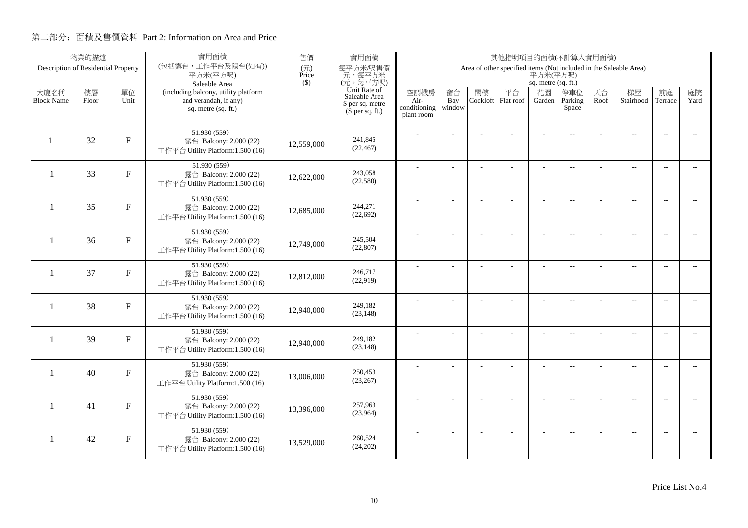## 第二部分：面積及售價資料 Part 2: Information on Area and Price

| 物業的描述 Description of Residential Property | | | 實用面積 (包括露台，工作平台及陽台(如有)) 平方米(平方呎) Saleable Area (including balcony, utility platform and verandah, if any) sq. metre (sq. ft.) | 售價 (元) Price ($) | 實用面積 每平方米/呎售價 元，每平方米 (元，每平方呎) Unit Rate of Saleable Area $ per sq. metre ($ per sq. ft.) | 其他指明項目的面積(不計算入實用面積) Area of other specified items (Not included in the Saleable Area) 平方米(平方呎) sq. metre (sq. ft.) | | | | | | | | | |
|---|---|---|---|---|---|---|---|---|---|---|---|---|---|---|---|
| 大廈名稱 Block Name | 樓層 Floor | 單位 Unit | | | | 空調機房 Air-conditioning plant room | 窗台 Bay window | 閣樓 Cockloft | 平台 Flat roof | 花園 Garden | 停車位 Parking Space | 天台 Roof | 梯屋 Stairhood | 前庭 Terrace | 庭院 Yard |
| 1 | 32 | F | 51.930 (559) 露台 Balcony: 2.000 (22) 工作平台 Utility Platform:1.500 (16) | 12,559,000 | 241,845 (22,467) | - | - | - | - | - | -- | - | -- | -- | -- |
| 1 | 33 | F | 51.930 (559) 露台 Balcony: 2.000 (22) 工作平台 Utility Platform:1.500 (16) | 12,622,000 | 243,058 (22,580) | - | - | - | - | - | -- | - | -- | -- | -- |
| 1 | 35 | F | 51.930 (559) 露台 Balcony: 2.000 (22) 工作平台 Utility Platform:1.500 (16) | 12,685,000 | 244,271 (22,692) | - | - | - | - | - | -- | - | -- | -- | -- |
| 1 | 36 | F | 51.930 (559) 露台 Balcony: 2.000 (22) 工作平台 Utility Platform:1.500 (16) | 12,749,000 | 245,504 (22,807) | - | - | - | - | - | -- | - | -- | -- | -- |
| 1 | 37 | F | 51.930 (559) 露台 Balcony: 2.000 (22) 工作平台 Utility Platform:1.500 (16) | 12,812,000 | 246,717 (22,919) | - | - | - | - | - | -- | - | -- | -- | -- |
| 1 | 38 | F | 51.930 (559) 露台 Balcony: 2.000 (22) 工作平台 Utility Platform:1.500 (16) | 12,940,000 | 249,182 (23,148) | - | - | - | - | - | -- | - | -- | -- | -- |
| 1 | 39 | F | 51.930 (559) 露台 Balcony: 2.000 (22) 工作平台 Utility Platform:1.500 (16) | 12,940,000 | 249,182 (23,148) | - | - | - | - | - | -- | - | -- | -- | -- |
| 1 | 40 | F | 51.930 (559) 露台 Balcony: 2.000 (22) 工作平台 Utility Platform:1.500 (16) | 13,006,000 | 250,453 (23,267) | - | - | - | - | - | -- | - | -- | -- | -- |
| 1 | 41 | F | 51.930 (559) 露台 Balcony: 2.000 (22) 工作平台 Utility Platform:1.500 (16) | 13,396,000 | 257,963 (23,964) | - | - | - | - | - | -- | - | -- | -- | -- |
| 1 | 42 | F | 51.930 (559) 露台 Balcony: 2.000 (22) 工作平台 Utility Platform:1.500 (16) | 13,529,000 | 260,524 (24,202) | - | - | - | - | - | -- | - | -- | -- | -- |

Price List No.4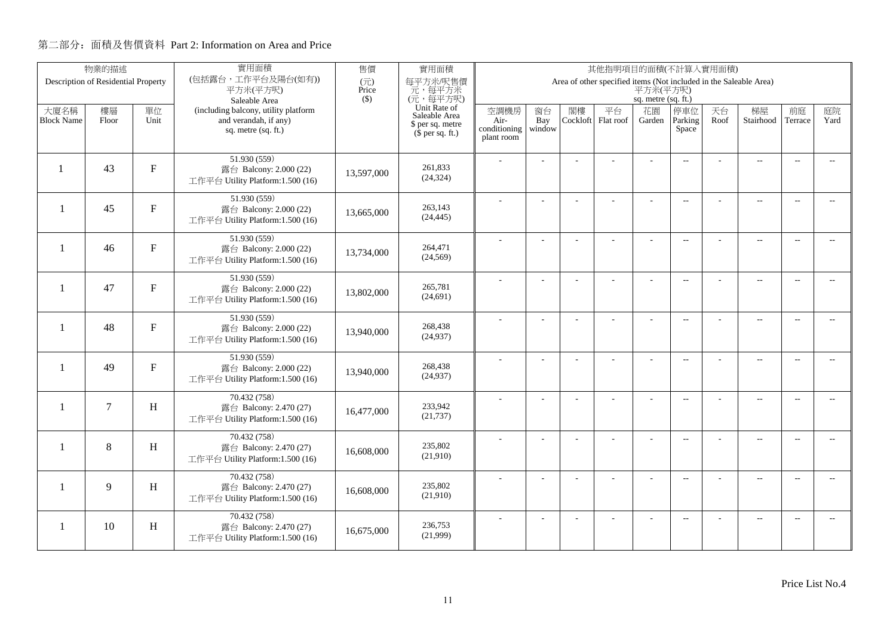## 第二部分：面積及售價資料 Part 2: Information on Area and Price

| 物業的描述 Description of Residential Property | | | 實用面積 (包括露台，工作平台及陽台(如有)) 平方米(平方呎) Saleable Area (including balcony, utility platform and verandah, if any) sq. metre (sq. ft.) | 售價 (元) Price ($) | 實用面積 每平方米/呎售價 元，每平方米 (元，每平方呎) Unit Rate of Saleable Area $ per sq. metre ($ per sq. ft.) | 其他指明項目的面積(不計算入實用面積) Area of other specified items (Not included in the Saleable Area) 平方米(平方呎) sq. metre (sq. ft.) | | | | | | | | | |
|---|---|---|---|---|---|---|---|---|---|---|---|---|---|---|---|
| 大廈名稱 Block Name | 樓層 Floor | 單位 Unit | | | | 空調機房 Air-conditioning plant room | 窗台 Bay window | 閣樓 Cockloft | 平台 Flat roof | 花園 Garden | 停車位 Parking Space | 天台 Roof | 梯屋 Stairhood | 前庭 Terrace | 庭院 Yard |
| 1 | 43 | F | 51.930 (559) 露台 Balcony: 2.000 (22) 工作平台 Utility Platform:1.500 (16) | 13,597,000 | 261,833 (24,324) | - | - | - | - | - | -- | - | -- | -- | -- |
| 1 | 45 | F | 51.930 (559) 露台 Balcony: 2.000 (22) 工作平台 Utility Platform:1.500 (16) | 13,665,000 | 263,143 (24,445) | - | - | - | - | - | -- | - | -- | -- | -- |
| 1 | 46 | F | 51.930 (559) 露台 Balcony: 2.000 (22) 工作平台 Utility Platform:1.500 (16) | 13,734,000 | 264,471 (24,569) | - | - | - | - | - | -- | - | -- | -- | -- |
| 1 | 47 | F | 51.930 (559) 露台 Balcony: 2.000 (22) 工作平台 Utility Platform:1.500 (16) | 13,802,000 | 265,781 (24,691) | - | - | - | - | - | -- | - | -- | -- | -- |
| 1 | 48 | F | 51.930 (559) 露台 Balcony: 2.000 (22) 工作平台 Utility Platform:1.500 (16) | 13,940,000 | 268,438 (24,937) | - | - | - | - | - | -- | - | -- | -- | -- |
| 1 | 49 | F | 51.930 (559) 露台 Balcony: 2.000 (22) 工作平台 Utility Platform:1.500 (16) | 13,940,000 | 268,438 (24,937) | - | - | - | - | - | -- | - | -- | -- | -- |
| 1 | 7 | H | 70.432 (758) 露台 Balcony: 2.470 (27) 工作平台 Utility Platform:1.500 (16) | 16,477,000 | 233,942 (21,737) | - | - | - | - | - | -- | - | -- | -- | -- |
| 1 | 8 | H | 70.432 (758) 露台 Balcony: 2.470 (27) 工作平台 Utility Platform:1.500 (16) | 16,608,000 | 235,802 (21,910) | - | - | - | - | - | -- | - | -- | -- | -- |
| 1 | 9 | H | 70.432 (758) 露台 Balcony: 2.470 (27) 工作平台 Utility Platform:1.500 (16) | 16,608,000 | 235,802 (21,910) | - | - | - | - | - | -- | - | -- | -- | -- |
| 1 | 10 | H | 70.432 (758) 露台 Balcony: 2.470 (27) 工作平台 Utility Platform:1.500 (16) | 16,675,000 | 236,753 (21,999) | - | - | - | - | - | -- | - | -- | -- | -- |

Price List No.4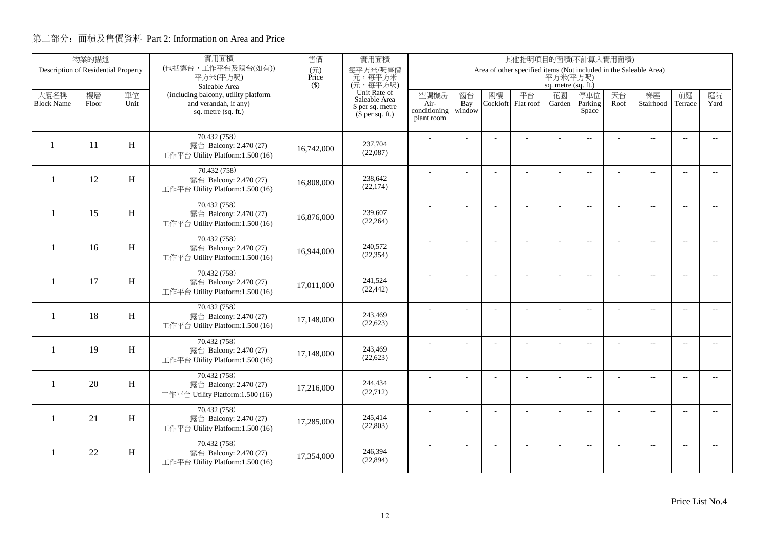## 第二部分：面積及售價資料 Part 2: Information on Area and Price

| 物業的描述 Description of Residential Property | | | 實用面積 (包括露台，工作平台及陽台(如有)) 平方米(平方呎) Saleable Area (including balcony, utility platform and verandah, if any) sq. metre (sq. ft.) | 售價 (元) Price ($) | 實用面積 每平方米/呎售價 元，每平方米 (元，每平方呎) Unit Rate of Saleable Area $ per sq. metre ($ per sq. ft.) | 其他指明項目的面積(不計算入實用面積) Area of other specified items (Not included in the Saleable Area) 平方米(平方呎) sq. metre (sq. ft.) | | | | | | | | | |
|---|---|---|---|---|---|---|---|---|---|---|---|---|---|---|---|
| 大廈名稱 Block Name | 樓層 Floor | 單位 Unit | | | | 空調機房 Air-conditioning plant room | 窗台 Bay window | 閣樓 Cockloft | 平台 Flat roof | 花園 Garden | 停車位 Parking Space | 天台 Roof | 梯屋 Stairhood | 前庭 Terrace | 庭院 Yard |
| 1 | 11 | H | 70.432 (758) 露台 Balcony: 2.470 (27) 工作平台 Utility Platform:1.500 (16) | 16,742,000 | 237,704 (22,087) | - | - | - | - | - | -- | - | -- | -- | -- |
| 1 | 12 | H | 70.432 (758) 露台 Balcony: 2.470 (27) 工作平台 Utility Platform:1.500 (16) | 16,808,000 | 238,642 (22,174) | - | - | - | - | - | -- | - | -- | -- | -- |
| 1 | 15 | H | 70.432 (758) 露台 Balcony: 2.470 (27) 工作平台 Utility Platform:1.500 (16) | 16,876,000 | 239,607 (22,264) | - | - | - | - | - | -- | - | -- | -- | -- |
| 1 | 16 | H | 70.432 (758) 露台 Balcony: 2.470 (27) 工作平台 Utility Platform:1.500 (16) | 16,944,000 | 240,572 (22,354) | - | - | - | - | - | -- | - | -- | -- | -- |
| 1 | 17 | H | 70.432 (758) 露台 Balcony: 2.470 (27) 工作平台 Utility Platform:1.500 (16) | 17,011,000 | 241,524 (22,442) | - | - | - | - | - | -- | - | -- | -- | -- |
| 1 | 18 | H | 70.432 (758) 露台 Balcony: 2.470 (27) 工作平台 Utility Platform:1.500 (16) | 17,148,000 | 243,469 (22,623) | - | - | - | - | - | -- | - | -- | -- | -- |
| 1 | 19 | H | 70.432 (758) 露台 Balcony: 2.470 (27) 工作平台 Utility Platform:1.500 (16) | 17,148,000 | 243,469 (22,623) | - | - | - | - | - | -- | - | -- | -- | -- |
| 1 | 20 | H | 70.432 (758) 露台 Balcony: 2.470 (27) 工作平台 Utility Platform:1.500 (16) | 17,216,000 | 244,434 (22,712) | - | - | - | - | - | -- | - | -- | -- | -- |
| 1 | 21 | H | 70.432 (758) 露台 Balcony: 2.470 (27) 工作平台 Utility Platform:1.500 (16) | 17,285,000 | 245,414 (22,803) | - | - | - | - | - | -- | - | -- | -- | -- |
| 1 | 22 | H | 70.432 (758) 露台 Balcony: 2.470 (27) 工作平台 Utility Platform:1.500 (16) | 17,354,000 | 246,394 (22,894) | - | - | - | - | - | -- | - | -- | -- | -- |

Price List No.4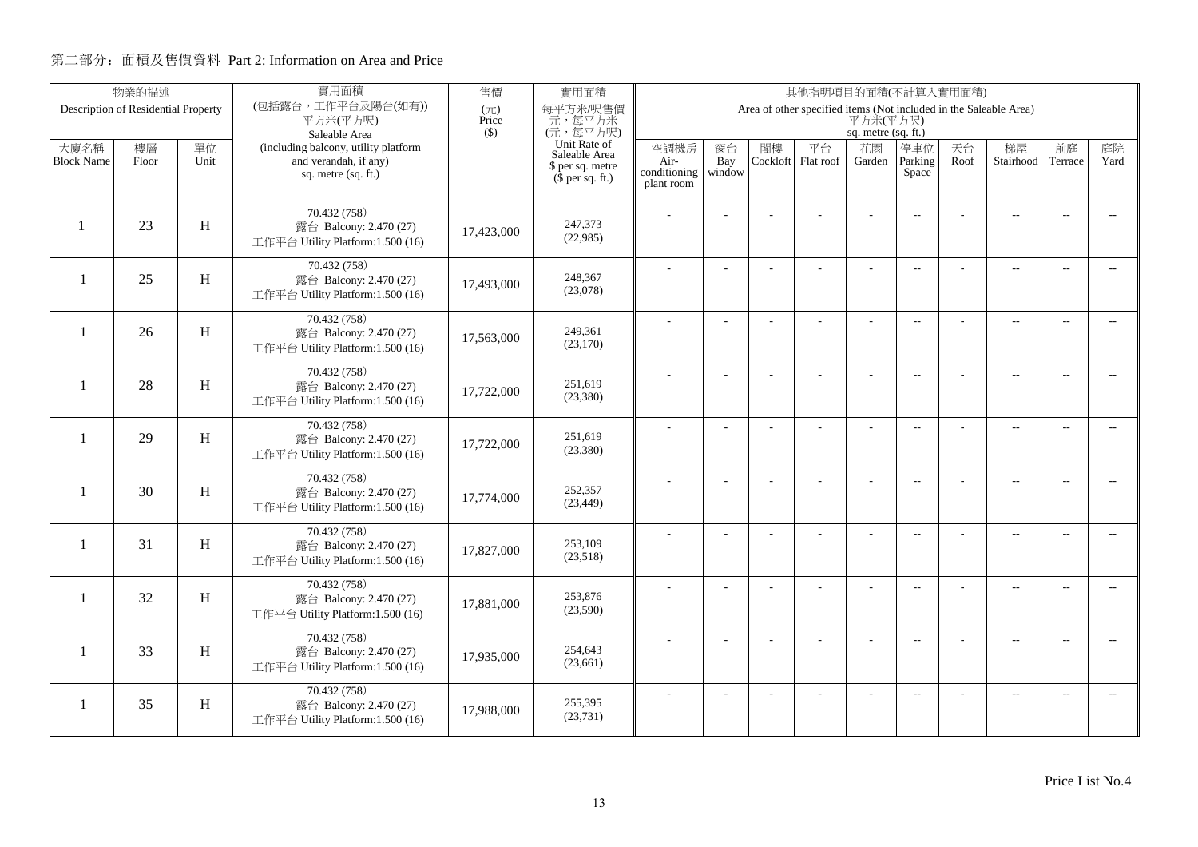## 第二部分：面積及售價資料 Part 2: Information on Area and Price

| 物業的描述 Description of Residential Property | | | 實用面積 (包括露台，工作平台及陽台(如有)) 平方米(平方呎) Saleable Area (including balcony, utility platform and verandah, if any) sq. metre (sq. ft.) | 售價 (元) Price ($) | 實用面積 每平方米/呎售價 元，每平方米 (元，每平方呎) Unit Rate of Saleable Area $ per sq. metre ($ per sq. ft.) | 其他指明項目的面積(不計算入實用面積) Area of other specified items (Not included in the Saleable Area) 平方米(平方呎) sq. metre (sq. ft.) | | | | | | | | | |
|---|---|---|---|---|---|---|---|---|---|---|---|---|---|---|---|
| 大廈名稱 Block Name | 樓層 Floor | 單位 Unit | | | | 空調機房 Air-conditioning plant room | 窗台 Bay window | 閣樓 Cockloft | 平台 Flat roof | 花園 Garden | 停車位 Parking Space | 天台 Roof | 梯屋 Stairhood | 前庭 Terrace | 庭院 Yard |
| 1 | 23 | H | 70.432 (758) 露台 Balcony: 2.470 (27) 工作平台 Utility Platform:1.500 (16) | 17,423,000 | 247,373 (22,985) | - | - | - | - | - | -- | - | -- | -- | -- |
| 1 | 25 | H | 70.432 (758) 露台 Balcony: 2.470 (27) 工作平台 Utility Platform:1.500 (16) | 17,493,000 | 248,367 (23,078) | - | - | - | - | - | -- | - | -- | -- | -- |
| 1 | 26 | H | 70.432 (758) 露台 Balcony: 2.470 (27) 工作平台 Utility Platform:1.500 (16) | 17,563,000 | 249,361 (23,170) | - | - | - | - | - | -- | - | -- | -- | -- |
| 1 | 28 | H | 70.432 (758) 露台 Balcony: 2.470 (27) 工作平台 Utility Platform:1.500 (16) | 17,722,000 | 251,619 (23,380) | - | - | - | - | - | -- | - | -- | -- | -- |
| 1 | 29 | H | 70.432 (758) 露台 Balcony: 2.470 (27) 工作平台 Utility Platform:1.500 (16) | 17,722,000 | 251,619 (23,380) | - | - | - | - | - | -- | - | -- | -- | -- |
| 1 | 30 | H | 70.432 (758) 露台 Balcony: 2.470 (27) 工作平台 Utility Platform:1.500 (16) | 17,774,000 | 252,357 (23,449) | - | - | - | - | - | -- | - | -- | -- | -- |
| 1 | 31 | H | 70.432 (758) 露台 Balcony: 2.470 (27) 工作平台 Utility Platform:1.500 (16) | 17,827,000 | 253,109 (23,518) | - | - | - | - | - | -- | - | -- | -- | -- |
| 1 | 32 | H | 70.432 (758) 露台 Balcony: 2.470 (27) 工作平台 Utility Platform:1.500 (16) | 17,881,000 | 253,876 (23,590) | - | - | - | - | - | -- | - | -- | -- | -- |
| 1 | 33 | H | 70.432 (758) 露台 Balcony: 2.470 (27) 工作平台 Utility Platform:1.500 (16) | 17,935,000 | 254,643 (23,661) | - | - | - | - | - | -- | - | -- | -- | -- |
| 1 | 35 | H | 70.432 (758) 露台 Balcony: 2.470 (27) 工作平台 Utility Platform:1.500 (16) | 17,988,000 | 255,395 (23,731) | - | - | - | - | - | -- | - | -- | -- | -- |

Price List No.4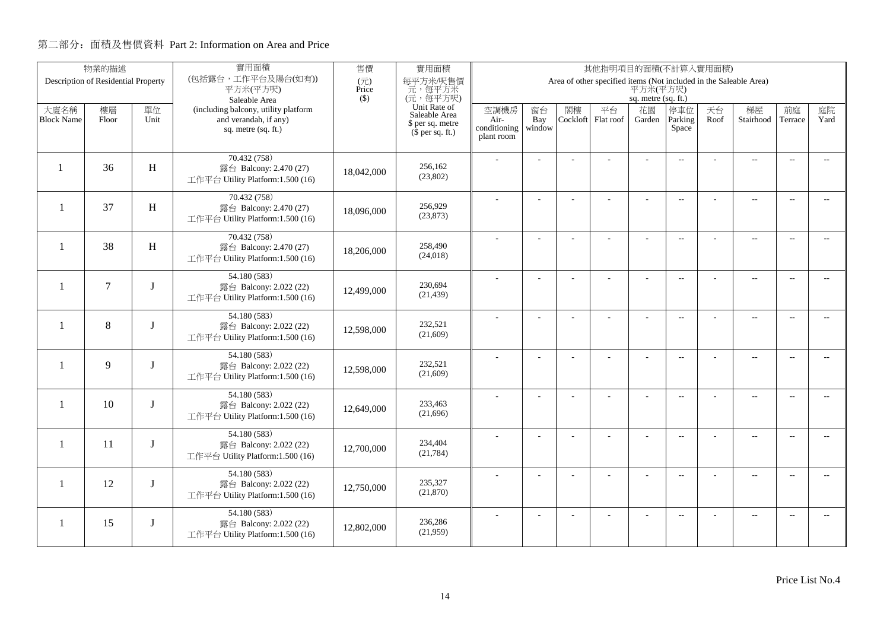## 第二部分：面積及售價資料 Part 2: Information on Area and Price

| 物業的描述 Description of Residential Property | | | 實用面積 (包括露台，工作平台及陽台(如有)) 平方米(平方呎) Saleable Area (including balcony, utility platform and verandah, if any) sq. metre (sq. ft.) | 售價 (元) Price ($) | 實用面積 每平方米/呎售價 元，每平方米 (元，每平方呎) Unit Rate of Saleable Area $ per sq. metre ($ per sq. ft.) | 其他指明項目的面積(不計算入實用面積) Area of other specified items (Not included in the Saleable Area) 平方米(平方呎) sq. metre (sq. ft.) | | | | | | | | | |
|---|---|---|---|---|---|---|---|---|---|---|---|---|---|---|---|
| 大廈名稱 Block Name | 樓層 Floor | 單位 Unit | | | | 空調機房 Air-conditioning plant room | 窗台 Bay window | 閣樓 Cockloft | 平台 Flat roof | 花園 Garden | 停車位 Parking Space | 天台 Roof | 梯屋 Stairhood | 前庭 Terrace | 庭院 Yard |
| 1 | 36 | H | 70.432 (758) 露台 Balcony: 2.470 (27) 工作平台 Utility Platform:1.500 (16) | 18,042,000 | 256,162 (23,802) | - | - | - | - | - | -- | - | -- | -- | -- |
| 1 | 37 | H | 70.432 (758) 露台 Balcony: 2.470 (27) 工作平台 Utility Platform:1.500 (16) | 18,096,000 | 256,929 (23,873) | - | - | - | - | - | -- | - | -- | -- | -- |
| 1 | 38 | H | 70.432 (758) 露台 Balcony: 2.470 (27) 工作平台 Utility Platform:1.500 (16) | 18,206,000 | 258,490 (24,018) | - | - | - | - | - | -- | - | -- | -- | -- |
| 1 | 7 | J | 54.180 (583) 露台 Balcony: 2.022 (22) 工作平台 Utility Platform:1.500 (16) | 12,499,000 | 230,694 (21,439) | - | - | - | - | - | -- | - | -- | -- | -- |
| 1 | 8 | J | 54.180 (583) 露台 Balcony: 2.022 (22) 工作平台 Utility Platform:1.500 (16) | 12,598,000 | 232,521 (21,609) | - | - | - | - | - | -- | - | -- | -- | -- |
| 1 | 9 | J | 54.180 (583) 露台 Balcony: 2.022 (22) 工作平台 Utility Platform:1.500 (16) | 12,598,000 | 232,521 (21,609) | - | - | - | - | - | -- | - | -- | -- | -- |
| 1 | 10 | J | 54.180 (583) 露台 Balcony: 2.022 (22) 工作平台 Utility Platform:1.500 (16) | 12,649,000 | 233,463 (21,696) | - | - | - | - | - | -- | - | -- | -- | -- |
| 1 | 11 | J | 54.180 (583) 露台 Balcony: 2.022 (22) 工作平台 Utility Platform:1.500 (16) | 12,700,000 | 234,404 (21,784) | - | - | - | - | - | -- | - | -- | -- | -- |
| 1 | 12 | J | 54.180 (583) 露台 Balcony: 2.022 (22) 工作平台 Utility Platform:1.500 (16) | 12,750,000 | 235,327 (21,870) | - | - | - | - | - | -- | - | -- | -- | -- |
| 1 | 15 | J | 54.180 (583) 露台 Balcony: 2.022 (22) 工作平台 Utility Platform:1.500 (16) | 12,802,000 | 236,286 (21,959) | - | - | - | - | - | -- | - | -- | -- | -- |

Price List No.4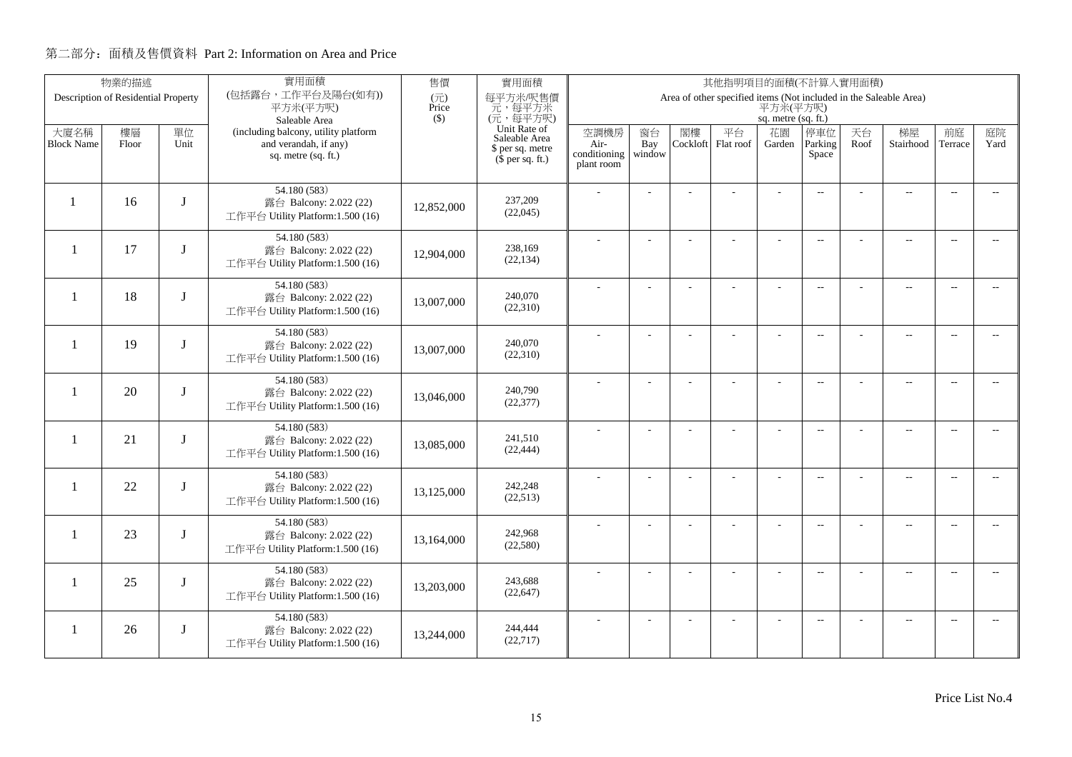## 第二部分：面積及售價資料 Part 2: Information on Area and Price

| 物業的描述 Description of Residential Property | | | 實用面積 (包括露台，工作平台及陽台(如有)) 平方米(平方呎) Saleable Area (including balcony, utility platform and verandah, if any) sq. metre (sq. ft.) | 售價 (元) Price ($) | 實用面積 每平方米/呎售價 元，每平方米 (元，每平方呎) Unit Rate of Saleable Area $ per sq. metre ($ per sq. ft.) | 其他指明項目的面積(不計算入實用面積) Area of other specified items (Not included in the Saleable Area) 平方米(平方呎) sq. metre (sq. ft.) | | | | | | | | | |
|---|---|---|---|---|---|---|---|---|---|---|---|---|---|---|---|
| 大廈名稱 Block Name | 樓層 Floor | 單位 Unit | | | | 空調機房 Air-conditioning plant room | 窗台 Bay window | 閣樓 Cockloft | 平台 Flat roof | 花園 Garden | 停車位 Parking Space | 天台 Roof | 梯屋 Stairhood | 前庭 Terrace | 庭院 Yard |
| 1 | 16 | J | 54.180 (583)<br>露台 Balcony: 2.022 (22)<br>工作平台 Utility Platform:1.500 (16) | 12,852,000 | 237,209<br>(22,045) | - | - | - | - | - | -- | - | -- | -- | -- |
| 1 | 17 | J | 54.180 (583)<br>露台 Balcony: 2.022 (22)<br>工作平台 Utility Platform:1.500 (16) | 12,904,000 | 238,169<br>(22,134) | - | - | - | - | - | -- | - | -- | -- | -- |
| 1 | 18 | J | 54.180 (583)<br>露台 Balcony: 2.022 (22)<br>工作平台 Utility Platform:1.500 (16) | 13,007,000 | 240,070<br>(22,310) | - | - | - | - | - | -- | - | -- | -- | -- |
| 1 | 19 | J | 54.180 (583)<br>露台 Balcony: 2.022 (22)<br>工作平台 Utility Platform:1.500 (16) | 13,007,000 | 240,070<br>(22,310) | - | - | - | - | - | -- | - | -- | -- | -- |
| 1 | 20 | J | 54.180 (583)<br>露台 Balcony: 2.022 (22)<br>工作平台 Utility Platform:1.500 (16) | 13,046,000 | 240,790<br>(22,377) | - | - | - | - | - | -- | - | -- | -- | -- |
| 1 | 21 | J | 54.180 (583)<br>露台 Balcony: 2.022 (22)<br>工作平台 Utility Platform:1.500 (16) | 13,085,000 | 241,510<br>(22,444) | - | - | - | - | - | -- | - | -- | -- | -- |
| 1 | 22 | J | 54.180 (583)<br>露台 Balcony: 2.022 (22)<br>工作平台 Utility Platform:1.500 (16) | 13,125,000 | 242,248<br>(22,513) | - | - | - | - | - | -- | - | -- | -- | -- |
| 1 | 23 | J | 54.180 (583)<br>露台 Balcony: 2.022 (22)<br>工作平台 Utility Platform:1.500 (16) | 13,164,000 | 242,968<br>(22,580) | - | - | - | - | - | -- | - | -- | -- | -- |
| 1 | 25 | J | 54.180 (583)<br>露台 Balcony: 2.022 (22)<br>工作平台 Utility Platform:1.500 (16) | 13,203,000 | 243,688<br>(22,647) | - | - | - | - | - | -- | - | -- | -- | -- |
| 1 | 26 | J | 54.180 (583)<br>露台 Balcony: 2.022 (22)<br>工作平台 Utility Platform:1.500 (16) | 13,244,000 | 244,444<br>(22,717) | - | - | - | - | - | -- | - | -- | -- | -- |

Price List No.4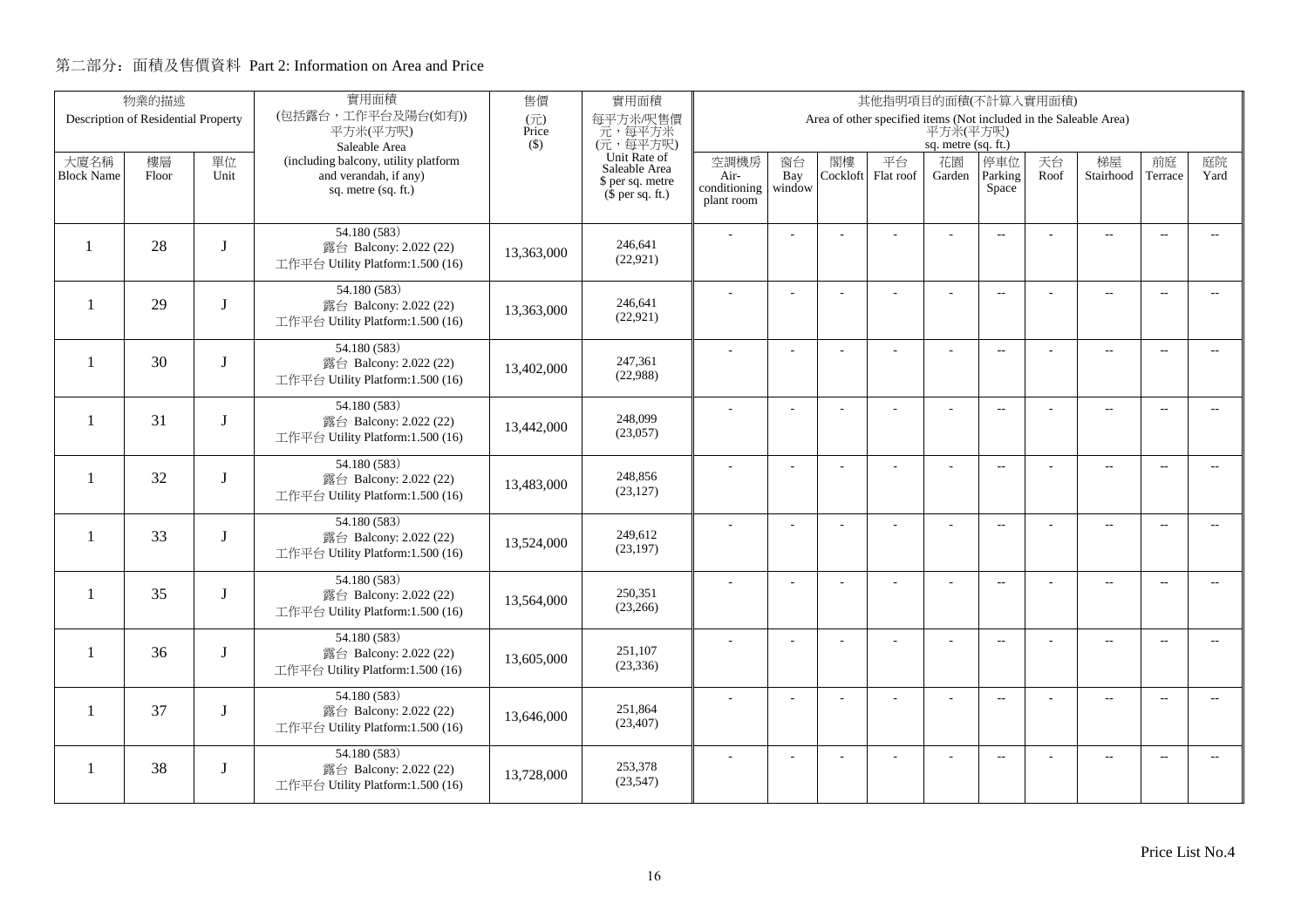## 第二部分：面積及售價資料 Part 2: Information on Area and Price

| 物業的描述 Description of Residential Property | | | 實用面積 (包括露台，工作平台及陽台(如有)) 平方米(平方呎) Saleable Area (including balcony, utility platform and verandah, if any) sq. metre (sq. ft.) | 售價 (元) Price ($) | 實用面積 每平方米/呎售價 元，每平方米 (元，每平方呎) Unit Rate of Saleable Area $ per sq. metre ($ per sq. ft.) | 其他指明項目的面積(不計算入實用面積) Area of other specified items (Not included in the Saleable Area) 平方米(平方呎) sq. metre (sq. ft.) | | | | | | | | | |
|---|---|---|---|---|---|---|---|---|---|---|---|---|---|---|---|
| 大廈名稱 Block Name | 樓層 Floor | 單位 Unit | | | | 空調機房 Air-conditioning plant room | 窗台 Bay window | 閣樓 Cockloft | 平台 Flat roof | 花園 Garden | 停車位 Parking Space | 天台 Roof | 梯屋 Stairhood | 前庭 Terrace | 庭院 Yard |
| 1 | 28 | J | 54.180 (583) 露台 Balcony: 2.022 (22) 工作平台 Utility Platform:1.500 (16) | 13,363,000 | 246,641 (22,921) | - | - | - | - | - | -- | - | -- | -- | -- |
| 1 | 29 | J | 54.180 (583) 露台 Balcony: 2.022 (22) 工作平台 Utility Platform:1.500 (16) | 13,363,000 | 246,641 (22,921) | - | - | - | - | - | -- | - | -- | -- | -- |
| 1 | 30 | J | 54.180 (583) 露台 Balcony: 2.022 (22) 工作平台 Utility Platform:1.500 (16) | 13,402,000 | 247,361 (22,988) | - | - | - | - | - | -- | - | -- | -- | -- |
| 1 | 31 | J | 54.180 (583) 露台 Balcony: 2.022 (22) 工作平台 Utility Platform:1.500 (16) | 13,442,000 | 248,099 (23,057) | - | - | - | - | - | -- | - | -- | -- | -- |
| 1 | 32 | J | 54.180 (583) 露台 Balcony: 2.022 (22) 工作平台 Utility Platform:1.500 (16) | 13,483,000 | 248,856 (23,127) | - | - | - | - | - | -- | - | -- | -- | -- |
| 1 | 33 | J | 54.180 (583) 露台 Balcony: 2.022 (22) 工作平台 Utility Platform:1.500 (16) | 13,524,000 | 249,612 (23,197) | - | - | - | - | - | -- | - | -- | -- | -- |
| 1 | 35 | J | 54.180 (583) 露台 Balcony: 2.022 (22) 工作平台 Utility Platform:1.500 (16) | 13,564,000 | 250,351 (23,266) | - | - | - | - | - | -- | - | -- | -- | -- |
| 1 | 36 | J | 54.180 (583) 露台 Balcony: 2.022 (22) 工作平台 Utility Platform:1.500 (16) | 13,605,000 | 251,107 (23,336) | - | - | - | - | - | -- | - | -- | -- | -- |
| 1 | 37 | J | 54.180 (583) 露台 Balcony: 2.022 (22) 工作平台 Utility Platform:1.500 (16) | 13,646,000 | 251,864 (23,407) | - | - | - | - | - | -- | - | -- | -- | -- |
| 1 | 38 | J | 54.180 (583) 露台 Balcony: 2.022 (22) 工作平台 Utility Platform:1.500 (16) | 13,728,000 | 253,378 (23,547) | - | - | - | - | - | -- | - | -- | -- | -- |

Price List No.4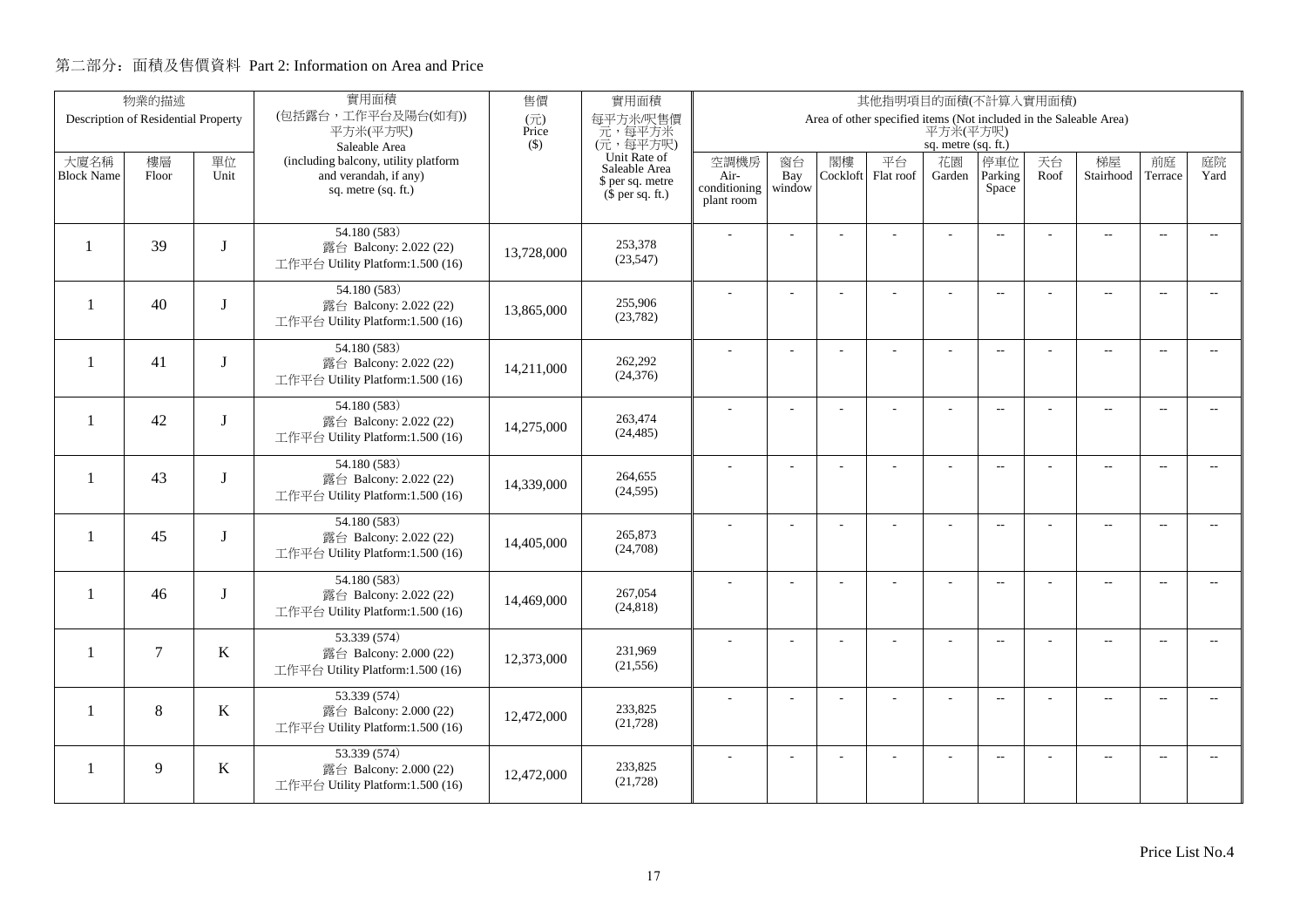## 第二部分：面積及售價資料 Part 2: Information on Area and Price

| 物業的描述 Description of Residential Property | | | 實用面積 (包括露台，工作平台及陽台(如有)) 平方米(平方呎) Saleable Area (including balcony, utility platform and verandah, if any) sq. metre (sq. ft.) | 售價 (元) Price ($) | 實用面積 每平方米/呎售價 元，每平方米 (元，每平方呎) Unit Rate of Saleable Area $ per sq. metre ($ per sq. ft.) | 其他指明項目的面積(不計算入實用面積) Area of other specified items (Not included in the Saleable Area) 平方米(平方呎) sq. metre (sq. ft.) | | | | | | | | | |
|---|---|---|---|---|---|---|---|---|---|---|---|---|---|---|---|
| 大廈名稱 Block Name | 樓層 Floor | 單位 Unit | | | | 空調機房 Air-conditioning plant room | 窗台 Bay window | 閣樓 Cockloft | 平台 Flat roof | 花園 Garden | 停車位 Parking Space | 天台 Roof | 梯屋 Stairhood | 前庭 Terrace | 庭院 Yard |
| 1 | 39 | J | 54.180 (583) 露台 Balcony: 2.022 (22) 工作平台 Utility Platform:1.500 (16) | 13,728,000 | 253,378 (23,547) | - | - | - | - | - | -- | - | -- | -- | -- |
| 1 | 40 | J | 54.180 (583) 露台 Balcony: 2.022 (22) 工作平台 Utility Platform:1.500 (16) | 13,865,000 | 255,906 (23,782) | - | - | - | - | - | -- | - | -- | -- | -- |
| 1 | 41 | J | 54.180 (583) 露台 Balcony: 2.022 (22) 工作平台 Utility Platform:1.500 (16) | 14,211,000 | 262,292 (24,376) | - | - | - | - | - | -- | - | -- | -- | -- |
| 1 | 42 | J | 54.180 (583) 露台 Balcony: 2.022 (22) 工作平台 Utility Platform:1.500 (16) | 14,275,000 | 263,474 (24,485) | - | - | - | - | - | -- | - | -- | -- | -- |
| 1 | 43 | J | 54.180 (583) 露台 Balcony: 2.022 (22) 工作平台 Utility Platform:1.500 (16) | 14,339,000 | 264,655 (24,595) | - | - | - | - | - | -- | - | -- | -- | -- |
| 1 | 45 | J | 54.180 (583) 露台 Balcony: 2.022 (22) 工作平台 Utility Platform:1.500 (16) | 14,405,000 | 265,873 (24,708) | - | - | - | - | - | -- | - | -- | -- | -- |
| 1 | 46 | J | 54.180 (583) 露台 Balcony: 2.022 (22) 工作平台 Utility Platform:1.500 (16) | 14,469,000 | 267,054 (24,818) | - | - | - | - | - | -- | - | -- | -- | -- |
| 1 | 7 | K | 53.339 (574) 露台 Balcony: 2.000 (22) 工作平台 Utility Platform:1.500 (16) | 12,373,000 | 231,969 (21,556) | - | - | - | - | - | -- | - | -- | -- | -- |
| 1 | 8 | K | 53.339 (574) 露台 Balcony: 2.000 (22) 工作平台 Utility Platform:1.500 (16) | 12,472,000 | 233,825 (21,728) | - | - | - | - | - | -- | - | -- | -- | -- |
| 1 | 9 | K | 53.339 (574) 露台 Balcony: 2.000 (22) 工作平台 Utility Platform:1.500 (16) | 12,472,000 | 233,825 (21,728) | - | - | - | - | - | -- | - | -- | -- | -- |

Price List No.4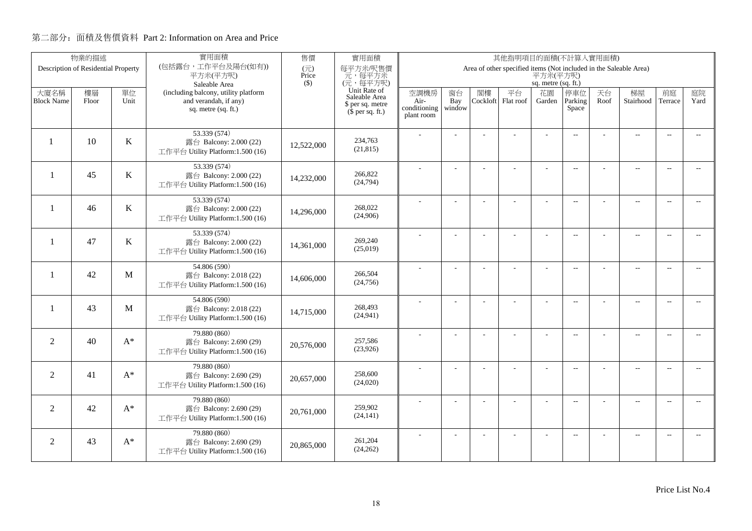## 第二部分：面積及售價資料 Part 2: Information on Area and Price

| 物業的描述 Description of Residential Property | | | 實用面積 (包括露台，工作平台及陽台(如有)) 平方米(平方呎) Saleable Area (including balcony, utility platform and verandah, if any) sq. metre (sq. ft.) | 售價 (元) Price ($) | 實用面積 每平方米/呎售價 元，每平方米 (元，每平方呎) Unit Rate of Saleable Area $ per sq. metre ($ per sq. ft.) | 其他指明項目的面積(不計算入實用面積) Area of other specified items (Not included in the Saleable Area) 平方米(平方呎) sq. metre (sq. ft.) | | | | | | | | | |
|---|---|---|---|---|---|---|---|---|---|---|---|---|---|---|---|
| 大廈名稱 Block Name | 樓層 Floor | 單位 Unit | | | | 空調機房 Air-conditioning plant room | 窗台 Bay window | 閣樓 Cockloft | 平台 Flat roof | 花園 Garden | 停車位 Parking Space | 天台 Roof | 梯屋 Stairhood | 前庭 Terrace | 庭院 Yard |
| 1 | 10 | K | 53.339 (574) 露台 Balcony: 2.000 (22) 工作平台 Utility Platform:1.500 (16) | 12,522,000 | 234,763 (21,815) | - | - | - | - | - | -- | - | -- | -- | -- |
| 1 | 45 | K | 53.339 (574) 露台 Balcony: 2.000 (22) 工作平台 Utility Platform:1.500 (16) | 14,232,000 | 266,822 (24,794) | - | - | - | - | - | -- | - | -- | -- | -- |
| 1 | 46 | K | 53.339 (574) 露台 Balcony: 2.000 (22) 工作平台 Utility Platform:1.500 (16) | 14,296,000 | 268,022 (24,906) | - | - | - | - | - | -- | - | -- | -- | -- |
| 1 | 47 | K | 53.339 (574) 露台 Balcony: 2.000 (22) 工作平台 Utility Platform:1.500 (16) | 14,361,000 | 269,240 (25,019) | - | - | - | - | - | -- | - | -- | -- | -- |
| 1 | 42 | M | 54.806 (590) 露台 Balcony: 2.018 (22) 工作平台 Utility Platform:1.500 (16) | 14,606,000 | 266,504 (24,756) | - | - | - | - | - | -- | - | -- | -- | -- |
| 1 | 43 | M | 54.806 (590) 露台 Balcony: 2.018 (22) 工作平台 Utility Platform:1.500 (16) | 14,715,000 | 268,493 (24,941) | - | - | - | - | - | -- | - | -- | -- | -- |
| 2 | 40 | A* | 79.880 (860) 露台 Balcony: 2.690 (29) 工作平台 Utility Platform:1.500 (16) | 20,576,000 | 257,586 (23,926) | - | - | - | - | - | -- | - | -- | -- | -- |
| 2 | 41 | A* | 79.880 (860) 露台 Balcony: 2.690 (29) 工作平台 Utility Platform:1.500 (16) | 20,657,000 | 258,600 (24,020) | - | - | - | - | - | -- | - | -- | -- | -- |
| 2 | 42 | A* | 79.880 (860) 露台 Balcony: 2.690 (29) 工作平台 Utility Platform:1.500 (16) | 20,761,000 | 259,902 (24,141) | - | - | - | - | - | -- | - | -- | -- | -- |
| 2 | 43 | A* | 79.880 (860) 露台 Balcony: 2.690 (29) 工作平台 Utility Platform:1.500 (16) | 20,865,000 | 261,204 (24,262) | - | - | - | - | - | -- | - | -- | -- | -- |

Price List No.4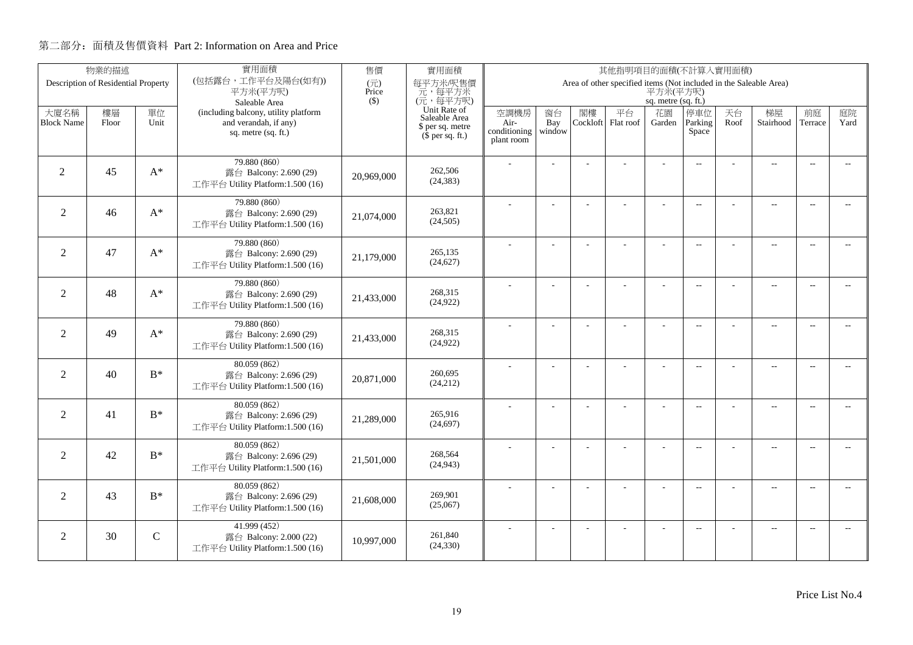## 第二部分：面積及售價資料 Part 2: Information on Area and Price

| 物業的描述 Description of Residential Property | | | 實用面積 (包括露台，工作平台及陽台(如有)) 平方米(平方呎) Saleable Area (including balcony, utility platform and verandah, if any) sq. metre (sq. ft.) | 售價 (元) Price ($) | 實用面積 每平方米/呎售價 元，每平方米 (元，每平方呎) Unit Rate of Saleable Area $ per sq. metre ($ per sq. ft.) | 其他指明項目的面積(不計算入實用面積) Area of other specified items (Not included in the Saleable Area) 平方米(平方呎) sq. metre (sq. ft.) | | | | | | | | | |
|---|---|---|---|---|---|---|---|---|---|---|---|---|---|---|---|
| 大廈名稱 Block Name | 樓層 Floor | 單位 Unit | | | | 空調機房 Air-conditioning plant room | 窗台 Bay window | 閣樓 Cockloft | 平台 Flat roof | 花園 Garden | 停車位 Parking Space | 天台 Roof | 梯屋 Stairhood | 前庭 Terrace | 庭院 Yard |
| 2 | 45 | A* | 79.880 (860) 露台 Balcony: 2.690 (29) 工作平台 Utility Platform:1.500 (16) | 20,969,000 | 262,506 (24,383) | - | - | - | - | - | -- | - | -- | -- | -- |
| 2 | 46 | A* | 79.880 (860) 露台 Balcony: 2.690 (29) 工作平台 Utility Platform:1.500 (16) | 21,074,000 | 263,821 (24,505) | - | - | - | - | - | -- | - | -- | -- | -- |
| 2 | 47 | A* | 79.880 (860) 露台 Balcony: 2.690 (29) 工作平台 Utility Platform:1.500 (16) | 21,179,000 | 265,135 (24,627) | - | - | - | - | - | -- | - | -- | -- | -- |
| 2 | 48 | A* | 79.880 (860) 露台 Balcony: 2.690 (29) 工作平台 Utility Platform:1.500 (16) | 21,433,000 | 268,315 (24,922) | - | - | - | - | - | -- | - | -- | -- | -- |
| 2 | 49 | A* | 79.880 (860) 露台 Balcony: 2.690 (29) 工作平台 Utility Platform:1.500 (16) | 21,433,000 | 268,315 (24,922) | - | - | - | - | - | -- | - | -- | -- | -- |
| 2 | 40 | B* | 80.059 (862) 露台 Balcony: 2.696 (29) 工作平台 Utility Platform:1.500 (16) | 20,871,000 | 260,695 (24,212) | - | - | - | - | - | -- | - | -- | -- | -- |
| 2 | 41 | B* | 80.059 (862) 露台 Balcony: 2.696 (29) 工作平台 Utility Platform:1.500 (16) | 21,289,000 | 265,916 (24,697) | - | - | - | - | - | -- | - | -- | -- | -- |
| 2 | 42 | B* | 80.059 (862) 露台 Balcony: 2.696 (29) 工作平台 Utility Platform:1.500 (16) | 21,501,000 | 268,564 (24,943) | - | - | - | - | - | -- | - | -- | -- | -- |
| 2 | 43 | B* | 80.059 (862) 露台 Balcony: 2.696 (29) 工作平台 Utility Platform:1.500 (16) | 21,608,000 | 269,901 (25,067) | - | - | - | - | - | -- | - | -- | -- | -- |
| 2 | 30 | C | 41.999 (452) 露台 Balcony: 2.000 (22) 工作平台 Utility Platform:1.500 (16) | 10,997,000 | 261,840 (24,330) | - | - | - | - | - | -- | - | -- | -- | -- |

Price List No.4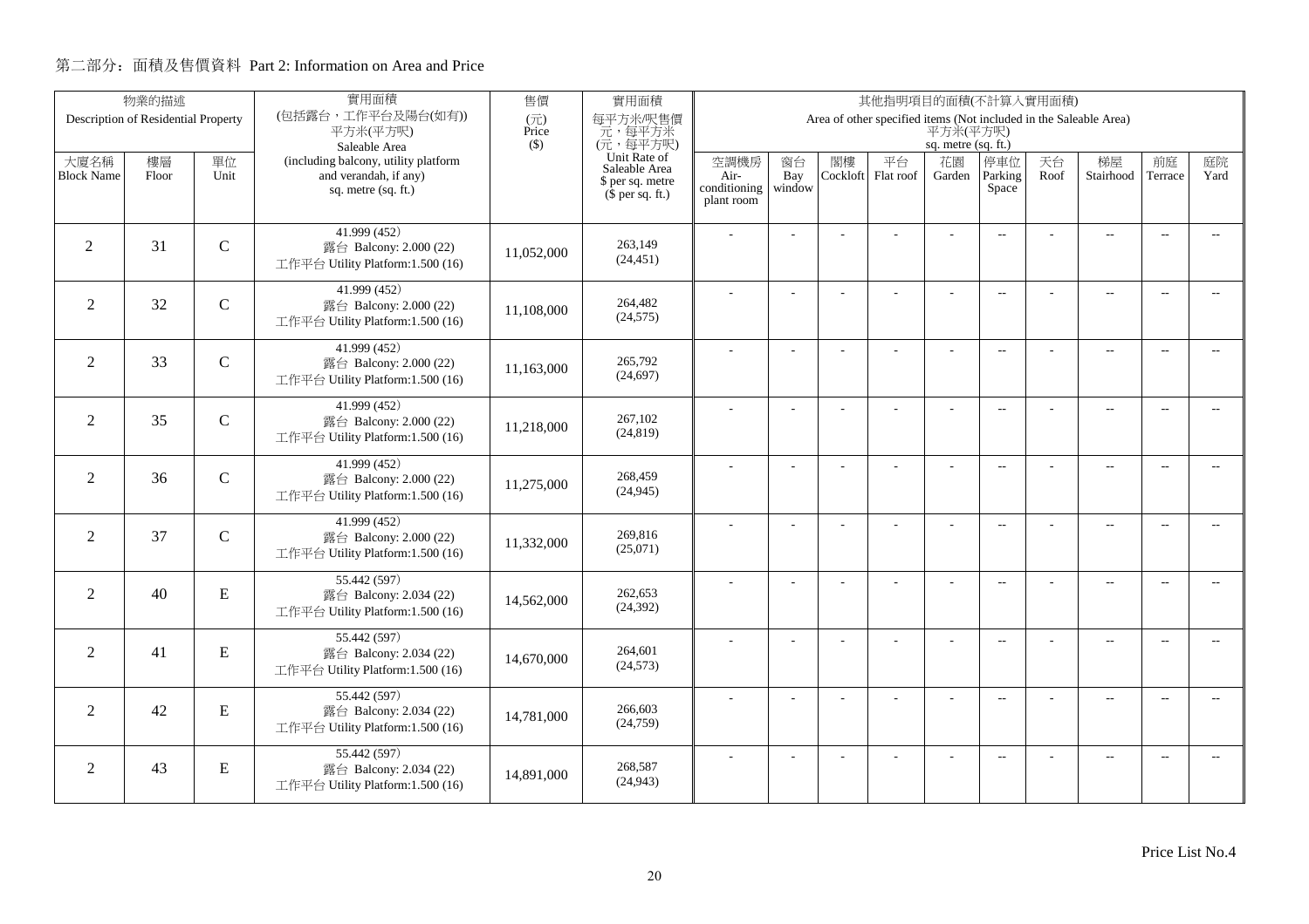## 第二部分：面積及售價資料 Part 2: Information on Area and Price

| 物業的描述 Description of Residential Property | | | 實用面積 (包括露台，工作平台及陽台(如有)) 平方米(平方呎) Saleable Area (including balcony, utility platform and verandah, if any) sq. metre (sq. ft.) | 售價 (元) Price ($) | 實用面積 每平方米/呎售價 元，每平方米 (元，每平方呎) Unit Rate of Saleable Area $ per sq. metre ($ per sq. ft.) | 其他指明項目的面積(不計算入實用面積) Area of other specified items (Not included in the Saleable Area) 平方米(平方呎) sq. metre (sq. ft.) | | | | | | | | | |
|---|---|---|---|---|---|---|---|---|---|---|---|---|---|---|---|
| 大廈名稱 Block Name | 樓層 Floor | 單位 Unit | | | | 空調機房 Air-conditioning plant room | 窗台 Bay window | 閣樓 Cockloft | 平台 Flat roof | 花園 Garden | 停車位 Parking Space | 天台 Roof | 梯屋 Stairhood | 前庭 Terrace | 庭院 Yard |
| 2 | 31 | C | 41.999 (452) 露台 Balcony: 2.000 (22) 工作平台 Utility Platform:1.500 (16) | 11,052,000 | 263,149 (24,451) | - | - | - | - | - | -- | - | -- | -- | -- |
| 2 | 32 | C | 41.999 (452) 露台 Balcony: 2.000 (22) 工作平台 Utility Platform:1.500 (16) | 11,108,000 | 264,482 (24,575) | - | - | - | - | - | -- | - | -- | -- | -- |
| 2 | 33 | C | 41.999 (452) 露台 Balcony: 2.000 (22) 工作平台 Utility Platform:1.500 (16) | 11,163,000 | 265,792 (24,697) | - | - | - | - | - | -- | - | -- | -- | -- |
| 2 | 35 | C | 41.999 (452) 露台 Balcony: 2.000 (22) 工作平台 Utility Platform:1.500 (16) | 11,218,000 | 267,102 (24,819) | - | - | - | - | - | -- | - | -- | -- | -- |
| 2 | 36 | C | 41.999 (452) 露台 Balcony: 2.000 (22) 工作平台 Utility Platform:1.500 (16) | 11,275,000 | 268,459 (24,945) | - | - | - | - | - | -- | - | -- | -- | -- |
| 2 | 37 | C | 41.999 (452) 露台 Balcony: 2.000 (22) 工作平台 Utility Platform:1.500 (16) | 11,332,000 | 269,816 (25,071) | - | - | - | - | - | -- | - | -- | -- | -- |
| 2 | 40 | E | 55.442 (597) 露台 Balcony: 2.034 (22) 工作平台 Utility Platform:1.500 (16) | 14,562,000 | 262,653 (24,392) | - | - | - | - | - | -- | - | -- | -- | -- |
| 2 | 41 | E | 55.442 (597) 露台 Balcony: 2.034 (22) 工作平台 Utility Platform:1.500 (16) | 14,670,000 | 264,601 (24,573) | - | - | - | - | - | -- | - | -- | -- | -- |
| 2 | 42 | E | 55.442 (597) 露台 Balcony: 2.034 (22) 工作平台 Utility Platform:1.500 (16) | 14,781,000 | 266,603 (24,759) | - | - | - | - | - | -- | - | -- | -- | -- |
| 2 | 43 | E | 55.442 (597) 露台 Balcony: 2.034 (22) 工作平台 Utility Platform:1.500 (16) | 14,891,000 | 268,587 (24,943) | - | - | - | - | - | -- | - | -- | -- | -- |

Price List No.4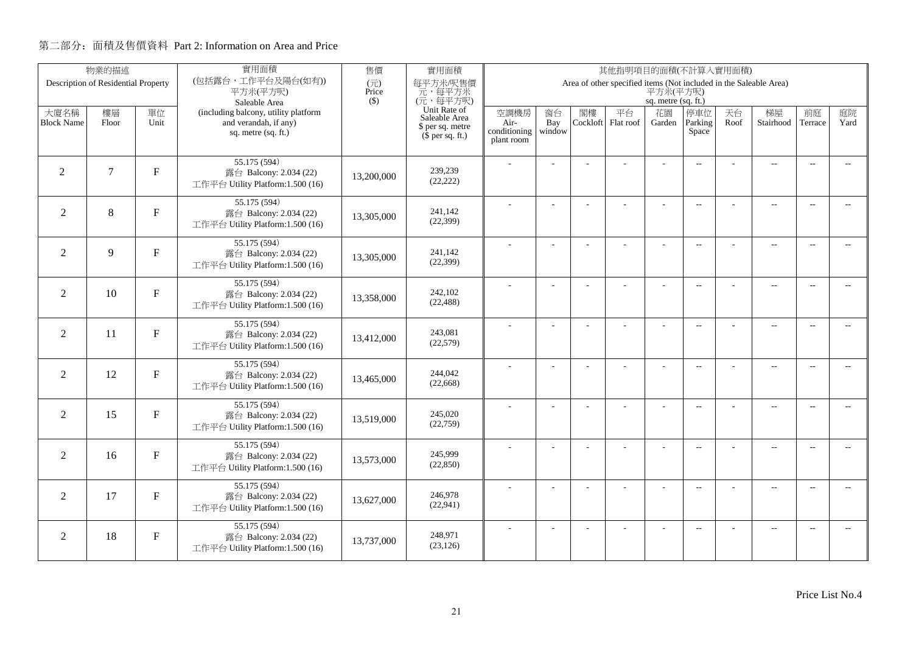## 第二部分：面積及售價資料 Part 2: Information on Area and Price

| 物業的描述 Description of Residential Property | | | 實用面積 (包括露台，工作平台及陽台(如有)) 平方米(平方呎) Saleable Area (including balcony, utility platform and verandah, if any) sq. metre (sq. ft.) | 售價 (元) Price ($) | 實用面積 每平方米/呎售價 元，每平方米 (元，每平方呎) Unit Rate of Saleable Area $ per sq. metre ($ per sq. ft.) | 其他指明項目的面積(不計算入實用面積) Area of other specified items (Not included in the Saleable Area) 平方米(平方呎) sq. metre (sq. ft.) | | | | | | | | | |
|---|---|---|---|---|---|---|---|---|---|---|---|---|---|---|---|
| 大廈名稱 Block Name | 樓層 Floor | 單位 Unit | | | | 空調機房 Air-conditioning plant room | 窗台 Bay window | 閣樓 Cockloft | 平台 Flat roof | 花園 Garden | 停車位 Parking Space | 天台 Roof | 梯屋 Stairhood | 前庭 Terrace | 庭院 Yard |
| 2 | 7 | F | 55.175 (594) 露台 Balcony: 2.034 (22) 工作平台 Utility Platform:1.500 (16) | 13,200,000 | 239,239 (22,222) | - | - | - | - | - | -- | - | -- | -- | -- |
| 2 | 8 | F | 55.175 (594) 露台 Balcony: 2.034 (22) 工作平台 Utility Platform:1.500 (16) | 13,305,000 | 241,142 (22,399) | - | - | - | - | - | -- | - | -- | -- | -- |
| 2 | 9 | F | 55.175 (594) 露台 Balcony: 2.034 (22) 工作平台 Utility Platform:1.500 (16) | 13,305,000 | 241,142 (22,399) | - | - | - | - | - | -- | - | -- | -- | -- |
| 2 | 10 | F | 55.175 (594) 露台 Balcony: 2.034 (22) 工作平台 Utility Platform:1.500 (16) | 13,358,000 | 242,102 (22,488) | - | - | - | - | - | -- | - | -- | -- | -- |
| 2 | 11 | F | 55.175 (594) 露台 Balcony: 2.034 (22) 工作平台 Utility Platform:1.500 (16) | 13,412,000 | 243,081 (22,579) | - | - | - | - | - | -- | - | -- | -- | -- |
| 2 | 12 | F | 55.175 (594) 露台 Balcony: 2.034 (22) 工作平台 Utility Platform:1.500 (16) | 13,465,000 | 244,042 (22,668) | - | - | - | - | - | -- | - | -- | -- | -- |
| 2 | 15 | F | 55.175 (594) 露台 Balcony: 2.034 (22) 工作平台 Utility Platform:1.500 (16) | 13,519,000 | 245,020 (22,759) | - | - | - | - | - | -- | - | -- | -- | -- |
| 2 | 16 | F | 55.175 (594) 露台 Balcony: 2.034 (22) 工作平台 Utility Platform:1.500 (16) | 13,573,000 | 245,999 (22,850) | - | - | - | - | - | -- | - | -- | -- | -- |
| 2 | 17 | F | 55.175 (594) 露台 Balcony: 2.034 (22) 工作平台 Utility Platform:1.500 (16) | 13,627,000 | 246,978 (22,941) | - | - | - | - | - | -- | - | -- | -- | -- |
| 2 | 18 | F | 55.175 (594) 露台 Balcony: 2.034 (22) 工作平台 Utility Platform:1.500 (16) | 13,737,000 | 248,971 (23,126) | - | - | - | - | - | -- | - | -- | -- | -- |

Price List No.4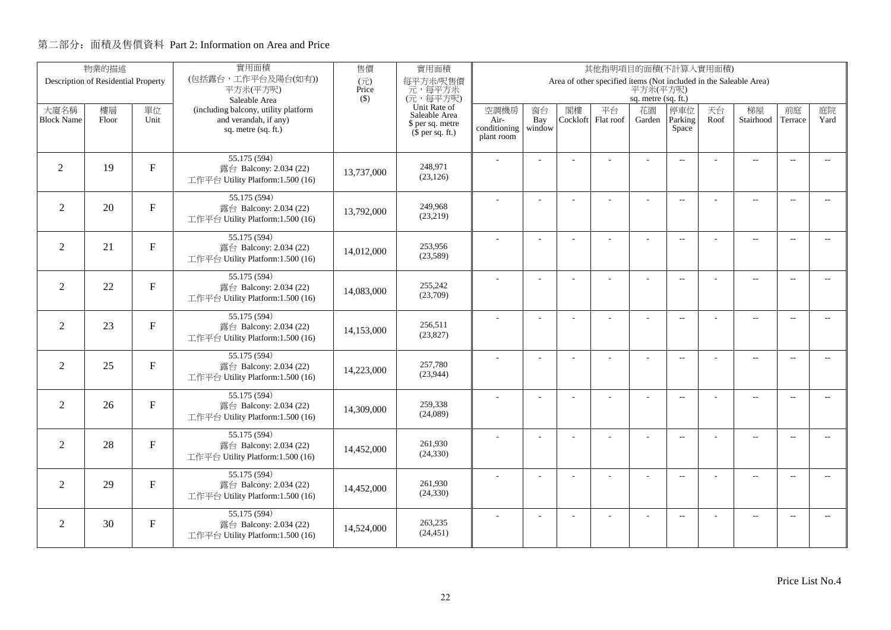## 第二部分：面積及售價資料 Part 2: Information on Area and Price

| 物業的描述 Description of Residential Property | | | 實用面積 (包括露台，工作平台及陽台(如有)) 平方米(平方呎) Saleable Area (including balcony, utility platform and verandah, if any) sq. metre (sq. ft.) | 售價 (元) Price ($) | 實用面積 每平方米/呎售價 元，每平方米 (元，每平方呎) Unit Rate of Saleable Area $ per sq. metre ($ per sq. ft.) | 其他指明項目的面積(不計算入實用面積) Area of other specified items (Not included in the Saleable Area) 平方米(平方呎) sq. metre (sq. ft.) | | | | | | | | | |
|---|---|---|---|---|---|---|---|---|---|---|---|---|---|---|---|
| 大廈名稱 Block Name | 樓層 Floor | 單位 Unit | | | | 空調機房 Air-conditioning plant room | 窗台 Bay window | 閣樓 Cockloft | 平台 Flat roof | 花園 Garden | 停車位 Parking Space | 天台 Roof | 梯屋 Stairhood | 前庭 Terrace | 庭院 Yard |
| 2 | 19 | F | 55.175 (594) 露台 Balcony: 2.034 (22) 工作平台 Utility Platform:1.500 (16) | 13,737,000 | 248,971 (23,126) | - | - | - | - | - | -- | - | -- | -- | -- |
| 2 | 20 | F | 55.175 (594) 露台 Balcony: 2.034 (22) 工作平台 Utility Platform:1.500 (16) | 13,792,000 | 249,968 (23,219) | - | - | - | - | - | -- | - | -- | -- | -- |
| 2 | 21 | F | 55.175 (594) 露台 Balcony: 2.034 (22) 工作平台 Utility Platform:1.500 (16) | 14,012,000 | 253,956 (23,589) | - | - | - | - | - | -- | - | -- | -- | -- |
| 2 | 22 | F | 55.175 (594) 露台 Balcony: 2.034 (22) 工作平台 Utility Platform:1.500 (16) | 14,083,000 | 255,242 (23,709) | - | - | - | - | - | -- | - | -- | -- | -- |
| 2 | 23 | F | 55.175 (594) 露台 Balcony: 2.034 (22) 工作平台 Utility Platform:1.500 (16) | 14,153,000 | 256,511 (23,827) | - | - | - | - | - | -- | - | -- | -- | -- |
| 2 | 25 | F | 55.175 (594) 露台 Balcony: 2.034 (22) 工作平台 Utility Platform:1.500 (16) | 14,223,000 | 257,780 (23,944) | - | - | - | - | - | -- | - | -- | -- | -- |
| 2 | 26 | F | 55.175 (594) 露台 Balcony: 2.034 (22) 工作平台 Utility Platform:1.500 (16) | 14,309,000 | 259,338 (24,089) | - | - | - | - | - | -- | - | -- | -- | -- |
| 2 | 28 | F | 55.175 (594) 露台 Balcony: 2.034 (22) 工作平台 Utility Platform:1.500 (16) | 14,452,000 | 261,930 (24,330) | - | - | - | - | - | -- | - | -- | -- | -- |
| 2 | 29 | F | 55.175 (594) 露台 Balcony: 2.034 (22) 工作平台 Utility Platform:1.500 (16) | 14,452,000 | 261,930 (24,330) | - | - | - | - | - | -- | - | -- | -- | -- |
| 2 | 30 | F | 55.175 (594) 露台 Balcony: 2.034 (22) 工作平台 Utility Platform:1.500 (16) | 14,524,000 | 263,235 (24,451) | - | - | - | - | - | -- | - | -- | -- | -- |

Price List No.4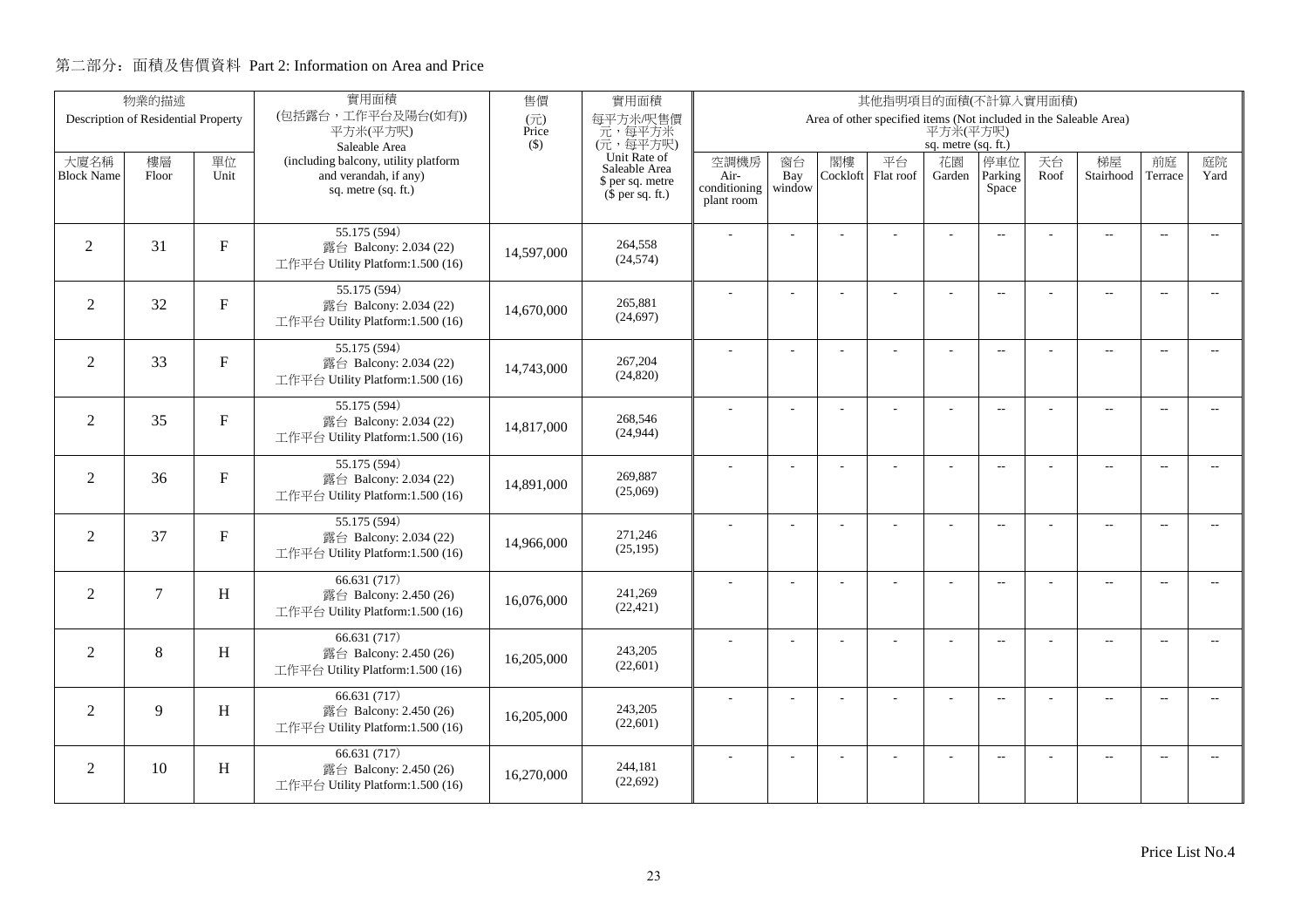第二部分：面積及售價資料 Part 2: Information on Area and Price

| 物業的描述 Description of Residential Property | | | 實用面積 (包括露台，工作平台及陽台(如有)) 平方米(平方呎) Saleable Area (including balcony, utility platform and verandah, if any) sq. metre (sq. ft.) | 售價 (元) Price ($) | 實用面積 每平方米/呎售價 元，每平方米 (元，每平方呎) Unit Rate of Saleable Area $ per sq. metre ($ per sq. ft.) | 其他指明項目的面積(不計算入實用面積) Area of other specified items (Not included in the Saleable Area) 平方米(平方呎) sq. metre (sq. ft.) | | | | | | | | | |
|---|---|---|---|---|---|---|---|---|---|---|---|---|---|---|---|
| 大廈名稱 Block Name | 樓層 Floor | 單位 Unit | | | | 空調機房 Air-conditioning plant room | 窗台 Bay window | 閣樓 Cockloft | 平台 Flat roof | 花園 Garden | 停車位 Parking Space | 天台 Roof | 梯屋 Stairhood | 前庭 Terrace | 庭院 Yard |
| 2 | 31 | F | 55.175 (594) 露台 Balcony: 2.034 (22) 工作平台 Utility Platform:1.500 (16) | 14,597,000 | 264,558 (24,574) | - | - | - | - | - | -- | - | -- | -- | -- |
| 2 | 32 | F | 55.175 (594) 露台 Balcony: 2.034 (22) 工作平台 Utility Platform:1.500 (16) | 14,670,000 | 265,881 (24,697) | - | - | - | - | - | -- | - | -- | -- | -- |
| 2 | 33 | F | 55.175 (594) 露台 Balcony: 2.034 (22) 工作平台 Utility Platform:1.500 (16) | 14,743,000 | 267,204 (24,820) | - | - | - | - | - | -- | - | -- | -- | -- |
| 2 | 35 | F | 55.175 (594) 露台 Balcony: 2.034 (22) 工作平台 Utility Platform:1.500 (16) | 14,817,000 | 268,546 (24,944) | - | - | - | - | - | -- | - | -- | -- | -- |
| 2 | 36 | F | 55.175 (594) 露台 Balcony: 2.034 (22) 工作平台 Utility Platform:1.500 (16) | 14,891,000 | 269,887 (25,069) | - | - | - | - | - | -- | - | -- | -- | -- |
| 2 | 37 | F | 55.175 (594) 露台 Balcony: 2.034 (22) 工作平台 Utility Platform:1.500 (16) | 14,966,000 | 271,246 (25,195) | - | - | - | - | - | -- | - | -- | -- | -- |
| 2 | 7 | H | 66.631 (717) 露台 Balcony: 2.450 (26) 工作平台 Utility Platform:1.500 (16) | 16,076,000 | 241,269 (22,421) | - | - | - | - | - | -- | - | -- | -- | -- |
| 2 | 8 | H | 66.631 (717) 露台 Balcony: 2.450 (26) 工作平台 Utility Platform:1.500 (16) | 16,205,000 | 243,205 (22,601) | - | - | - | - | - | -- | - | -- | -- | -- |
| 2 | 9 | H | 66.631 (717) 露台 Balcony: 2.450 (26) 工作平台 Utility Platform:1.500 (16) | 16,205,000 | 243,205 (22,601) | - | - | - | - | - | -- | - | -- | -- | -- |
| 2 | 10 | H | 66.631 (717) 露台 Balcony: 2.450 (26) 工作平台 Utility Platform:1.500 (16) | 16,270,000 | 244,181 (22,692) | - | - | - | - | - | -- | - | -- | -- | -- |

Price List No.4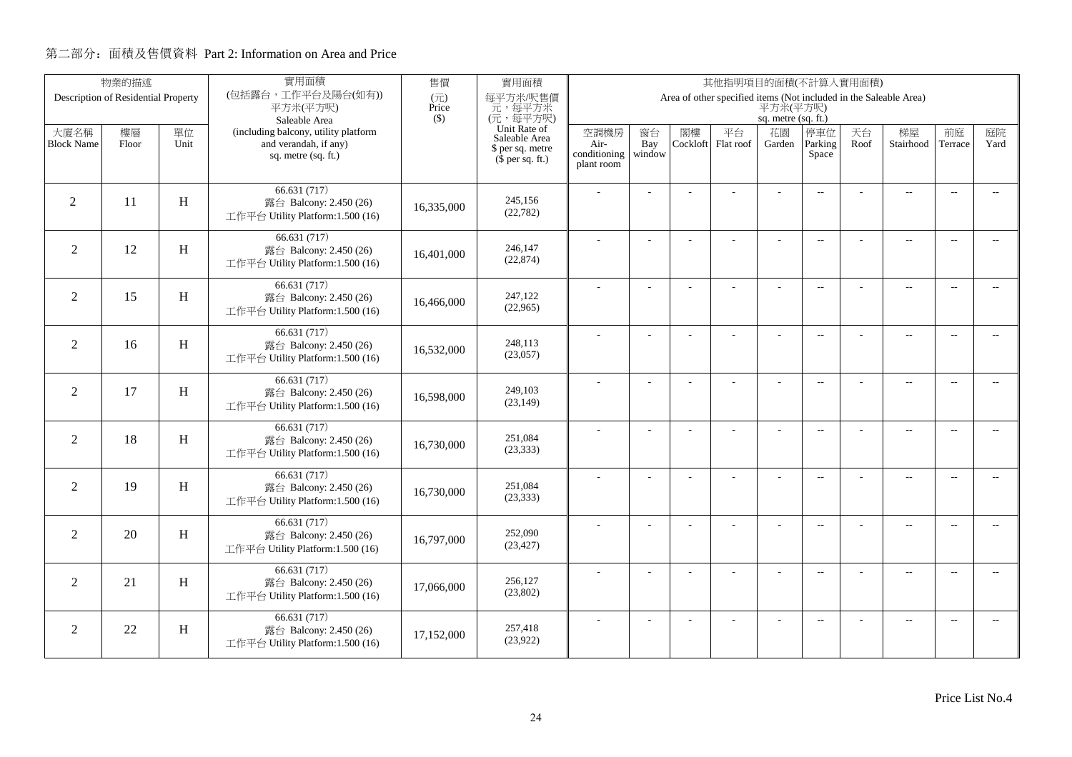## 第二部分：面積及售價資料 Part 2: Information on Area and Price

| 物業的描述 Description of Residential Property | | | 實用面積 (包括露台，工作平台及陽台(如有)) 平方米(平方呎) Saleable Area (including balcony, utility platform and verandah, if any) sq. metre (sq. ft.) | 售價 (元) Price ($) | 實用面積 每平方米/呎售價 元，每平方米 (元，每平方呎) Unit Rate of Saleable Area $ per sq. metre ($ per sq. ft.) | 其他指明項目的面積(不計算入實用面積) Area of other specified items (Not included in the Saleable Area) 平方米(平方呎) sq. metre (sq. ft.) | | | | | | | | | |
|---|---|---|---|---|---|---|---|---|---|---|---|---|---|---|---|
| 大廈名稱 Block Name | 樓層 Floor | 單位 Unit | | | | 空調機房 Air-conditioning plant room | 窗台 Bay window | 閣樓 Cockloft | 平台 Flat roof | 花園 Garden | 停車位 Parking Space | 天台 Roof | 梯屋 Stairhood | 前庭 Terrace | 庭院 Yard |
| 2 | 11 | H | 66.631 (717) 露台 Balcony: 2.450 (26) 工作平台 Utility Platform:1.500 (16) | 16,335,000 | 245,156 (22,782) | - | - | - | - | - | -- | - | -- | -- | -- |
| 2 | 12 | H | 66.631 (717) 露台 Balcony: 2.450 (26) 工作平台 Utility Platform:1.500 (16) | 16,401,000 | 246,147 (22,874) | - | - | - | - | - | -- | - | -- | -- | -- |
| 2 | 15 | H | 66.631 (717) 露台 Balcony: 2.450 (26) 工作平台 Utility Platform:1.500 (16) | 16,466,000 | 247,122 (22,965) | - | - | - | - | - | -- | - | -- | -- | -- |
| 2 | 16 | H | 66.631 (717) 露台 Balcony: 2.450 (26) 工作平台 Utility Platform:1.500 (16) | 16,532,000 | 248,113 (23,057) | - | - | - | - | - | -- | - | -- | -- | -- |
| 2 | 17 | H | 66.631 (717) 露台 Balcony: 2.450 (26) 工作平台 Utility Platform:1.500 (16) | 16,598,000 | 249,103 (23,149) | - | - | - | - | - | -- | - | -- | -- | -- |
| 2 | 18 | H | 66.631 (717) 露台 Balcony: 2.450 (26) 工作平台 Utility Platform:1.500 (16) | 16,730,000 | 251,084 (23,333) | - | - | - | - | - | -- | - | -- | -- | -- |
| 2 | 19 | H | 66.631 (717) 露台 Balcony: 2.450 (26) 工作平台 Utility Platform:1.500 (16) | 16,730,000 | 251,084 (23,333) | - | - | - | - | - | -- | - | -- | -- | -- |
| 2 | 20 | H | 66.631 (717) 露台 Balcony: 2.450 (26) 工作平台 Utility Platform:1.500 (16) | 16,797,000 | 252,090 (23,427) | - | - | - | - | - | -- | - | -- | -- | -- |
| 2 | 21 | H | 66.631 (717) 露台 Balcony: 2.450 (26) 工作平台 Utility Platform:1.500 (16) | 17,066,000 | 256,127 (23,802) | - | - | - | - | - | -- | - | -- | -- | -- |
| 2 | 22 | H | 66.631 (717) 露台 Balcony: 2.450 (26) 工作平台 Utility Platform:1.500 (16) | 17,152,000 | 257,418 (23,922) | - | - | - | - | - | -- | - | -- | -- | -- |

Price List No.4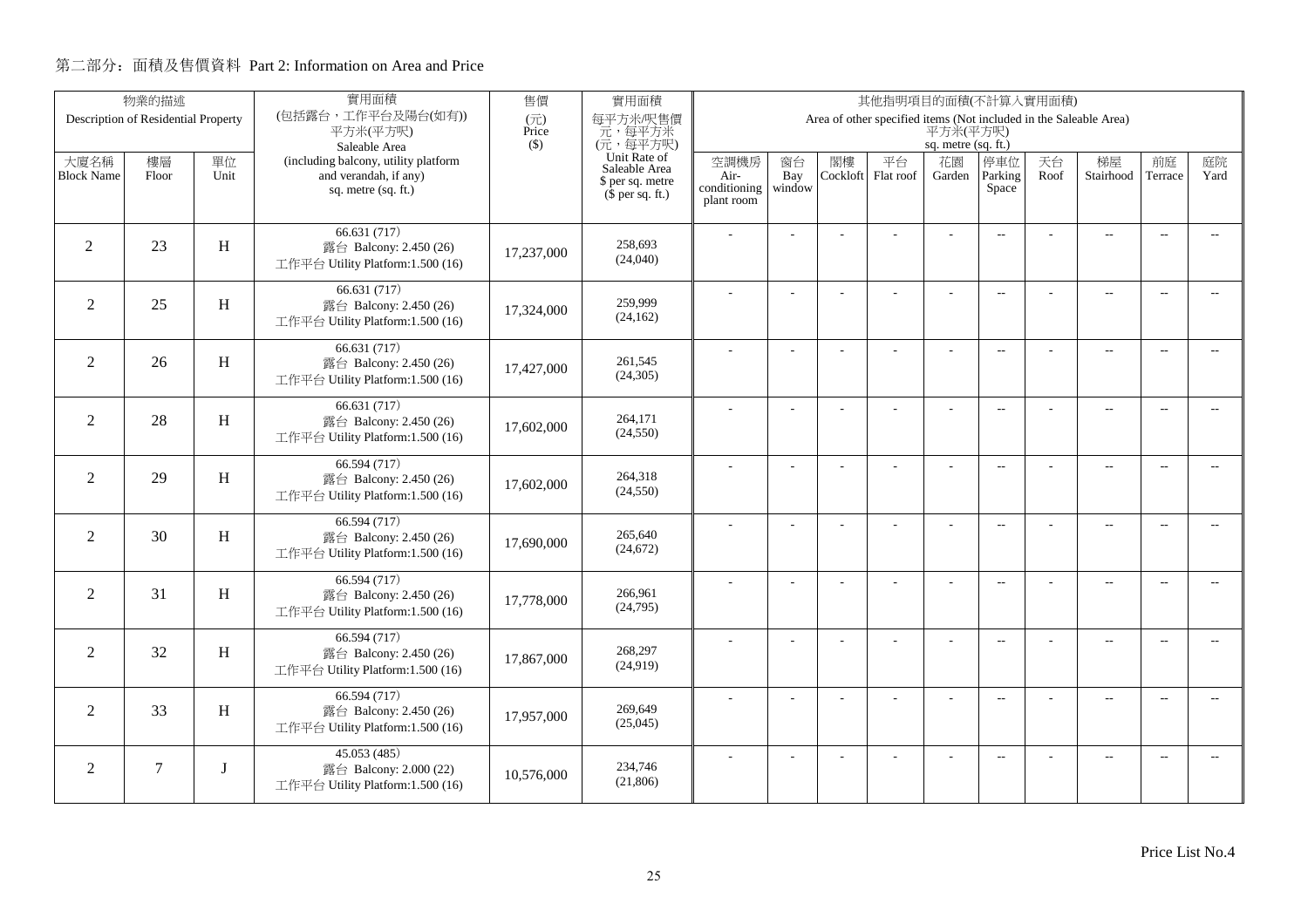# 第二部分：面積及售價資料 Part 2: Information on Area and Price

| 物業的描述 Description of Residential Property | | | 實用面積 (包括露台，工作平台及陽台(如有)) 平方米(平方呎) Saleable Area (including balcony, utility platform and verandah, if any) sq. metre (sq. ft.) | 售價 (元) Price ($) | 實用面積 每平方米/呎售價 元，每平方米 (元，每平方呎) Unit Rate of Saleable Area $ per sq. metre ($ per sq. ft.) | 其他指明項目的面積(不計算入實用面積) Area of other specified items (Not included in the Saleable Area) 平方米(平方呎) sq. metre (sq. ft.) | | | | | | | | | |
|---|---|---|---|---|---|---|---|---|---|---|---|---|---|---|---|
| 大廈名稱 Block Name | 樓層 Floor | 單位 Unit | | | | 空調機房 Air-conditioning plant room | 窗台 Bay window | 閣樓 Cockloft | 平台 Flat roof | 花園 Garden | 停車位 Parking Space | 天台 Roof | 梯屋 Stairhood | 前庭 Terrace | 庭院 Yard |
| 2 | 23 | H | 66.631 (717) 露台 Balcony: 2.450 (26) 工作平台 Utility Platform:1.500 (16) | 17,237,000 | 258,693 (24,040) | - | - | - | - | - | -- | - | -- | -- | -- |
| 2 | 25 | H | 66.631 (717) 露台 Balcony: 2.450 (26) 工作平台 Utility Platform:1.500 (16) | 17,324,000 | 259,999 (24,162) | - | - | - | - | - | -- | - | -- | -- | -- |
| 2 | 26 | H | 66.631 (717) 露台 Balcony: 2.450 (26) 工作平台 Utility Platform:1.500 (16) | 17,427,000 | 261,545 (24,305) | - | - | - | - | - | -- | - | -- | -- | -- |
| 2 | 28 | H | 66.631 (717) 露台 Balcony: 2.450 (26) 工作平台 Utility Platform:1.500 (16) | 17,602,000 | 264,171 (24,550) | - | - | - | - | - | -- | - | -- | -- | -- |
| 2 | 29 | H | 66.594 (717) 露台 Balcony: 2.450 (26) 工作平台 Utility Platform:1.500 (16) | 17,602,000 | 264,318 (24,550) | - | - | - | - | - | -- | - | -- | -- | -- |
| 2 | 30 | H | 66.594 (717) 露台 Balcony: 2.450 (26) 工作平台 Utility Platform:1.500 (16) | 17,690,000 | 265,640 (24,672) | - | - | - | - | - | -- | - | -- | -- | -- |
| 2 | 31 | H | 66.594 (717) 露台 Balcony: 2.450 (26) 工作平台 Utility Platform:1.500 (16) | 17,778,000 | 266,961 (24,795) | - | - | - | - | - | -- | - | -- | -- | -- |
| 2 | 32 | H | 66.594 (717) 露台 Balcony: 2.450 (26) 工作平台 Utility Platform:1.500 (16) | 17,867,000 | 268,297 (24,919) | - | - | - | - | - | -- | - | -- | -- | -- |
| 2 | 33 | H | 66.594 (717) 露台 Balcony: 2.450 (26) 工作平台 Utility Platform:1.500 (16) | 17,957,000 | 269,649 (25,045) | - | - | - | - | - | -- | - | -- | -- | -- |
| 2 | 7 | J | 45.053 (485) 露台 Balcony: 2.000 (22) 工作平台 Utility Platform:1.500 (16) | 10,576,000 | 234,746 (21,806) | - | - | - | - | - | -- | - | -- | -- | -- |

Price List No.4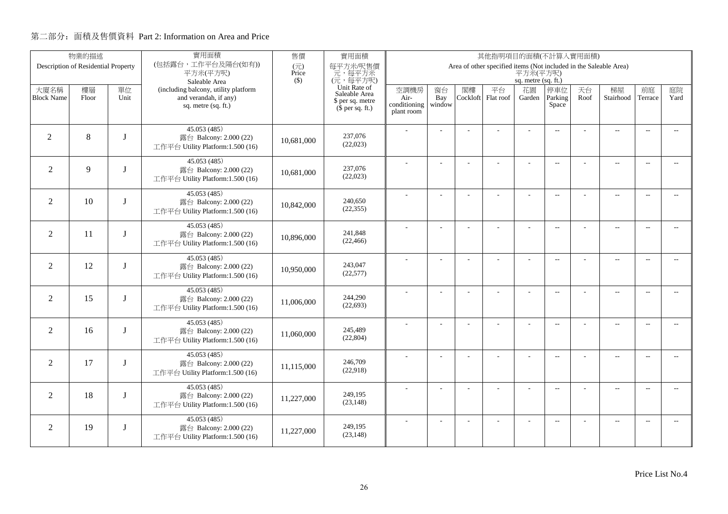## 第二部分：面積及售價資料 Part 2: Information on Area and Price

| 物業的描述 Description of Residential Property | | | 實用面積 (包括露台，工作平台及陽台(如有)) 平方米(平方呎) Saleable Area (including balcony, utility platform and verandah, if any) sq. metre (sq. ft.) | 售價 (元) Price ($) | 實用面積 每平方米/呎售價 元，每平方米 (元，每平方呎) Unit Rate of Saleable Area $ per sq. metre ($ per sq. ft.) | 其他指明項目的面積(不計算入實用面積) Area of other specified items (Not included in the Saleable Area) 平方米(平方呎) sq. metre (sq. ft.) | | | | | | | | | |
|---|---|---|---|---|---|---|---|---|---|---|---|---|---|---|---|
| 大廈名稱 Block Name | 樓層 Floor | 單位 Unit | | | | 空調機房 Air-conditioning plant room | 窗台 Bay window | 閣樓 Cockloft | 平台 Flat roof | 花園 Garden | 停車位 Parking Space | 天台 Roof | 梯屋 Stairhood | 前庭 Terrace | 庭院 Yard |
| 2 | 8 | J | 45.053 (485) 露台 Balcony: 2.000 (22) 工作平台 Utility Platform:1.500 (16) | 10,681,000 | 237,076 (22,023) | - | - | - | - | - | -- | - | -- | -- | -- |
| 2 | 9 | J | 45.053 (485) 露台 Balcony: 2.000 (22) 工作平台 Utility Platform:1.500 (16) | 10,681,000 | 237,076 (22,023) | - | - | - | - | - | -- | - | -- | -- | -- |
| 2 | 10 | J | 45.053 (485) 露台 Balcony: 2.000 (22) 工作平台 Utility Platform:1.500 (16) | 10,842,000 | 240,650 (22,355) | - | - | - | - | - | -- | - | -- | -- | -- |
| 2 | 11 | J | 45.053 (485) 露台 Balcony: 2.000 (22) 工作平台 Utility Platform:1.500 (16) | 10,896,000 | 241,848 (22,466) | - | - | - | - | - | -- | - | -- | -- | -- |
| 2 | 12 | J | 45.053 (485) 露台 Balcony: 2.000 (22) 工作平台 Utility Platform:1.500 (16) | 10,950,000 | 243,047 (22,577) | - | - | - | - | - | -- | - | -- | -- | -- |
| 2 | 15 | J | 45.053 (485) 露台 Balcony: 2.000 (22) 工作平台 Utility Platform:1.500 (16) | 11,006,000 | 244,290 (22,693) | - | - | - | - | - | -- | - | -- | -- | -- |
| 2 | 16 | J | 45.053 (485) 露台 Balcony: 2.000 (22) 工作平台 Utility Platform:1.500 (16) | 11,060,000 | 245,489 (22,804) | - | - | - | - | - | -- | - | -- | -- | -- |
| 2 | 17 | J | 45.053 (485) 露台 Balcony: 2.000 (22) 工作平台 Utility Platform:1.500 (16) | 11,115,000 | 246,709 (22,918) | - | - | - | - | - | -- | - | -- | -- | -- |
| 2 | 18 | J | 45.053 (485) 露台 Balcony: 2.000 (22) 工作平台 Utility Platform:1.500 (16) | 11,227,000 | 249,195 (23,148) | - | - | - | - | - | -- | - | -- | -- | -- |
| 2 | 19 | J | 45.053 (485) 露台 Balcony: 2.000 (22) 工作平台 Utility Platform:1.500 (16) | 11,227,000 | 249,195 (23,148) | - | - | - | - | - | -- | - | -- | -- | -- |

Price List No.4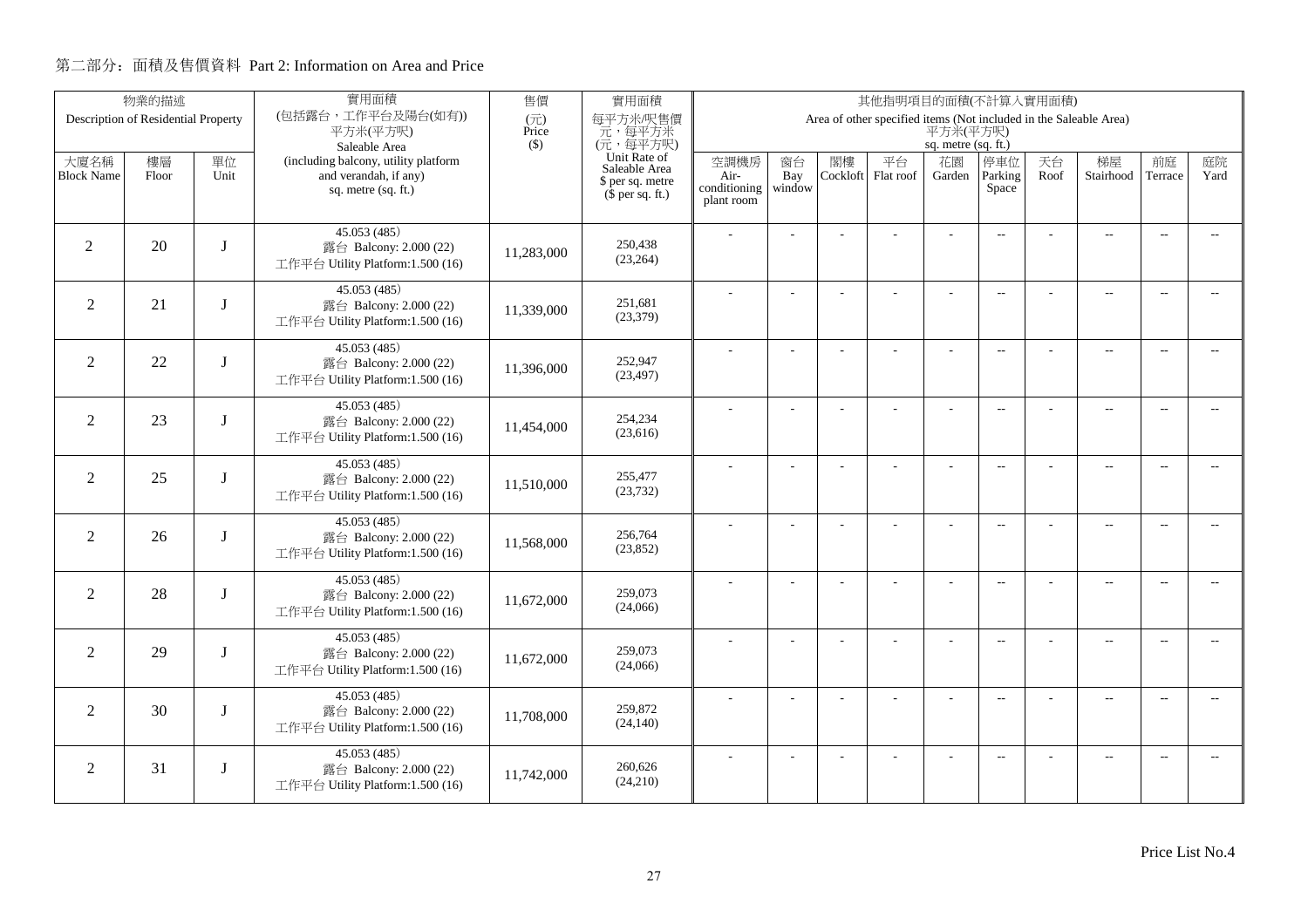## 第二部分：面積及售價資料 Part 2: Information on Area and Price

| 物業的描述 Description of Residential Property | | | 實用面積 (包括露台，工作平台及陽台(如有)) 平方米(平方呎) Saleable Area (including balcony, utility platform and verandah, if any) sq. metre (sq. ft.) | 售價 (元) Price ($) | 實用面積 每平方米/呎售價 元，每平方米 (元，每平方呎) Unit Rate of Saleable Area $ per sq. metre ($ per sq. ft.) | 其他指明項目的面積(不計算入實用面積) Area of other specified items (Not included in the Saleable Area) 平方米(平方呎) sq. metre (sq. ft.) | | | | | | | | | |
|---|---|---|---|---|---|---|---|---|---|---|---|---|---|---|---|
| 大廈名稱 Block Name | 樓層 Floor | 單位 Unit | | | | 空調機房 Air-conditioning plant room | 窗台 Bay window | 閣樓 Cockloft | 平台 Flat roof | 花園 Garden | 停車位 Parking Space | 天台 Roof | 梯屋 Stairhood | 前庭 Terrace | 庭院 Yard |
| 2 | 20 | J | 45.053 (485) 露台 Balcony: 2.000 (22) 工作平台 Utility Platform:1.500 (16) | 11,283,000 | 250,438 (23,264) | - | - | - | - | - | -- | - | -- | -- | -- |
| 2 | 21 | J | 45.053 (485) 露台 Balcony: 2.000 (22) 工作平台 Utility Platform:1.500 (16) | 11,339,000 | 251,681 (23,379) | - | - | - | - | - | -- | - | -- | -- | -- |
| 2 | 22 | J | 45.053 (485) 露台 Balcony: 2.000 (22) 工作平台 Utility Platform:1.500 (16) | 11,396,000 | 252,947 (23,497) | - | - | - | - | - | -- | - | -- | -- | -- |
| 2 | 23 | J | 45.053 (485) 露台 Balcony: 2.000 (22) 工作平台 Utility Platform:1.500 (16) | 11,454,000 | 254,234 (23,616) | - | - | - | - | - | -- | - | -- | -- | -- |
| 2 | 25 | J | 45.053 (485) 露台 Balcony: 2.000 (22) 工作平台 Utility Platform:1.500 (16) | 11,510,000 | 255,477 (23,732) | - | - | - | - | - | -- | - | -- | -- | -- |
| 2 | 26 | J | 45.053 (485) 露台 Balcony: 2.000 (22) 工作平台 Utility Platform:1.500 (16) | 11,568,000 | 256,764 (23,852) | - | - | - | - | - | -- | - | -- | -- | -- |
| 2 | 28 | J | 45.053 (485) 露台 Balcony: 2.000 (22) 工作平台 Utility Platform:1.500 (16) | 11,672,000 | 259,073 (24,066) | - | - | - | - | - | -- | - | -- | -- | -- |
| 2 | 29 | J | 45.053 (485) 露台 Balcony: 2.000 (22) 工作平台 Utility Platform:1.500 (16) | 11,672,000 | 259,073 (24,066) | - | - | - | - | - | -- | - | -- | -- | -- |
| 2 | 30 | J | 45.053 (485) 露台 Balcony: 2.000 (22) 工作平台 Utility Platform:1.500 (16) | 11,708,000 | 259,872 (24,140) | - | - | - | - | - | -- | - | -- | -- | -- |
| 2 | 31 | J | 45.053 (485) 露台 Balcony: 2.000 (22) 工作平台 Utility Platform:1.500 (16) | 11,742,000 | 260,626 (24,210) | - | - | - | - | - | -- | - | -- | -- | -- |

Price List No.4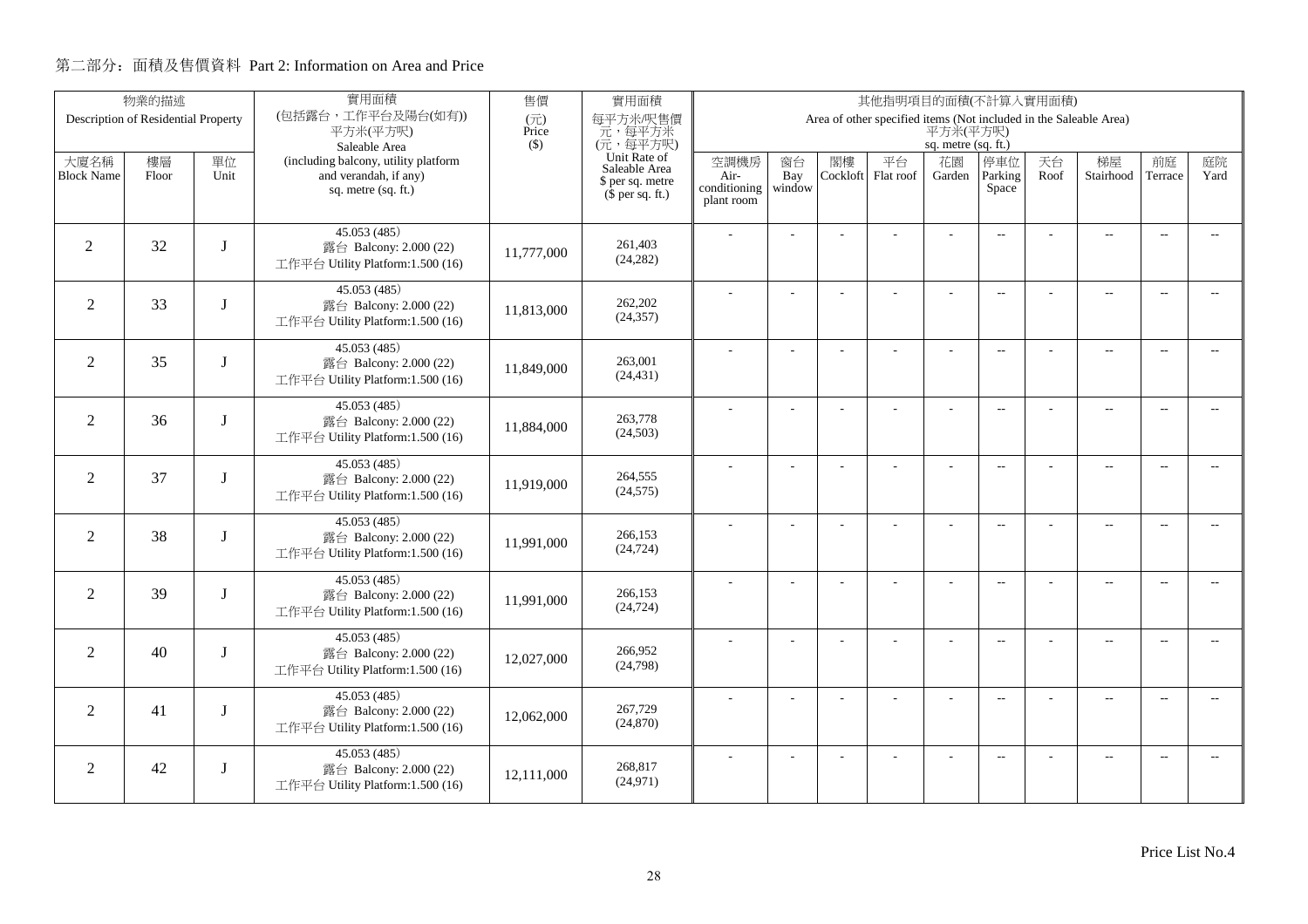## 第二部分：面積及售價資料 Part 2: Information on Area and Price

| 物業的描述 Description of Residential Property | | | 實用面積 (包括露台，工作平台及陽台(如有)) 平方米(平方呎) Saleable Area (including balcony, utility platform and verandah, if any) sq. metre (sq. ft.) | 售價 (元) Price ($) | 實用面積 每平方米/呎售價 元，每平方米 (元，每平方呎) Unit Rate of Saleable Area $ per sq. metre ($ per sq. ft.) | 其他指明項目的面積(不計算入實用面積) Area of other specified items (Not included in the Saleable Area) 平方米(平方呎) sq. metre (sq. ft.) | | | | | | | | | |
|---|---|---|---|---|---|---|---|---|---|---|---|---|---|---|---|
| 大廈名稱 Block Name | 樓層 Floor | 單位 Unit | | | | 空調機房 Air-conditioning plant room | 窗台 Bay window | 閣樓 Cockloft | 平台 Flat roof | 花園 Garden | 停車位 Parking Space | 天台 Roof | 梯屋 Stairhood | 前庭 Terrace | 庭院 Yard |
| 2 | 32 | J | 45.053 (485) 露台 Balcony: 2.000 (22) 工作平台 Utility Platform:1.500 (16) | 11,777,000 | 261,403 (24,282) | - | - | - | - | - | -- | - | -- | -- | -- |
| 2 | 33 | J | 45.053 (485) 露台 Balcony: 2.000 (22) 工作平台 Utility Platform:1.500 (16) | 11,813,000 | 262,202 (24,357) | - | - | - | - | - | -- | - | -- | -- | -- |
| 2 | 35 | J | 45.053 (485) 露台 Balcony: 2.000 (22) 工作平台 Utility Platform:1.500 (16) | 11,849,000 | 263,001 (24,431) | - | - | - | - | - | -- | - | -- | -- | -- |
| 2 | 36 | J | 45.053 (485) 露台 Balcony: 2.000 (22) 工作平台 Utility Platform:1.500 (16) | 11,884,000 | 263,778 (24,503) | - | - | - | - | - | -- | - | -- | -- | -- |
| 2 | 37 | J | 45.053 (485) 露台 Balcony: 2.000 (22) 工作平台 Utility Platform:1.500 (16) | 11,919,000 | 264,555 (24,575) | - | - | - | - | - | -- | - | -- | -- | -- |
| 2 | 38 | J | 45.053 (485) 露台 Balcony: 2.000 (22) 工作平台 Utility Platform:1.500 (16) | 11,991,000 | 266,153 (24,724) | - | - | - | - | - | -- | - | -- | -- | -- |
| 2 | 39 | J | 45.053 (485) 露台 Balcony: 2.000 (22) 工作平台 Utility Platform:1.500 (16) | 11,991,000 | 266,153 (24,724) | - | - | - | - | - | -- | - | -- | -- | -- |
| 2 | 40 | J | 45.053 (485) 露台 Balcony: 2.000 (22) 工作平台 Utility Platform:1.500 (16) | 12,027,000 | 266,952 (24,798) | - | - | - | - | - | -- | - | -- | -- | -- |
| 2 | 41 | J | 45.053 (485) 露台 Balcony: 2.000 (22) 工作平台 Utility Platform:1.500 (16) | 12,062,000 | 267,729 (24,870) | - | - | - | - | - | -- | - | -- | -- | -- |
| 2 | 42 | J | 45.053 (485) 露台 Balcony: 2.000 (22) 工作平台 Utility Platform:1.500 (16) | 12,111,000 | 268,817 (24,971) | - | - | - | - | - | -- | - | -- | -- | -- |

Price List No.4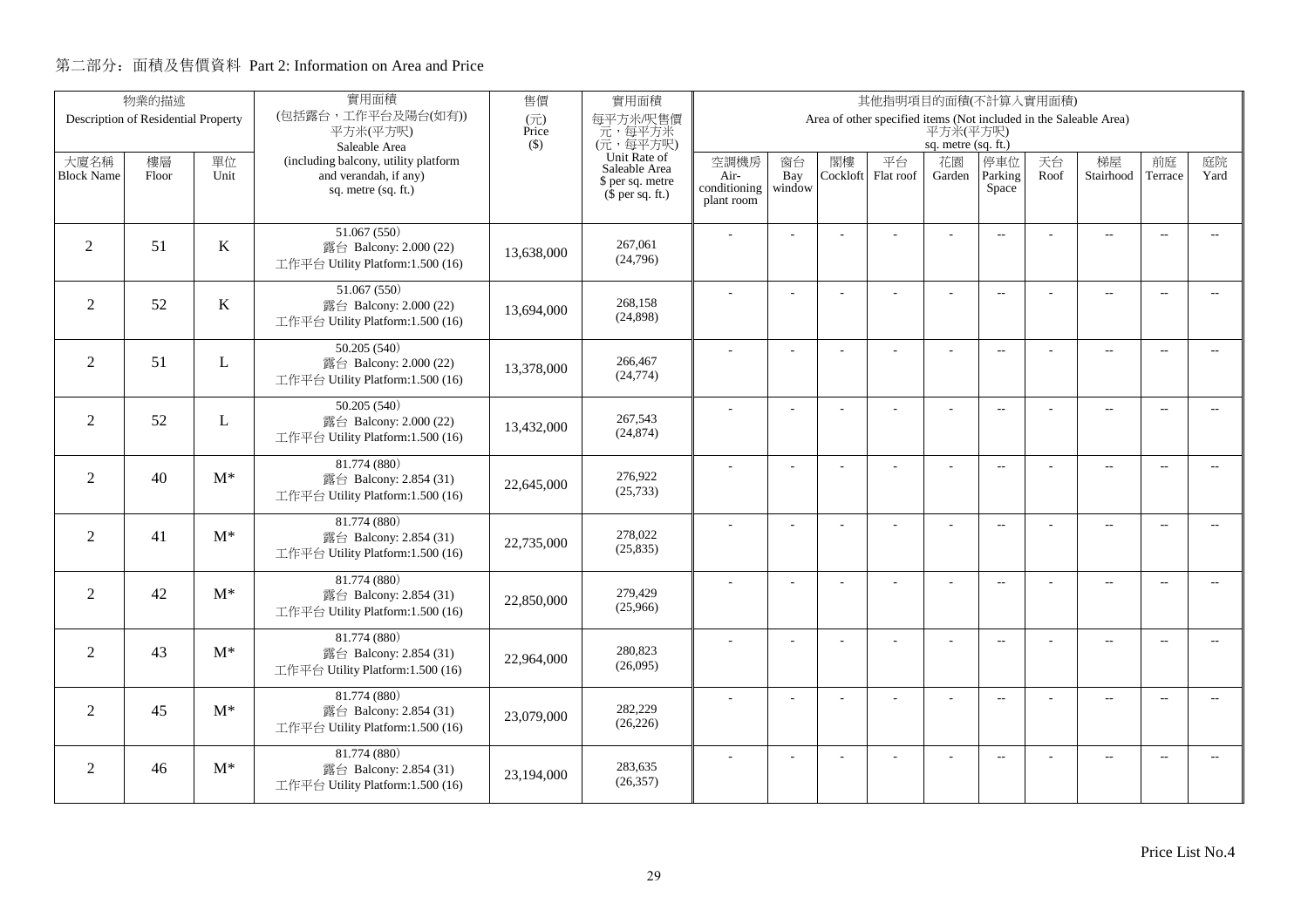## 第二部分：面積及售價資料 Part 2: Information on Area and Price

| 物業的描述 Description of Residential Property | | | 實用面積 (包括露台，工作平台及陽台(如有)) 平方米(平方呎) Saleable Area (including balcony, utility platform and verandah, if any) sq. metre (sq. ft.) | 售價 (元) Price ($) | 實用面積 每平方米/呎售價 元，每平方米 (元，每平方呎) Unit Rate of Saleable Area $ per sq. metre ($ per sq. ft.) | 其他指明項目的面積(不計算入實用面積) Area of other specified items (Not included in the Saleable Area) 平方米(平方呎) sq. metre (sq. ft.) | | | | | | | | | |
|---|---|---|---|---|---|---|---|---|---|---|---|---|---|---|---|
| 大廈名稱 Block Name | 樓層 Floor | 單位 Unit | | | | 空調機房 Air-conditioning plant room | 窗台 Bay window | 閣樓 Cockloft | 平台 Flat roof | 花園 Garden | 停車位 Parking Space | 天台 Roof | 梯屋 Stairhood | 前庭 Terrace | 庭院 Yard |
| 2 | 51 | K | 51.067 (550)<br>露台 Balcony: 2.000 (22)<br>工作平台 Utility Platform:1.500 (16) | 13,638,000 | 267,061<br>(24,796) | - | - | - | - | - | -- | - | -- | -- | -- |
| 2 | 52 | K | 51.067 (550)<br>露台 Balcony: 2.000 (22)<br>工作平台 Utility Platform:1.500 (16) | 13,694,000 | 268,158<br>(24,898) | - | - | - | - | - | -- | - | -- | -- | -- |
| 2 | 51 | L | 50.205 (540)<br>露台 Balcony: 2.000 (22)<br>工作平台 Utility Platform:1.500 (16) | 13,378,000 | 266,467<br>(24,774) | - | - | - | - | - | -- | - | -- | -- | -- |
| 2 | 52 | L | 50.205 (540)<br>露台 Balcony: 2.000 (22)<br>工作平台 Utility Platform:1.500 (16) | 13,432,000 | 267,543<br>(24,874) | - | - | - | - | - | -- | - | -- | -- | -- |
| 2 | 40 | M* | 81.774 (880)<br>露台 Balcony: 2.854 (31)<br>工作平台 Utility Platform:1.500 (16) | 22,645,000 | 276,922<br>(25,733) | - | - | - | - | - | -- | - | -- | -- | -- |
| 2 | 41 | M* | 81.774 (880)<br>露台 Balcony: 2.854 (31)<br>工作平台 Utility Platform:1.500 (16) | 22,735,000 | 278,022<br>(25,835) | - | - | - | - | - | -- | - | -- | -- | -- |
| 2 | 42 | M* | 81.774 (880)<br>露台 Balcony: 2.854 (31)<br>工作平台 Utility Platform:1.500 (16) | 22,850,000 | 279,429<br>(25,966) | - | - | - | - | - | -- | - | -- | -- | -- |
| 2 | 43 | M* | 81.774 (880)<br>露台 Balcony: 2.854 (31)<br>工作平台 Utility Platform:1.500 (16) | 22,964,000 | 280,823<br>(26,095) | - | - | - | - | - | -- | - | -- | -- | -- |
| 2 | 45 | M* | 81.774 (880)<br>露台 Balcony: 2.854 (31)<br>工作平台 Utility Platform:1.500 (16) | 23,079,000 | 282,229<br>(26,226) | - | - | - | - | - | -- | - | -- | -- | -- |
| 2 | 46 | M* | 81.774 (880)<br>露台 Balcony: 2.854 (31)<br>工作平台 Utility Platform:1.500 (16) | 23,194,000 | 283,635<br>(26,357) | - | - | - | - | - | -- | - | -- | -- | -- |

Price List No.4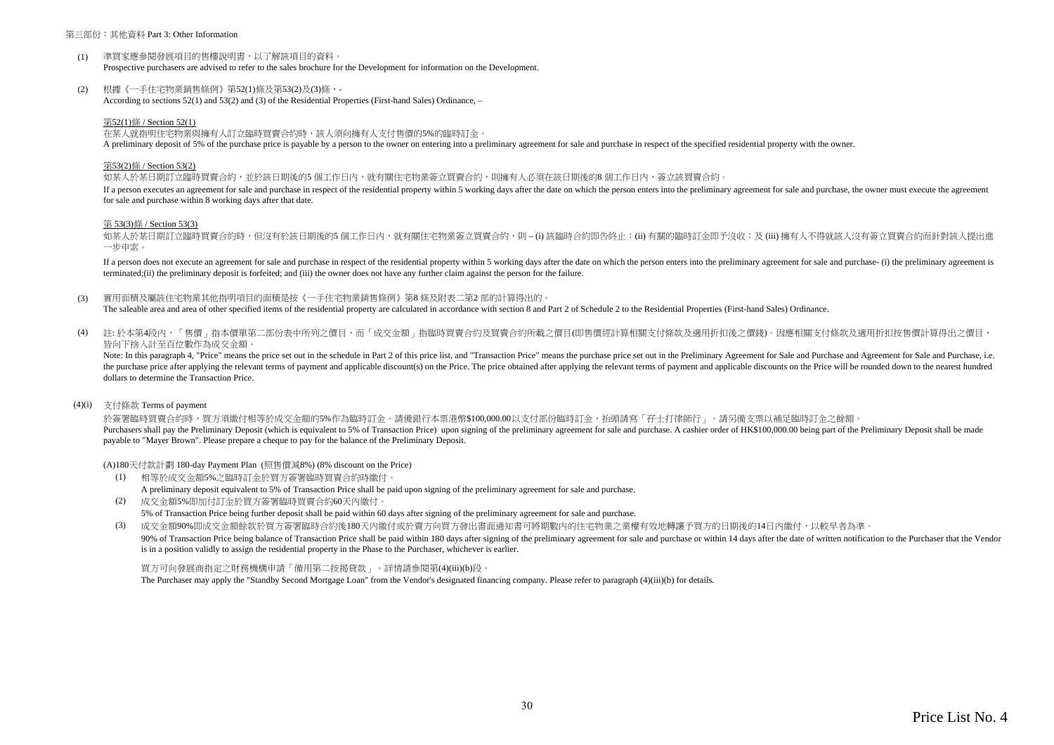## 第三部份：其他資料 Part 3: Other Information

(1) 準買家應參閱發展項目的售樓說明書，以了解該項目的資料。
Prospective purchasers are advised to refer to the sales brochure for the Development for information on the Development.

(2) 根據《一手住宅物業銷售條例》第52(1)條及第53(2)及(3)條，-
According to sections 52(1) and 53(2) and (3) of the Residential Properties (First-hand Sales) Ordinance, –

第52(1)條 / Section 52(1)
在某人就指明住宅物業與擁有人訂立臨時買賣合約時，該人須向擁有人支付售價的5%的臨時訂金。
A preliminary deposit of 5% of the purchase price is payable by a person to the owner on entering into a preliminary agreement for sale and purchase in respect of the specified residential property with the owner.

第53(2)條 / Section 53(2)
如某人於某日期訂立臨時買賣合約，並於該日期後的5 個工作日內，就有關住宅物業簽立買賣合約，則擁有人必須在該日期後的8 個工作日內，簽立該買賣合約。
If a person executes an agreement for sale and purchase in respect of the residential property within 5 working days after the date on which the person enters into the preliminary agreement for sale and purchase, the owner must execute the agreement for sale and purchase within 8 working days after that date.

第 53(3)條 / Section 53(3)
如某人於某日期訂立臨時買賣合約時，但沒有於該日期後的5 個工作日內，就有關住宅物業簽立買賣合約，則 – (i) 該臨時合約即告終止；(ii) 有關的臨時訂金即予沒收；及 (iii) 擁有人不得就該人沒有簽立買賣合約而針對該人提出進一步申索。

If a person does not execute an agreement for sale and purchase in respect of the residential property within 5 working days after the date on which the person enters into the preliminary agreement for sale and purchase- (i) the preliminary agreement is terminated;(ii) the preliminary deposit is forfeited; and (iii) the owner does not have any further claim against the person for the failure.

(3) 實用面積及屬該住宅物業其他指明項目的面積是按《一手住宅物業銷售條例》第8 條及附表二第2 部的計算得出的。
The saleable area and area of other specified items of the residential property are calculated in accordance with section 8 and Part 2 of Schedule 2 to the Residential Properties (First-hand Sales) Ordinance.

(4) 註: 於本第4段內，「售價」指本價單第二部份表中所列之價目，而「成交金額」指臨時買賣合約及買賣合約所載之價目(即售價經計算相關支付條款及適用折扣後之價錢)。因應相關支付條款及適用折扣按售價計算得出之價目，皆向下捨入計至百位數作為成交金額。
Note: In this paragraph 4, "Price" means the price set out in the schedule in Part 2 of this price list, and "Transaction Price" means the purchase price set out in the Preliminary Agreement for Sale and Purchase and Agreement for Sale and Purchase, i.e. the purchase price after applying the relevant terms of payment and applicable discount(s) on the Price. The price obtained after applying the relevant terms of payment and applicable discounts on the Price will be rounded down to the nearest hundred dollars to determine the Transaction Price.

(4)(i) 支付條款 Terms of payment

於簽署臨時買賣合約時，買方須繳付相等於成交金額的5%作為臨時訂金。請備銀行本票港幣$100,000.00以支付部份臨時訂金，抬頭請寫「孖士打律師行」。請另備支票以補足臨時訂金之餘額。
Purchasers shall pay the Preliminary Deposit (which is equivalent to 5% of Transaction Price) upon signing of the preliminary agreement for sale and purchase. A cashier order of HK$100,000.00 being part of the Preliminary Deposit shall be made payable to "Mayer Brown". Please prepare a cheque to pay for the balance of the Preliminary Deposit.

(A)180天付款計劃 180-day Payment Plan (照售價減8%) (8% discount on the Price)

(1) 相等於成交金額5%之臨時訂金於買方簽署臨時買賣合約時繳付。
A preliminary deposit equivalent to 5% of Transaction Price shall be paid upon signing of the preliminary agreement for sale and purchase.

(2) 成交金額5%即加付訂金於買方簽署臨時買賣合約60天內繳付。
5% of Transaction Price being further deposit shall be paid within 60 days after signing of the preliminary agreement for sale and purchase.

(3) 成交金額90%即成交金額餘款於買方簽署臨時合約後180天內繳付或於賣方向買方發出書面通知書可將期數內的住宅物業之業權有效地轉讓予買方的日期後的14日內繳付，以較早者為準。
90% of Transaction Price being balance of Transaction Price shall be paid within 180 days after signing of the preliminary agreement for sale and purchase or within 14 days after the date of written notification to the Purchaser that the Vendor is in a position validly to assign the residential property in the Phase to the Purchaser, whichever is earlier.

買方可向發展商指定之財務機構申請「備用第二按揭貸款」。詳情請參閱第(4)(iii)(b)段。
The Purchaser may apply the "Standby Second Mortgage Loan" from the Vendor's designated financing company. Please refer to paragraph (4)(iii)(b) for details.

Price List No. 4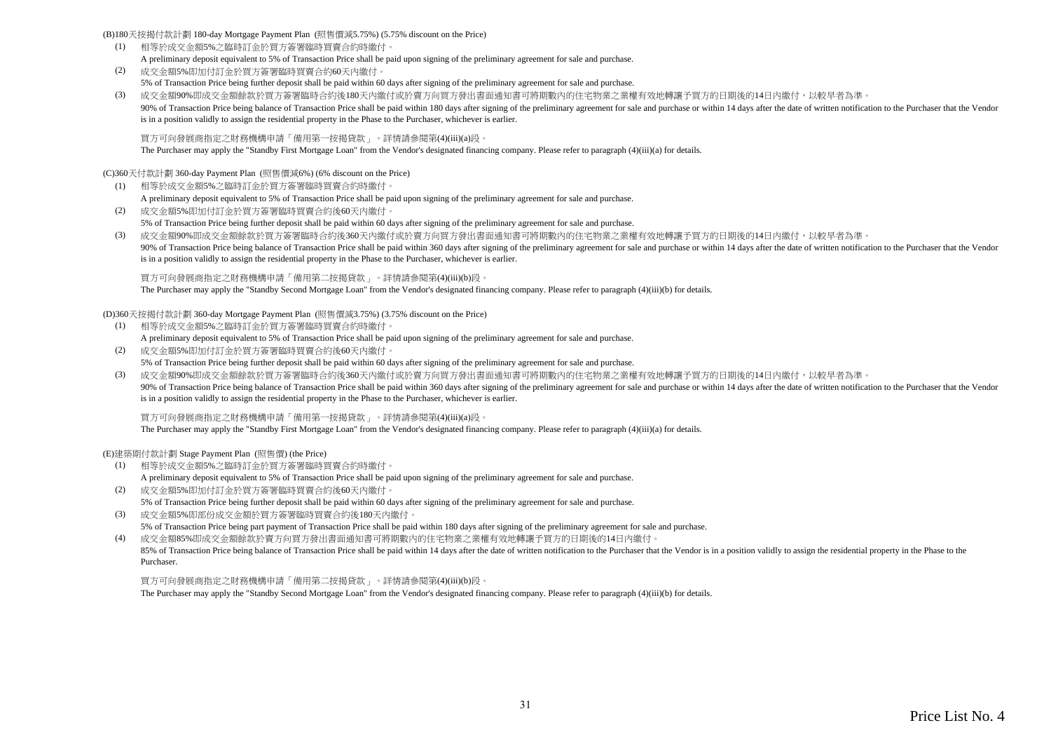(B)180天按揭付款計劃 180-day Mortgage Payment Plan (照售價減5.75%) (5.75% discount on the Price)

(1) 相等於成交金額5%之臨時訂金於買方簽署臨時買賣合約時繳付。
A preliminary deposit equivalent to 5% of Transaction Price shall be paid upon signing of the preliminary agreement for sale and purchase.

(2) 成交金額5%即加付訂金於買方簽署臨時買賣合約60天內繳付。
5% of Transaction Price being further deposit shall be paid within 60 days after signing of the preliminary agreement for sale and purchase.

(3) 成交金額90%即成交金額餘款於買方簽署臨時合約後180天內繳付或於賣方向買方發出書面通知書可將期數內的住宅物業之業權有效地轉讓予買方的日期後的14日內繳付，以較早者為準。
90% of Transaction Price being balance of Transaction Price shall be paid within 180 days after signing of the preliminary agreement for sale and purchase or within 14 days after the date of written notification to the Purchaser that the Vendor is in a position validly to assign the residential property in the Phase to the Purchaser, whichever is earlier.

買方可向發展商指定之財務機構申請「備用第一按揭貸款」。詳情請參閱第(4)(iii)(a)段。
The Purchaser may apply the "Standby First Mortgage Loan" from the Vendor's designated financing company. Please refer to paragraph (4)(iii)(a) for details.

(C)360天付款計劃 360-day Payment Plan (照售價減6%) (6% discount on the Price)

(1) 相等於成交金額5%之臨時訂金於買方簽署臨時買賣合約時繳付。
A preliminary deposit equivalent to 5% of Transaction Price shall be paid upon signing of the preliminary agreement for sale and purchase.

(2) 成交金額5%即加付訂金於買方簽署臨時買賣合約後60天內繳付。
5% of Transaction Price being further deposit shall be paid within 60 days after signing of the preliminary agreement for sale and purchase.

(3) 成交金額90%即成交金額餘款於買方簽署臨時合約後360天內繳付或於賣方向買方發出書面通知書可將期數內的住宅物業之業權有效地轉讓予買方的日期後的14日內繳付，以較早者為準。
90% of Transaction Price being balance of Transaction Price shall be paid within 360 days after signing of the preliminary agreement for sale and purchase or within 14 days after the date of written notification to the Purchaser that the Vendor is in a position validly to assign the residential property in the Phase to the Purchaser, whichever is earlier.

買方可向發展商指定之財務機構申請「備用第二按揭貸款」。詳情請參閱第(4)(iii)(b)段。
The Purchaser may apply the "Standby Second Mortgage Loan" from the Vendor's designated financing company. Please refer to paragraph (4)(iii)(b) for details.

(D)360天按揭付款計劃 360-day Mortgage Payment Plan (照售價減3.75%) (3.75% discount on the Price)

(1) 相等於成交金額5%之臨時訂金於買方簽署臨時買賣合約時繳付。
A preliminary deposit equivalent to 5% of Transaction Price shall be paid upon signing of the preliminary agreement for sale and purchase.

(2) 成交金額5%即加付訂金於買方簽署臨時買賣合約後60天內繳付。
5% of Transaction Price being further deposit shall be paid within 60 days after signing of the preliminary agreement for sale and purchase.

(3) 成交金額90%即成交金額餘款於買方簽署臨時合約後360天內繳付或於賣方向買方發出書面通知書可將期數內的住宅物業之業權有效地轉讓予買方的日期後的14日內繳付，以較早者為準。
90% of Transaction Price being balance of Transaction Price shall be paid within 360 days after signing of the preliminary agreement for sale and purchase or within 14 days after the date of written notification to the Purchaser that the Vendor is in a position validly to assign the residential property in the Phase to the Purchaser, whichever is earlier.

買方可向發展商指定之財務機構申請「備用第一按揭貸款」。詳情請參閱第(4)(iii)(a)段。
The Purchaser may apply the "Standby First Mortgage Loan" from the Vendor's designated financing company. Please refer to paragraph (4)(iii)(a) for details.

(E)建築期付款計劃 Stage Payment Plan (照售價) (the Price)

(1) 相等於成交金額5%之臨時訂金於買方簽署臨時買賣合約時繳付。
A preliminary deposit equivalent to 5% of Transaction Price shall be paid upon signing of the preliminary agreement for sale and purchase.

(2) 成交金額5%即加付訂金於買方簽署臨時買賣合約後60天內繳付。
5% of Transaction Price being further deposit shall be paid within 60 days after signing of the preliminary agreement for sale and purchase.

(3) 成交金額5%即部份成交金額於買方簽署臨時買賣合約後180天內繳付。
5% of Transaction Price being part payment of Transaction Price shall be paid within 180 days after signing of the preliminary agreement for sale and purchase.

(4) 成交金額85%即成交金額餘款於賣方向買方發出書面通知書可將期數內的住宅物業之業權有效地轉讓予買方的日期後的14日內繳付。
85% of Transaction Price being balance of Transaction Price shall be paid within 14 days after the date of written notification to the Purchaser that the Vendor is in a position validly to assign the residential property in the Phase to the Purchaser.

買方可向發展商指定之財務機構申請「備用第二按揭貸款」。詳情請參閱第(4)(iii)(b)段。
The Purchaser may apply the "Standby Second Mortgage Loan" from the Vendor's designated financing company. Please refer to paragraph (4)(iii)(b) for details.

Price List No. 4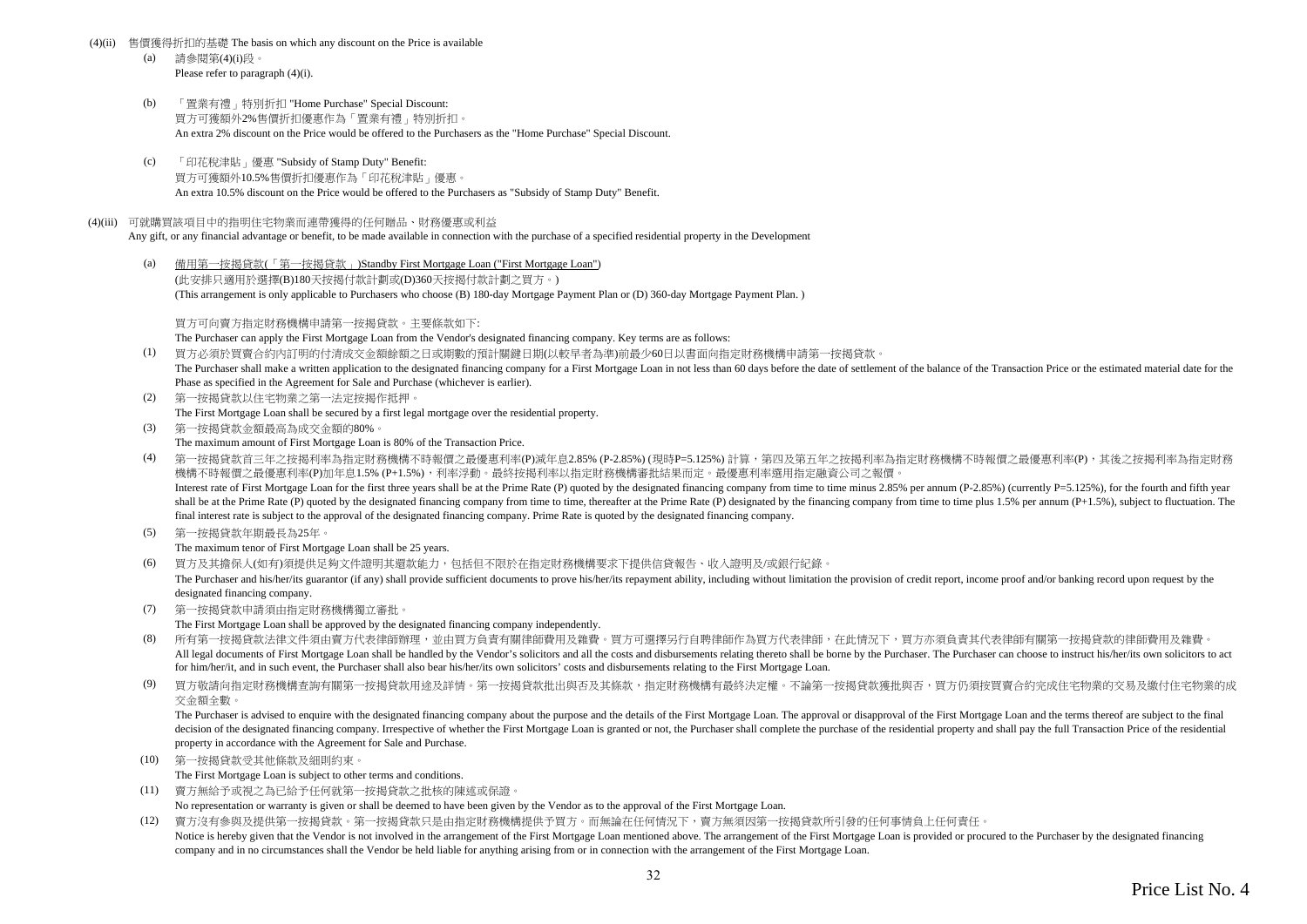(4)(ii) 售價獲得折扣的基礎 The basis on which any discount on the Price is available

(a) 請參閱第(4)(i)段。
Please refer to paragraph (4)(i).

(b) 「置業有禮」特別折扣 "Home Purchase" Special Discount:
買方可獲額外2%售價折扣優惠作為「置業有禮」特別折扣。
An extra 2% discount on the Price would be offered to the Purchasers as the "Home Purchase" Special Discount.

(c) 「印花稅津貼」優惠 "Subsidy of Stamp Duty" Benefit:
買方可獲額外10.5%售價折扣優惠作為「印花稅津貼」優惠。
An extra 10.5% discount on the Price would be offered to the Purchasers as "Subsidy of Stamp Duty" Benefit.

(4)(iii) 可就購買該項目中的指明住宅物業而連帶獲得的任何贈品、財務優惠或利益
Any gift, or any financial advantage or benefit, to be made available in connection with the purchase of a specified residential property in the Development

(a) 備用第一按揭貸款(「第一按揭貸款」)Standby First Mortgage Loan ("First Mortgage Loan")
(此安排只適用於選擇(B)180天按揭付款計劃或(D)360天按揭付款計劃之買方。)
(This arrangement is only applicable to Purchasers who choose (B) 180-day Mortgage Payment Plan or (D) 360-day Mortgage Payment Plan. )

買方可向賣方指定財務機構申請第一按揭貸款。主要條款如下:
The Purchaser can apply the First Mortgage Loan from the Vendor's designated financing company. Key terms are as follows:

(1) 買方必須於買賣合約內訂明的付清成交金額餘額之日或期數的預計關鍵日期(以較早者為準)前最少60日以書面向指定財務機構申請第一按揭貸款。
The Purchaser shall make a written application to the designated financing company for a First Mortgage Loan in not less than 60 days before the date of settlement of the balance of the Transaction Price or the estimated material date for the Phase as specified in the Agreement for Sale and Purchase (whichever is earlier).

(2) 第一按揭貸款以住宅物業之第一法定按揭作抵押。
The First Mortgage Loan shall be secured by a first legal mortgage over the residential property.

(3) 第一按揭貸款金額最高為成交金額的80%。
The maximum amount of First Mortgage Loan is 80% of the Transaction Price.

(4) 第一按揭貸款首三年之按揭利率為指定財務機構不時報價之最優惠利率(P)減年息2.85% (P-2.85%) (現時P=5.125%) 計算，第四及第五年之按揭利率為指定財務機構不時報價之最優惠利率(P)，其後之按揭利率為指定財務機構不時報價之最優惠利率(P)加年息1.5% (P+1.5%)，利率浮動。最終按揭利率以指定財務機構審批結果而定。最優惠利率選用指定融資公司之報價。
Interest rate of First Mortgage Loan for the first three years shall be at the Prime Rate (P) quoted by the designated financing company from time to time minus 2.85% per annum (P-2.85%) (currently P=5.125%), for the fourth and fifth year shall be at the Prime Rate (P) quoted by the designated financing company from time to time, thereafter at the Prime Rate (P) designated by the financing company from time to time plus 1.5% per annum (P+1.5%), subject to fluctuation. The final interest rate is subject to the approval of the designated financing company. Prime Rate is quoted by the designated financing company.

(5) 第一按揭貸款年期最長為25年。
The maximum tenor of First Mortgage Loan shall be 25 years.

(6) 買方及其擔保人(如有)須提供足夠文件證明其還款能力，包括但不限於在指定財務機構要求下提供信貸報告、收入證明及/或銀行紀錄。
The Purchaser and his/her/its guarantor (if any) shall provide sufficient documents to prove his/her/its repayment ability, including without limitation the provision of credit report, income proof and/or banking record upon request by the designated financing company.

(7) 第一按揭貸款申請須由指定財務機構獨立審批。
The First Mortgage Loan shall be approved by the designated financing company independently.

(8) 所有第一按揭貸款法律文件須由賣方代表律師辦理，並由買方負責有關律師費用及雜費。買方可選擇另行自聘律師作為買方代表律師，在此情況下，買方亦須負責其代表律師有關第一按揭貸款的律師費用及雜費。
All legal documents of First Mortgage Loan shall be handled by the Vendor's solicitors and all the costs and disbursements relating thereto shall be borne by the Purchaser. The Purchaser can choose to instruct his/her/its own solicitors to act for him/her/it, and in such event, the Purchaser shall also bear his/her/its own solicitors' costs and disbursements relating to the First Mortgage Loan.

(9) 買方敬請向指定財務機構查詢有關第一按揭貸款用途及詳情。第一按揭貸款批出與否及其條款，指定財務機構有最終決定權。不論第一按揭貸款獲批與否，買方仍須按買賣合約完成住宅物業的交易及繳付住宅物業的成交金額全數。
The Purchaser is advised to enquire with the designated financing company about the purpose and the details of the First Mortgage Loan. The approval or disapproval of the First Mortgage Loan and the terms thereof are subject to the final decision of the designated financing company. Irrespective of whether the First Mortgage Loan is granted or not, the Purchaser shall complete the purchase of the residential property and shall pay the full Transaction Price of the residential property in accordance with the Agreement for Sale and Purchase.

(10) 第一按揭貸款受其他條款及細則約束。
The First Mortgage Loan is subject to other terms and conditions.

(11) 賣方無給予或視之為已給予任何就第一按揭貸款之批核的陳述或保證。
No representation or warranty is given or shall be deemed to have been given by the Vendor as to the approval of the First Mortgage Loan.

(12) 賣方沒有參與及提供第一按揭貸款。第一按揭貸款只是由指定財務機構提供予買方。而無論在任何情況下，賣方無須因第一按揭貸款所引發的任何事情負上任何責任。
Notice is hereby given that the Vendor is not involved in the arrangement of the First Mortgage Loan mentioned above. The arrangement of the First Mortgage Loan is provided or procured to the Purchaser by the designated financing company and in no circumstances shall the Vendor be held liable for anything arising from or in connection with the arrangement of the First Mortgage Loan.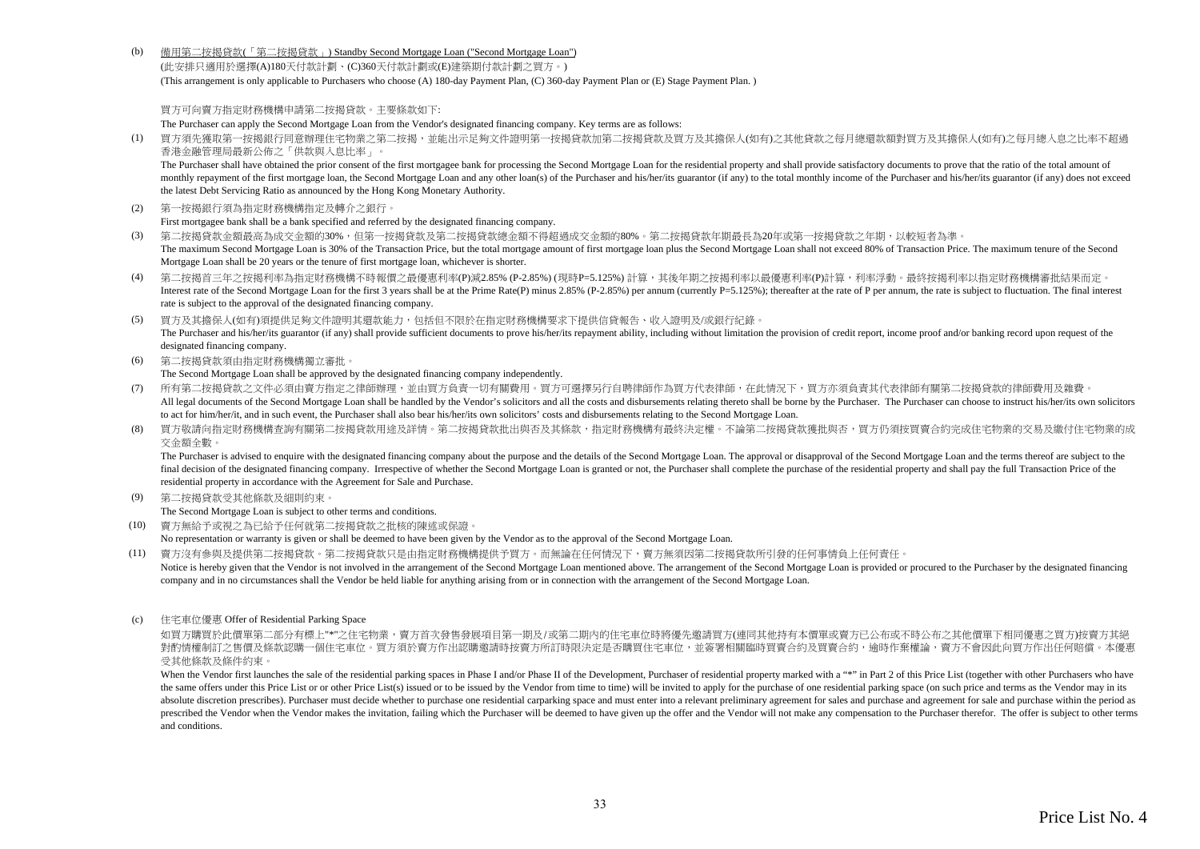(b) 備用第二按揭貸款(「第二按揭貸款」) Standby Second Mortgage Loan ("Second Mortgage Loan")

(此安排只適用於選擇(A)180天付款計劃、(C)360天付款計劃或(E)建築期付款計劃之買方。)

(This arrangement is only applicable to Purchasers who choose (A) 180-day Payment Plan, (C) 360-day Payment Plan or (E) Stage Payment Plan. )

買方可向賣方指定財務機構申請第二按揭貸款。主要條款如下:

The Purchaser can apply the Second Mortgage Loan from the Vendor's designated financing company. Key terms are as follows:

(1) 買方須先獲取第一按揭銀行同意辦理住宅物業之第二按揭，並能出示足夠文件證明第一按揭貸款加第二按揭貸款及買方及其擔保人(如有)之其他貸款之每月總還款額對買方及其擔保人(如有)之每月總入息之比率不超過香港金融管理局最新公佈之「供款與入息比率」。

The Purchaser shall have obtained the prior consent of the first mortgagee bank for processing the Second Mortgage Loan for the residential property and shall provide satisfactory documents to prove that the ratio of the total amount of monthly repayment of the first mortgage loan, the Second Mortgage Loan and any other loan(s) of the Purchaser and his/her/its guarantor (if any) to the total monthly income of the Purchaser and his/her/its guarantor (if any) does not exceed the latest Debt Servicing Ratio as announced by the Hong Kong Monetary Authority.

(2) 第一按揭銀行須為指定財務機構指定及轉介之銀行。

First mortgagee bank shall be a bank specified and referred by the designated financing company.

(3) 第二按揭貸款金額最高為成交金額的30%，但第一按揭貸款及第二按揭貸款總金額不得超過成交金額的80%。第二按揭貸款年期最長為20年或第一按揭貸款之年期，以較短者為準。

The maximum Second Mortgage Loan is 30% of the Transaction Price, but the total mortgage amount of first mortgage loan plus the Second Mortgage Loan shall not exceed 80% of Transaction Price. The maximum tenure of the Second Mortgage Loan shall be 20 years or the tenure of first mortgage loan, whichever is shorter.

(4) 第二按揭首三年之按揭利率為指定財務機構不時報價之最優惠利率(P)減2.85% (P-2.85%) (現時P=5.125%) 計算，其後年期之按揭利率以最優惠利率(P)計算，利率浮動。最終按揭利率以指定財務機構審批結果而定。

Interest rate of the Second Mortgage Loan for the first 3 years shall be at the Prime Rate(P) minus 2.85% (P-2.85%) per annum (currently P=5.125%); thereafter at the rate of P per annum, the rate is subject to fluctuation. The final interest rate is subject to the approval of the designated financing company.

(5) 買方及其擔保人(如有)須提供足夠文件證明其還款能力，包括但不限於在指定財務機構要求下提供信貸報告、收入證明及/或銀行紀錄。

The Purchaser and his/her/its guarantor (if any) shall provide sufficient documents to prove his/her/its repayment ability, including without limitation the provision of credit report, income proof and/or banking record upon request of the designated financing company.

(6) 第二按揭貸款須由指定財務機構獨立審批。

The Second Mortgage Loan shall be approved by the designated financing company independently.

(7) 所有第二按揭貸款之文件必須由賣方指定之律師辦理，並由買方負責一切有關費用。買方可選擇另行自聘律師作為買方代表律師，在此情況下，買方亦須負責其代表律師有關第二按揭貸款的律師費用及雜費。

All legal documents of the Second Mortgage Loan shall be handled by the Vendor's solicitors and all the costs and disbursements relating thereto shall be borne by the Purchaser. The Purchaser can choose to instruct his/her/its own solicitors to act for him/her/it, and in such event, the Purchaser shall also bear his/her/its own solicitors' costs and disbursements relating to the Second Mortgage Loan.

(8) 買方敬請向指定財務機構查詢有關第二按揭貸款用途及詳情。第二按揭貸款批出與否及其條款，指定財務機構有最終決定權。不論第二按揭貸款獲批與否，買方仍須按買賣合約完成住宅物業的交易及繳付住宅物業的成交金額全數。

The Purchaser is advised to enquire with the designated financing company about the purpose and the details of the Second Mortgage Loan. The approval or disapproval of the Second Mortgage Loan and the terms thereof are subject to the final decision of the designated financing company. Irrespective of whether the Second Mortgage Loan is granted or not, the Purchaser shall complete the purchase of the residential property and shall pay the full Transaction Price of the residential property in accordance with the Agreement for Sale and Purchase.

(9) 第二按揭貸款受其他條款及細則約束。

The Second Mortgage Loan is subject to other terms and conditions.

(10) 賣方無給予或視之為已給予任何就第二按揭貸款之批核的陳述或保證。

No representation or warranty is given or shall be deemed to have been given by the Vendor as to the approval of the Second Mortgage Loan.

(11) 賣方沒有參與及提供第二按揭貸款。第二按揭貸款只是由指定財務機構提供予買方。而無論在任何情況下，賣方無須因第二按揭貸款所引發的任何事情負上任何責任。

Notice is hereby given that the Vendor is not involved in the arrangement of the Second Mortgage Loan mentioned above. The arrangement of the Second Mortgage Loan is provided or procured to the Purchaser by the designated financing company and in no circumstances shall the Vendor be held liable for anything arising from or in connection with the arrangement of the Second Mortgage Loan.

(c) 住宅車位優惠 Offer of Residential Parking Space

如買方購買於此價單第二部分有標上"*"之住宅物業，賣方首次發售發展項目第一期及/或第二期內的住宅車位時將優先邀請買方(連同其他持有本價單或賣方已公布或不時公布之其他價單下相同優惠之買方)按賣方其絕對酌情權制訂之售價及條款認購一個住宅車位。買方須於賣方作出認購邀請時按賣方所訂時限決定是否購買住宅車位，並簽署相關臨時買賣合約及買賣合約，逾時作棄權論，賣方不會因此向買方作出任何賠償。本優惠受其他條款及條件約束。

When the Vendor first launches the sale of the residential parking spaces in Phase I and/or Phase II of the Development, Purchaser of residential property marked with a "*" in Part 2 of this Price List (together with other Purchasers who have the same offers under this Price List or or other Price List(s) issued or to be issued by the Vendor from time to time) will be invited to apply for the purchase of one residential parking space (on such price and terms as the Vendor may in its absolute discretion prescribes). Purchaser must decide whether to purchase one residential carparking space and must enter into a relevant preliminary agreement for sales and purchase and agreement for sale and purchase within the period as prescribed the Vendor when the Vendor makes the invitation, failing which the Purchaser will be deemed to have given up the offer and the Vendor will not make any compensation to the Purchaser therefor. The offer is subject to other terms and conditions.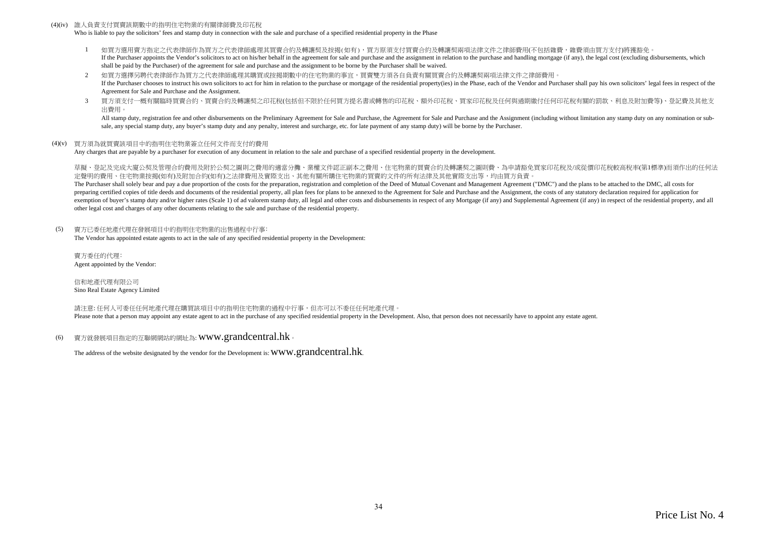(4)(iv) 誰人負責支付買賣該期數中的指明住宅物業的有關律師費及印花稅

Who is liable to pay the solicitors' fees and stamp duty in connection with the sale and purchase of a specified residential property in the Phase

1. 如買方選用賣方指定之代表律師作為買方之代表律師處理其買賣合約及轉讓契及按揭(如有)，買方原須支付買賣合約及轉讓契兩項法律文件之律師費用(不包括雜費，雜費須由買方支付)將獲豁免。

   If the Purchaser appoints the Vendor's solicitors to act on his/her behalf in the agreement for sale and purchase and the assignment in relation to the purchase and handling mortgage (if any), the legal cost (excluding disbursements, which shall be paid by the Purchaser) of the agreement for sale and purchase and the assignment to be borne by the Purchaser shall be waived.

2. 如買方選擇另聘代表律師作為買方之代表律師處理其購買或按揭期數中的住宅物業的事宜，買賣雙方須各自負責有關買賣合約及轉讓契兩項法律文件之律師費用。

   If the Purchaser chooses to instruct his own solicitors to act for him in relation to the purchase or mortgage of the residential property(ies) in the Phase, each of the Vendor and Purchaser shall pay his own solicitors' legal fees in respect of the Agreement for Sale and Purchase and the Assignment.

3. 買方須支付一概有關臨時買賣合約、買賣合約及轉讓契之印花稅(包括但不限於任何買方提名書或轉售的印花稅、額外印花稅、買家印花稅及任何與過期繳付任何印花稅有關的罰款、利息及附加費等)、登記費及其他支出費用。

   All stamp duty, registration fee and other disbursements on the Preliminary Agreement for Sale and Purchase, the Agreement for Sale and Purchase and the Assignment (including without limitation any stamp duty on any nomination or sub-sale, any special stamp duty, any buyer's stamp duty and any penalty, interest and surcharge, etc. for late payment of any stamp duty) will be borne by the Purchaser.

(4)(v) 買方須為就買賣該項目中的指明住宅物業簽立任何文件而支付的費用

Any charges that are payable by a purchaser for execution of any document in relation to the sale and purchase of a specified residential property in the development.

草擬、登記及完成大廈公契及管理合約費用及附於公契之圖則之費用的適當分攤、業權文件認正副本之費用、住宅物業的買賣合約及轉讓契之圖則費、為申請豁免買家印花稅及/或從價印花稅較高稅率(第1標準)而須作出的任何法定聲明的費用、住宅物業按揭(如有)及附加合約(如有)之法律費用及實際支出、其他有關所購住宅物業的買賣的文件的所有法律及其他實際支出等，均由買方負責。

The Purchaser shall solely bear and pay a due proportion of the costs for the preparation, registration and completion of the Deed of Mutual Covenant and Management Agreement ("DMC") and the plans to be attached to the DMC, all costs for preparing certified copies of title deeds and documents of the residential property, all plan fees for plans to be annexed to the Agreement for Sale and Purchase and the Assignment, the costs of any statutory declaration required for application for exemption of buyer's stamp duty and/or higher rates (Scale 1) of ad valorem stamp duty, all legal and other costs and disbursements in respect of any Mortgage (if any) and Supplemental Agreement (if any) in respect of the residential property, and all other legal cost and charges of any other documents relating to the sale and purchase of the residential property.

(5) 賣方已委任地產代理在發展項目中的指明住宅物業的出售過程中行事:

The Vendor has appointed estate agents to act in the sale of any specified residential property in the Development:

賣方委任的代理:
Agent appointed by the Vendor:

信和地產代理有限公司
Sino Real Estate Agency Limited

請注意: 任何人可委任任何地產代理在購買該項目中的指明住宅物業的過程中行事，但亦可以不委任任何地產代理。

Please note that a person may appoint any estate agent to act in the purchase of any specified residential property in the Development. Also, that person does not necessarily have to appoint any estate agent.

(6) 賣方就發展項目指定的互聯網網站的網址為: www.grandcentral.hk。

The address of the website designated by the vendor for the Development is: www.grandcentral.hk.

Price List No. 4